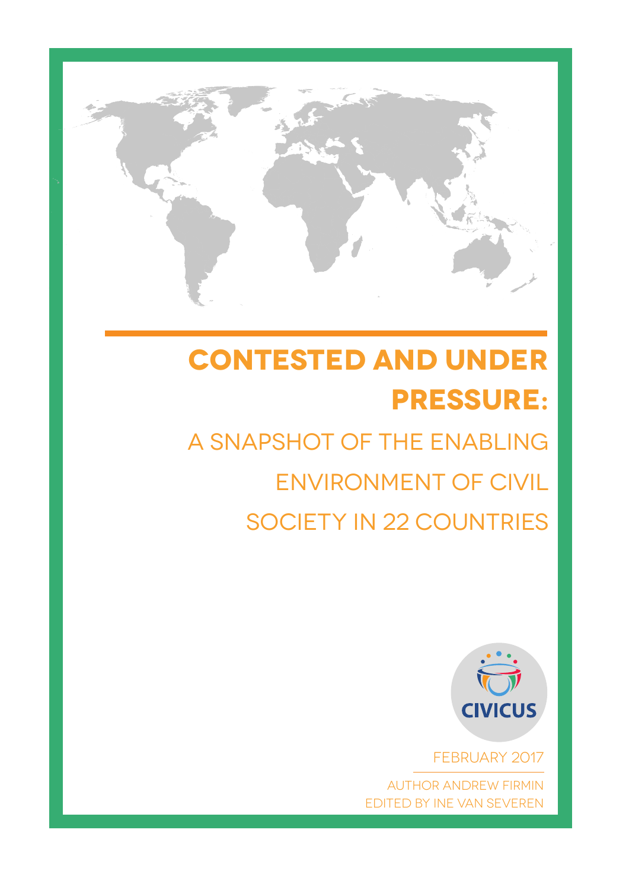# CONTESTED AND UNDER PRESSURE:

## A SNAPSHOT OF THE ENABLING ENVIRONMENT OF CIVIL SOCIETY IN 22 COUNTRIES

CIVICUS

FEBRUARY 2017

AUTHOR ANDREW FIRMIN
EDITED BY INE VAN SEVEREN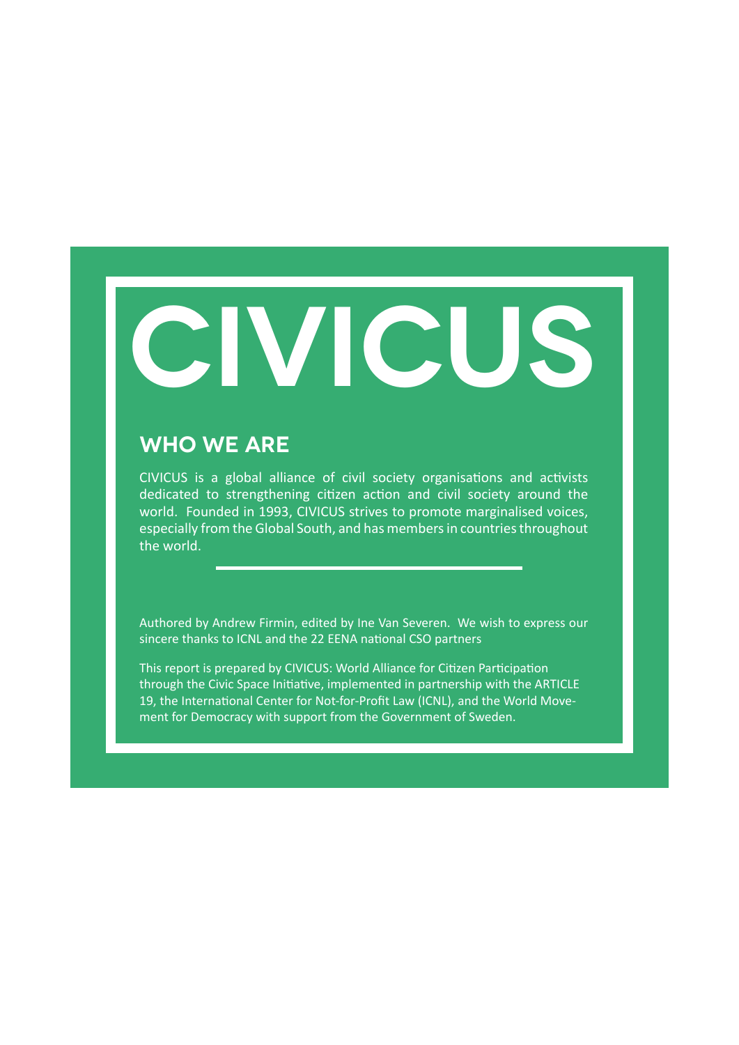# CIVICUS

## WHO WE ARE

CIVICUS is a global alliance of civil society organisations and activists dedicated to strengthening citizen action and civil society around the world. Founded in 1993, CIVICUS strives to promote marginalised voices, especially from the Global South, and has members in countries throughout the world.

---

Authored by Andrew Firmin, edited by Ine Van Severen. We wish to express our sincere thanks to ICNL and the 22 EENA national CSO partners

This report is prepared by CIVICUS: World Alliance for Citizen Participation through the Civic Space Initiative, implemented in partnership with the ARTICLE 19, the International Center for Not-for-Profit Law (ICNL), and the World Movement for Democracy with support from the Government of Sweden.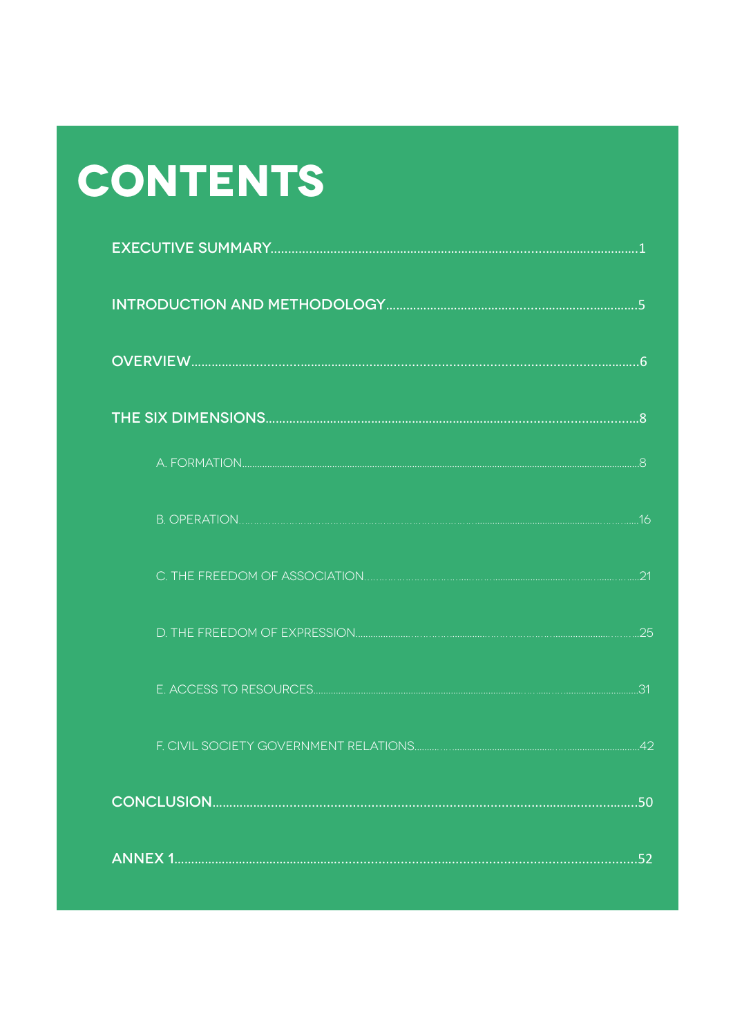# CONTENTS

EXECUTIVE SUMMARY....................................................................................................1

INTRODUCTION AND METHODOLOGY..........................................................................5

OVERVIEW....................................................................................................................6

THE SIX DIMENSIONS...................................................................................................8

- A. FORMATION..........................................................................................................8
- B. OPERATION..........................................................................................................16
- C. THE FREEDOM OF ASSOCIATION...........................................................................21
- D. THE FREEDOM OF EXPRESSION.............................................................................25
- E. ACCESS TO RESOURCES........................................................................................31
- F. CIVIL SOCIETY GOVERNMENT RELATIONS...............................................................42

CONCLUSION..............................................................................................................50

ANNEX 1......................................................................................................................52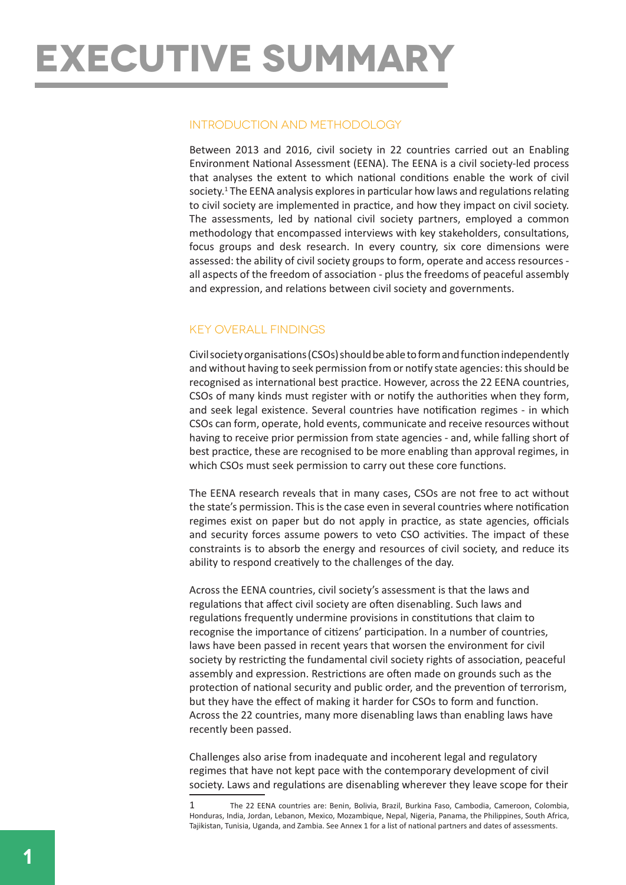# EXECUTIVE SUMMARY

## INTRODUCTION AND METHODOLOGY

Between 2013 and 2016, civil society in 22 countries carried out an Enabling Environment National Assessment (EENA). The EENA is a civil society-led process that analyses the extent to which national conditions enable the work of civil society.[1] The EENA analysis explores in particular how laws and regulations relating to civil society are implemented in practice, and how they impact on civil society. The assessments, led by national civil society partners, employed a common methodology that encompassed interviews with key stakeholders, consultations, focus groups and desk research. In every country, six core dimensions were assessed: the ability of civil society groups to form, operate and access resources - all aspects of the freedom of association - plus the freedoms of peaceful assembly and expression, and relations between civil society and governments.

## KEY OVERALL FINDINGS

Civil society organisations (CSOs) should be able to form and function independently and without having to seek permission from or notify state agencies: this should be recognised as international best practice. However, across the 22 EENA countries, CSOs of many kinds must register with or notify the authorities when they form, and seek legal existence. Several countries have notification regimes - in which CSOs can form, operate, hold events, communicate and receive resources without having to receive prior permission from state agencies - and, while falling short of best practice, these are recognised to be more enabling than approval regimes, in which CSOs must seek permission to carry out these core functions.

The EENA research reveals that in many cases, CSOs are not free to act without the state's permission. This is the case even in several countries where notification regimes exist on paper but do not apply in practice, as state agencies, officials and security forces assume powers to veto CSO activities. The impact of these constraints is to absorb the energy and resources of civil society, and reduce its ability to respond creatively to the challenges of the day.

Across the EENA countries, civil society's assessment is that the laws and regulations that affect civil society are often disenabling. Such laws and regulations frequently undermine provisions in constitutions that claim to recognise the importance of citizens' participation. In a number of countries, laws have been passed in recent years that worsen the environment for civil society by restricting the fundamental civil society rights of association, peaceful assembly and expression. Restrictions are often made on grounds such as the protection of national security and public order, and the prevention of terrorism, but they have the effect of making it harder for CSOs to form and function. Across the 22 countries, many more disenabling laws than enabling laws have recently been passed.

Challenges also arise from inadequate and incoherent legal and regulatory regimes that have not kept pace with the contemporary development of civil society. Laws and regulations are disenabling wherever they leave scope for their

---

[1] The 22 EENA countries are: Benin, Bolivia, Brazil, Burkina Faso, Cambodia, Cameroon, Colombia, Honduras, India, Jordan, Lebanon, Mexico, Mozambique, Nepal, Nigeria, Panama, the Philippines, South Africa, Tajikistan, Tunisia, Uganda, and Zambia. See Annex 1 for a list of national partners and dates of assessments.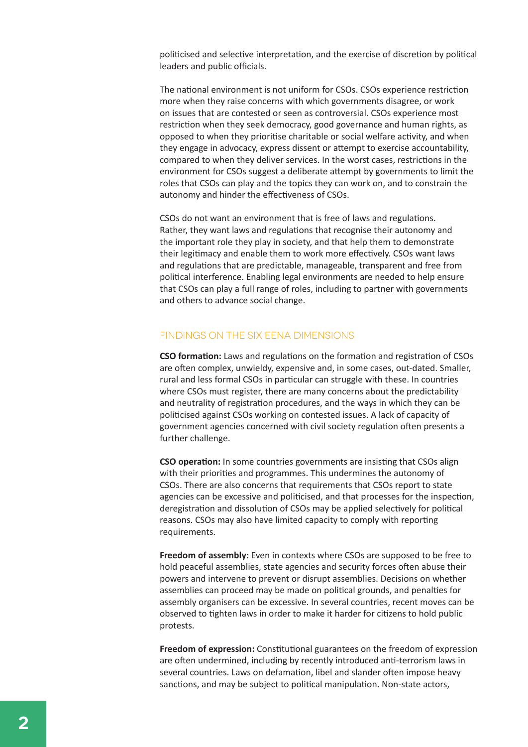politicised and selective interpretation, and the exercise of discretion by political leaders and public officials.

The national environment is not uniform for CSOs. CSOs experience restriction more when they raise concerns with which governments disagree, or work on issues that are contested or seen as controversial. CSOs experience most restriction when they seek democracy, good governance and human rights, as opposed to when they prioritise charitable or social welfare activity, and when they engage in advocacy, express dissent or attempt to exercise accountability, compared to when they deliver services. In the worst cases, restrictions in the environment for CSOs suggest a deliberate attempt by governments to limit the roles that CSOs can play and the topics they can work on, and to constrain the autonomy and hinder the effectiveness of CSOs.

CSOs do not want an environment that is free of laws and regulations. Rather, they want laws and regulations that recognise their autonomy and the important role they play in society, and that help them to demonstrate their legitimacy and enable them to work more effectively. CSOs want laws and regulations that are predictable, manageable, transparent and free from political interference. Enabling legal environments are needed to help ensure that CSOs can play a full range of roles, including to partner with governments and others to advance social change.

## FINDINGS ON THE SIX EENA DIMENSIONS

**CSO formation:** Laws and regulations on the formation and registration of CSOs are often complex, unwieldy, expensive and, in some cases, out-dated. Smaller, rural and less formal CSOs in particular can struggle with these. In countries where CSOs must register, there are many concerns about the predictability and neutrality of registration procedures, and the ways in which they can be politicised against CSOs working on contested issues. A lack of capacity of government agencies concerned with civil society regulation often presents a further challenge.

**CSO operation:** In some countries governments are insisting that CSOs align with their priorities and programmes. This undermines the autonomy of CSOs. There are also concerns that requirements that CSOs report to state agencies can be excessive and politicised, and that processes for the inspection, deregistration and dissolution of CSOs may be applied selectively for political reasons. CSOs may also have limited capacity to comply with reporting requirements.

**Freedom of assembly:** Even in contexts where CSOs are supposed to be free to hold peaceful assemblies, state agencies and security forces often abuse their powers and intervene to prevent or disrupt assemblies. Decisions on whether assemblies can proceed may be made on political grounds, and penalties for assembly organisers can be excessive. In several countries, recent moves can be observed to tighten laws in order to make it harder for citizens to hold public protests.

**Freedom of expression:** Constitutional guarantees on the freedom of expression are often undermined, including by recently introduced anti-terrorism laws in several countries. Laws on defamation, libel and slander often impose heavy sanctions, and may be subject to political manipulation. Non-state actors,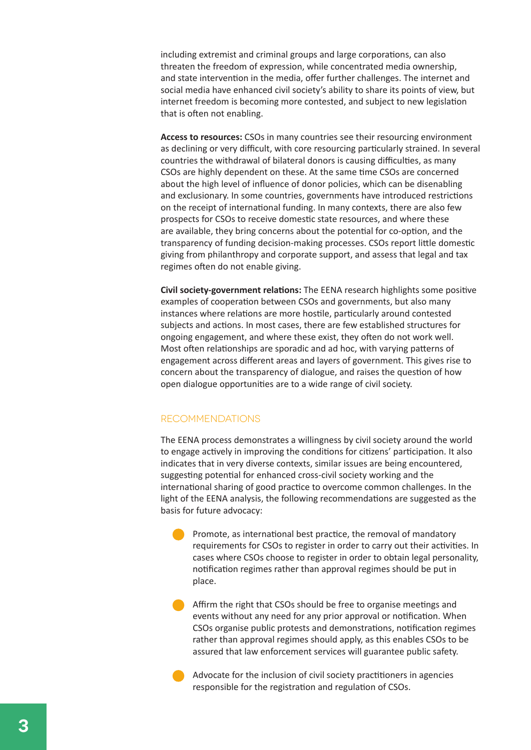including extremist and criminal groups and large corporations, can also threaten the freedom of expression, while concentrated media ownership, and state intervention in the media, offer further challenges. The internet and social media have enhanced civil society's ability to share its points of view, but internet freedom is becoming more contested, and subject to new legislation that is often not enabling.

**Access to resources:** CSOs in many countries see their resourcing environment as declining or very difficult, with core resourcing particularly strained. In several countries the withdrawal of bilateral donors is causing difficulties, as many CSOs are highly dependent on these. At the same time CSOs are concerned about the high level of influence of donor policies, which can be disenabling and exclusionary. In some countries, governments have introduced restrictions on the receipt of international funding. In many contexts, there are also few prospects for CSOs to receive domestic state resources, and where these are available, they bring concerns about the potential for co-option, and the transparency of funding decision-making processes. CSOs report little domestic giving from philanthropy and corporate support, and assess that legal and tax regimes often do not enable giving.

**Civil society-government relations:** The EENA research highlights some positive examples of cooperation between CSOs and governments, but also many instances where relations are more hostile, particularly around contested subjects and actions. In most cases, there are few established structures for ongoing engagement, and where these exist, they often do not work well. Most often relationships are sporadic and ad hoc, with varying patterns of engagement across different areas and layers of government. This gives rise to concern about the transparency of dialogue, and raises the question of how open dialogue opportunities are to a wide range of civil society.

## RECOMMENDATIONS

The EENA process demonstrates a willingness by civil society around the world to engage actively in improving the conditions for citizens' participation. It also indicates that in very diverse contexts, similar issues are being encountered, suggesting potential for enhanced cross-civil society working and the international sharing of good practice to overcome common challenges. In the light of the EENA analysis, the following recommendations are suggested as the basis for future advocacy:

- Promote, as international best practice, the removal of mandatory requirements for CSOs to register in order to carry out their activities. In cases where CSOs choose to register in order to obtain legal personality, notification regimes rather than approval regimes should be put in place.

- Affirm the right that CSOs should be free to organise meetings and events without any need for any prior approval or notification. When CSOs organise public protests and demonstrations, notification regimes rather than approval regimes should apply, as this enables CSOs to be assured that law enforcement services will guarantee public safety.

- Advocate for the inclusion of civil society practitioners in agencies responsible for the registration and regulation of CSOs.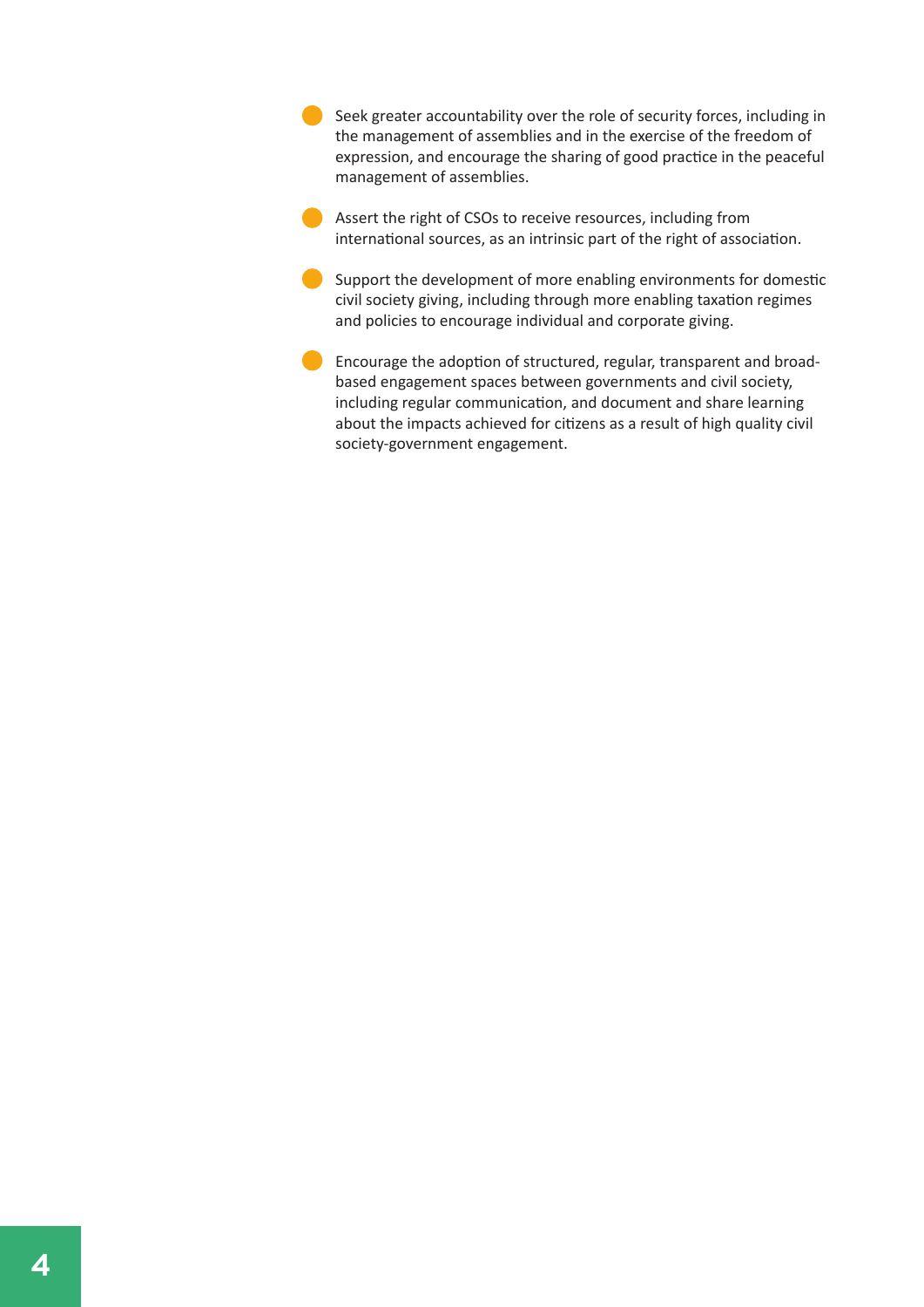- Seek greater accountability over the role of security forces, including in the management of assemblies and in the exercise of the freedom of expression, and encourage the sharing of good practice in the peaceful management of assemblies.
- Assert the right of CSOs to receive resources, including from international sources, as an intrinsic part of the right of association.
- Support the development of more enabling environments for domestic civil society giving, including through more enabling taxation regimes and policies to encourage individual and corporate giving.
- Encourage the adoption of structured, regular, transparent and broad-based engagement spaces between governments and civil society, including regular communication, and document and share learning about the impacts achieved for citizens as a result of high quality civil society-government engagement.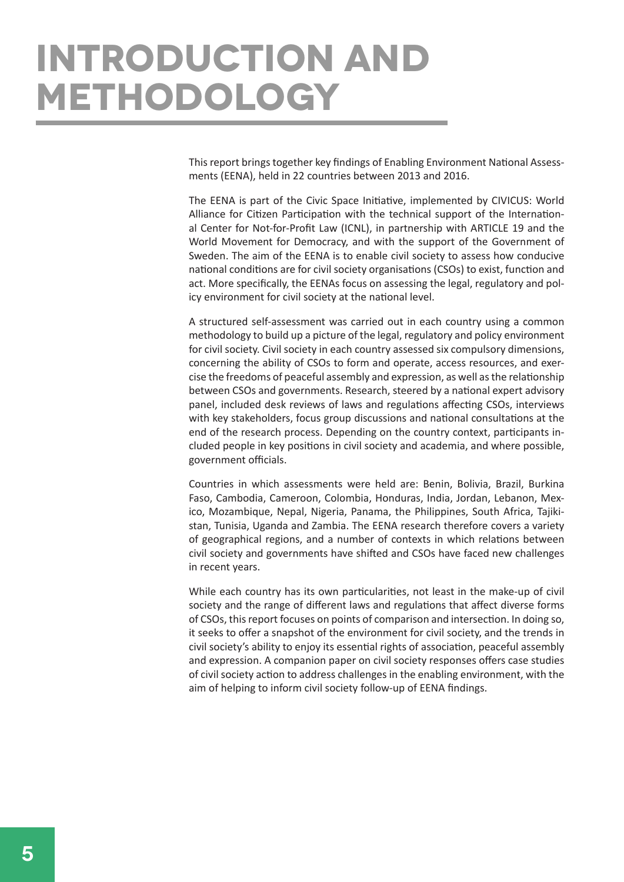# INTRODUCTION AND METHODOLOGY

This report brings together key findings of Enabling Environment National Assessments (EENA), held in 22 countries between 2013 and 2016.

The EENA is part of the Civic Space Initiative, implemented by CIVICUS: World Alliance for Citizen Participation with the technical support of the International Center for Not-for-Profit Law (ICNL), in partnership with ARTICLE 19 and the World Movement for Democracy, and with the support of the Government of Sweden. The aim of the EENA is to enable civil society to assess how conducive national conditions are for civil society organisations (CSOs) to exist, function and act. More specifically, the EENAs focus on assessing the legal, regulatory and policy environment for civil society at the national level.

A structured self-assessment was carried out in each country using a common methodology to build up a picture of the legal, regulatory and policy environment for civil society. Civil society in each country assessed six compulsory dimensions, concerning the ability of CSOs to form and operate, access resources, and exercise the freedoms of peaceful assembly and expression, as well as the relationship between CSOs and governments. Research, steered by a national expert advisory panel, included desk reviews of laws and regulations affecting CSOs, interviews with key stakeholders, focus group discussions and national consultations at the end of the research process. Depending on the country context, participants included people in key positions in civil society and academia, and where possible, government officials.

Countries in which assessments were held are: Benin, Bolivia, Brazil, Burkina Faso, Cambodia, Cameroon, Colombia, Honduras, India, Jordan, Lebanon, Mexico, Mozambique, Nepal, Nigeria, Panama, the Philippines, South Africa, Tajikistan, Tunisia, Uganda and Zambia. The EENA research therefore covers a variety of geographical regions, and a number of contexts in which relations between civil society and governments have shifted and CSOs have faced new challenges in recent years.

While each country has its own particularities, not least in the make-up of civil society and the range of different laws and regulations that affect diverse forms of CSOs, this report focuses on points of comparison and intersection. In doing so, it seeks to offer a snapshot of the environment for civil society, and the trends in civil society's ability to enjoy its essential rights of association, peaceful assembly and expression. A companion paper on civil society responses offers case studies of civil society action to address challenges in the enabling environment, with the aim of helping to inform civil society follow-up of EENA findings.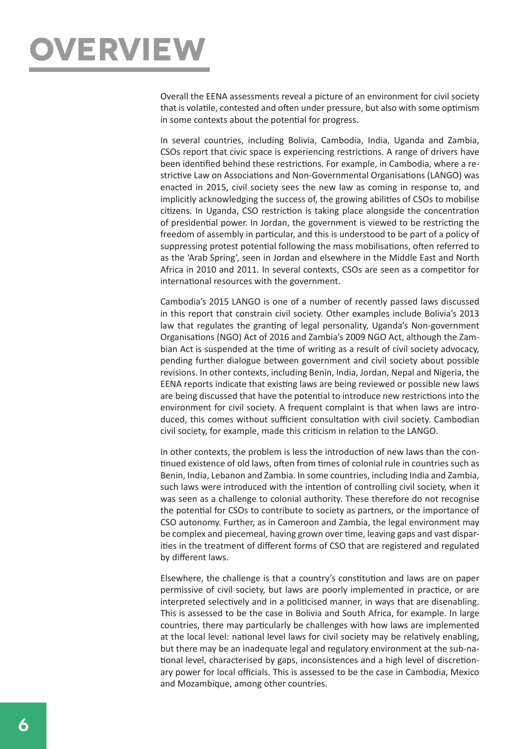# OVERVIEW

Overall the EENA assessments reveal a picture of an environment for civil society that is volatile, contested and often under pressure, but also with some optimism in some contexts about the potential for progress.

In several countries, including Bolivia, Cambodia, India, Uganda and Zambia, CSOs report that civic space is experiencing restrictions. A range of drivers have been identified behind these restrictions. For example, in Cambodia, where a restrictive Law on Associations and Non-Governmental Organisations (LANGO) was enacted in 2015, civil society sees the new law as coming in response to, and implicitly acknowledging the success of, the growing abilities of CSOs to mobilise citizens. In Uganda, CSO restriction is taking place alongside the concentration of presidential power. In Jordan, the government is viewed to be restricting the freedom of assembly in particular, and this is understood to be part of a policy of suppressing protest potential following the mass mobilisations, often referred to as the 'Arab Spring', seen in Jordan and elsewhere in the Middle East and North Africa in 2010 and 2011. In several contexts, CSOs are seen as a competitor for international resources with the government.

Cambodia's 2015 LANGO is one of a number of recently passed laws discussed in this report that constrain civil society. Other examples include Bolivia's 2013 law that regulates the granting of legal personality, Uganda's Non-government Organisations (NGO) Act of 2016 and Zambia's 2009 NGO Act, although the Zambian Act is suspended at the time of writing as a result of civil society advocacy, pending further dialogue between government and civil society about possible revisions. In other contexts, including Benin, India, Jordan, Nepal and Nigeria, the EENA reports indicate that existing laws are being reviewed or possible new laws are being discussed that have the potential to introduce new restrictions into the environment for civil society. A frequent complaint is that when laws are introduced, this comes without sufficient consultation with civil society. Cambodian civil society, for example, made this criticism in relation to the LANGO.

In other contexts, the problem is less the introduction of new laws than the continued existence of old laws, often from times of colonial rule in countries such as Benin, India, Lebanon and Zambia. In some countries, including India and Zambia, such laws were introduced with the intention of controlling civil society, when it was seen as a challenge to colonial authority. These therefore do not recognise the potential for CSOs to contribute to society as partners, or the importance of CSO autonomy. Further, as in Cameroon and Zambia, the legal environment may be complex and piecemeal, having grown over time, leaving gaps and vast disparities in the treatment of different forms of CSO that are registered and regulated by different laws.

Elsewhere, the challenge is that a country's constitution and laws are on paper permissive of civil society, but laws are poorly implemented in practice, or are interpreted selectively and in a politicised manner, in ways that are disenabling. This is assessed to be the case in Bolivia and South Africa, for example. In large countries, there may particularly be challenges with how laws are implemented at the local level: national level laws for civil society may be relatively enabling, but there may be an inadequate legal and regulatory environment at the sub-national level, characterised by gaps, inconsistences and a high level of discretionary power for local officials. This is assessed to be the case in Cambodia, Mexico and Mozambique, among other countries.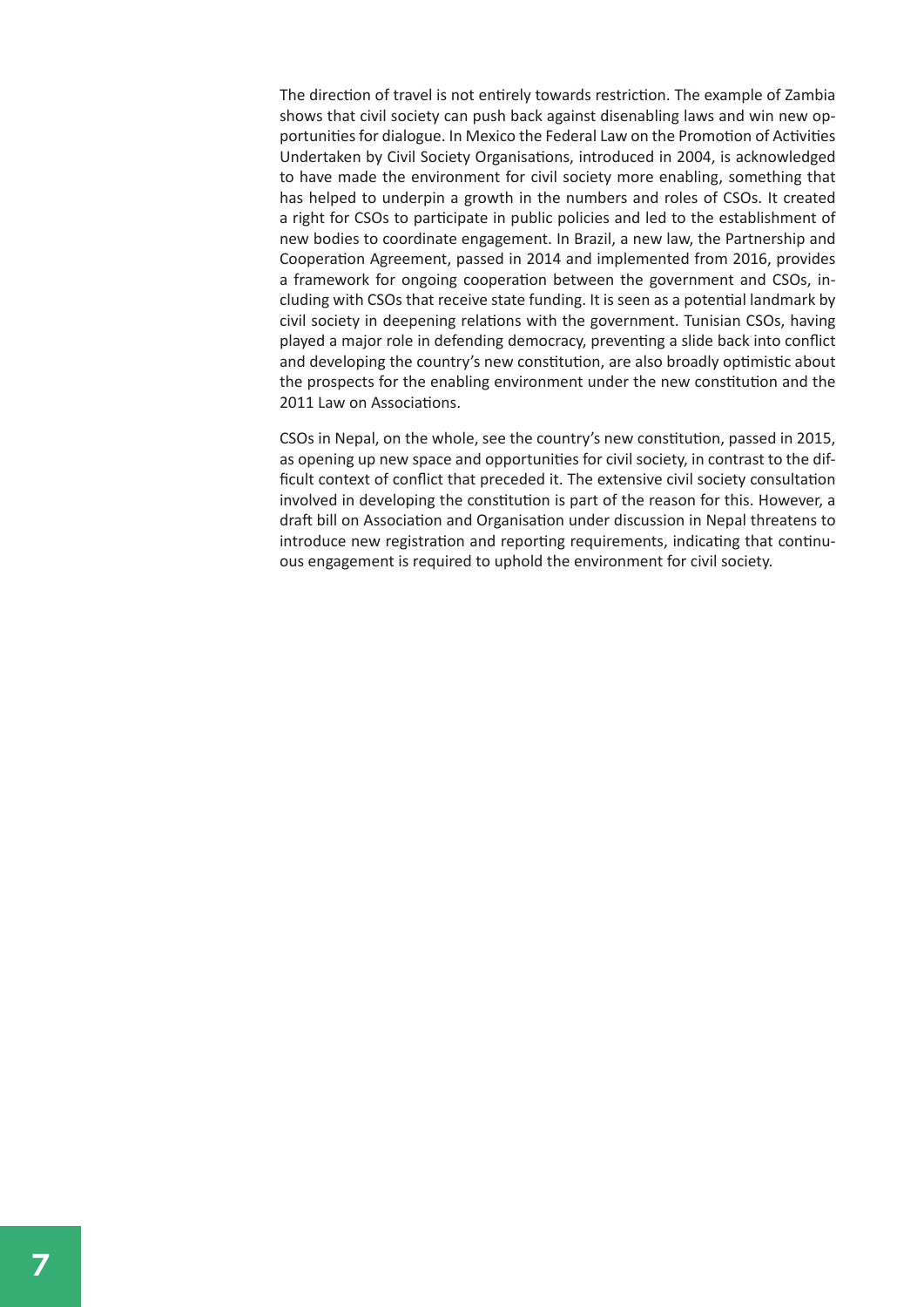The direction of travel is not entirely towards restriction. The example of Zambia shows that civil society can push back against disenabling laws and win new opportunities for dialogue. In Mexico the Federal Law on the Promotion of Activities Undertaken by Civil Society Organisations, introduced in 2004, is acknowledged to have made the environment for civil society more enabling, something that has helped to underpin a growth in the numbers and roles of CSOs. It created a right for CSOs to participate in public policies and led to the establishment of new bodies to coordinate engagement. In Brazil, a new law, the Partnership and Cooperation Agreement, passed in 2014 and implemented from 2016, provides a framework for ongoing cooperation between the government and CSOs, including with CSOs that receive state funding. It is seen as a potential landmark by civil society in deepening relations with the government. Tunisian CSOs, having played a major role in defending democracy, preventing a slide back into conflict and developing the country's new constitution, are also broadly optimistic about the prospects for the enabling environment under the new constitution and the 2011 Law on Associations.

CSOs in Nepal, on the whole, see the country's new constitution, passed in 2015, as opening up new space and opportunities for civil society, in contrast to the difficult context of conflict that preceded it. The extensive civil society consultation involved in developing the constitution is part of the reason for this. However, a draft bill on Association and Organisation under discussion in Nepal threatens to introduce new registration and reporting requirements, indicating that continuous engagement is required to uphold the environment for civil society.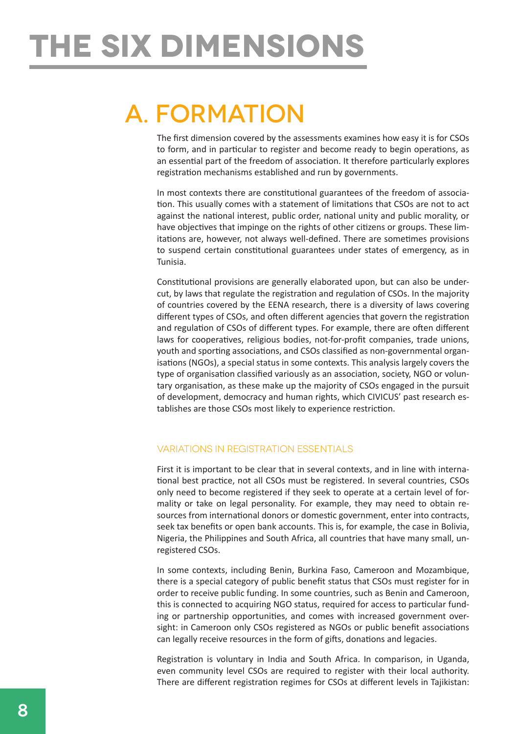# THE SIX DIMENSIONS

## A. FORMATION

The first dimension covered by the assessments examines how easy it is for CSOs to form, and in particular to register and become ready to begin operations, as an essential part of the freedom of association. It therefore particularly explores registration mechanisms established and run by governments.

In most contexts there are constitutional guarantees of the freedom of association. This usually comes with a statement of limitations that CSOs are not to act against the national interest, public order, national unity and public morality, or have objectives that impinge on the rights of other citizens or groups. These limitations are, however, not always well-defined. There are sometimes provisions to suspend certain constitutional guarantees under states of emergency, as in Tunisia.

Constitutional provisions are generally elaborated upon, but can also be undercut, by laws that regulate the registration and regulation of CSOs. In the majority of countries covered by the EENA research, there is a diversity of laws covering different types of CSOs, and often different agencies that govern the registration and regulation of CSOs of different types. For example, there are often different laws for cooperatives, religious bodies, not-for-profit companies, trade unions, youth and sporting associations, and CSOs classified as non-governmental organisations (NGOs), a special status in some contexts. This analysis largely covers the type of organisation classified variously as an association, society, NGO or voluntary organisation, as these make up the majority of CSOs engaged in the pursuit of development, democracy and human rights, which CIVICUS' past research establishes are those CSOs most likely to experience restriction.

### VARIATIONS IN REGISTRATION ESSENTIALS

First it is important to be clear that in several contexts, and in line with international best practice, not all CSOs must be registered. In several countries, CSOs only need to become registered if they seek to operate at a certain level of formality or take on legal personality. For example, they may need to obtain resources from international donors or domestic government, enter into contracts, seek tax benefits or open bank accounts. This is, for example, the case in Bolivia, Nigeria, the Philippines and South Africa, all countries that have many small, unregistered CSOs.

In some contexts, including Benin, Burkina Faso, Cameroon and Mozambique, there is a special category of public benefit status that CSOs must register for in order to receive public funding. In some countries, such as Benin and Cameroon, this is connected to acquiring NGO status, required for access to particular funding or partnership opportunities, and comes with increased government oversight: in Cameroon only CSOs registered as NGOs or public benefit associations can legally receive resources in the form of gifts, donations and legacies.

Registration is voluntary in India and South Africa. In comparison, in Uganda, even community level CSOs are required to register with their local authority. There are different registration regimes for CSOs at different levels in Tajikistan: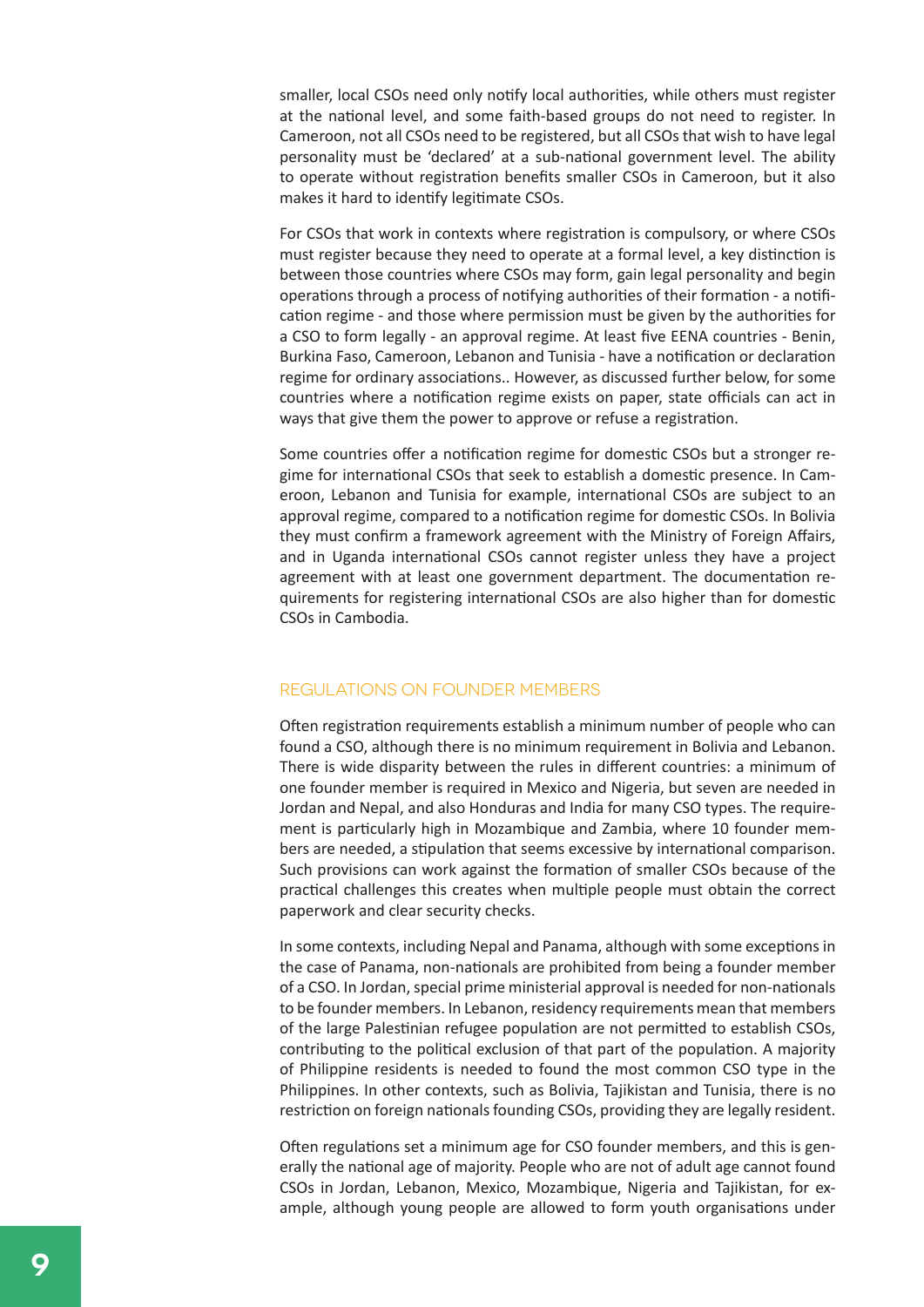smaller, local CSOs need only notify local authorities, while others must register at the national level, and some faith-based groups do not need to register. In Cameroon, not all CSOs need to be registered, but all CSOs that wish to have legal personality must be 'declared' at a sub-national government level. The ability to operate without registration benefits smaller CSOs in Cameroon, but it also makes it hard to identify legitimate CSOs.

For CSOs that work in contexts where registration is compulsory, or where CSOs must register because they need to operate at a formal level, a key distinction is between those countries where CSOs may form, gain legal personality and begin operations through a process of notifying authorities of their formation - a notification regime - and those where permission must be given by the authorities for a CSO to form legally - an approval regime. At least five EENA countries - Benin, Burkina Faso, Cameroon, Lebanon and Tunisia - have a notification or declaration regime for ordinary associations.. However, as discussed further below, for some countries where a notification regime exists on paper, state officials can act in ways that give them the power to approve or refuse a registration.

Some countries offer a notification regime for domestic CSOs but a stronger regime for international CSOs that seek to establish a domestic presence. In Cameroon, Lebanon and Tunisia for example, international CSOs are subject to an approval regime, compared to a notification regime for domestic CSOs. In Bolivia they must confirm a framework agreement with the Ministry of Foreign Affairs, and in Uganda international CSOs cannot register unless they have a project agreement with at least one government department. The documentation requirements for registering international CSOs are also higher than for domestic CSOs in Cambodia.

### REGULATIONS ON FOUNDER MEMBERS

Often registration requirements establish a minimum number of people who can found a CSO, although there is no minimum requirement in Bolivia and Lebanon. There is wide disparity between the rules in different countries: a minimum of one founder member is required in Mexico and Nigeria, but seven are needed in Jordan and Nepal, and also Honduras and India for many CSO types. The requirement is particularly high in Mozambique and Zambia, where 10 founder members are needed, a stipulation that seems excessive by international comparison. Such provisions can work against the formation of smaller CSOs because of the practical challenges this creates when multiple people must obtain the correct paperwork and clear security checks.

In some contexts, including Nepal and Panama, although with some exceptions in the case of Panama, non-nationals are prohibited from being a founder member of a CSO. In Jordan, special prime ministerial approval is needed for non-nationals to be founder members. In Lebanon, residency requirements mean that members of the large Palestinian refugee population are not permitted to establish CSOs, contributing to the political exclusion of that part of the population. A majority of Philippine residents is needed to found the most common CSO type in the Philippines. In other contexts, such as Bolivia, Tajikistan and Tunisia, there is no restriction on foreign nationals founding CSOs, providing they are legally resident.

Often regulations set a minimum age for CSO founder members, and this is generally the national age of majority. People who are not of adult age cannot found CSOs in Jordan, Lebanon, Mexico, Mozambique, Nigeria and Tajikistan, for example, although young people are allowed to form youth organisations under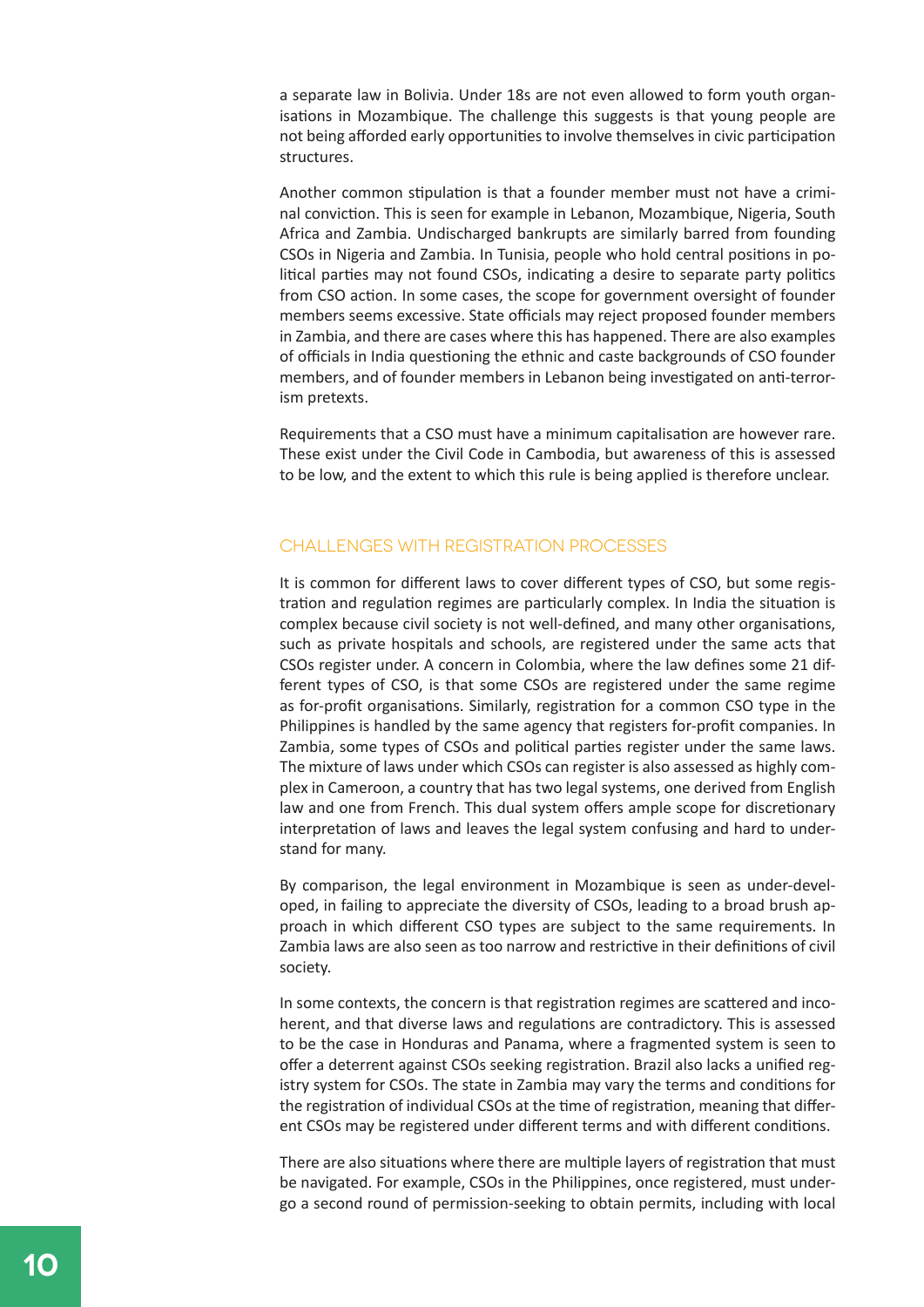a separate law in Bolivia. Under 18s are not even allowed to form youth organisations in Mozambique. The challenge this suggests is that young people are not being afforded early opportunities to involve themselves in civic participation structures.

Another common stipulation is that a founder member must not have a criminal conviction. This is seen for example in Lebanon, Mozambique, Nigeria, South Africa and Zambia. Undischarged bankrupts are similarly barred from founding CSOs in Nigeria and Zambia. In Tunisia, people who hold central positions in political parties may not found CSOs, indicating a desire to separate party politics from CSO action. In some cases, the scope for government oversight of founder members seems excessive. State officials may reject proposed founder members in Zambia, and there are cases where this has happened. There are also examples of officials in India questioning the ethnic and caste backgrounds of CSO founder members, and of founder members in Lebanon being investigated on anti-terrorism pretexts.

Requirements that a CSO must have a minimum capitalisation are however rare. These exist under the Civil Code in Cambodia, but awareness of this is assessed to be low, and the extent to which this rule is being applied is therefore unclear.

## CHALLENGES WITH REGISTRATION PROCESSES

It is common for different laws to cover different types of CSO, but some registration and regulation regimes are particularly complex. In India the situation is complex because civil society is not well-defined, and many other organisations, such as private hospitals and schools, are registered under the same acts that CSOs register under. A concern in Colombia, where the law defines some 21 different types of CSO, is that some CSOs are registered under the same regime as for-profit organisations. Similarly, registration for a common CSO type in the Philippines is handled by the same agency that registers for-profit companies. In Zambia, some types of CSOs and political parties register under the same laws. The mixture of laws under which CSOs can register is also assessed as highly complex in Cameroon, a country that has two legal systems, one derived from English law and one from French. This dual system offers ample scope for discretionary interpretation of laws and leaves the legal system confusing and hard to understand for many.

By comparison, the legal environment in Mozambique is seen as under-developed, in failing to appreciate the diversity of CSOs, leading to a broad brush approach in which different CSO types are subject to the same requirements. In Zambia laws are also seen as too narrow and restrictive in their definitions of civil society.

In some contexts, the concern is that registration regimes are scattered and incoherent, and that diverse laws and regulations are contradictory. This is assessed to be the case in Honduras and Panama, where a fragmented system is seen to offer a deterrent against CSOs seeking registration. Brazil also lacks a unified registry system for CSOs. The state in Zambia may vary the terms and conditions for the registration of individual CSOs at the time of registration, meaning that different CSOs may be registered under different terms and with different conditions.

There are also situations where there are multiple layers of registration that must be navigated. For example, CSOs in the Philippines, once registered, must undergo a second round of permission-seeking to obtain permits, including with local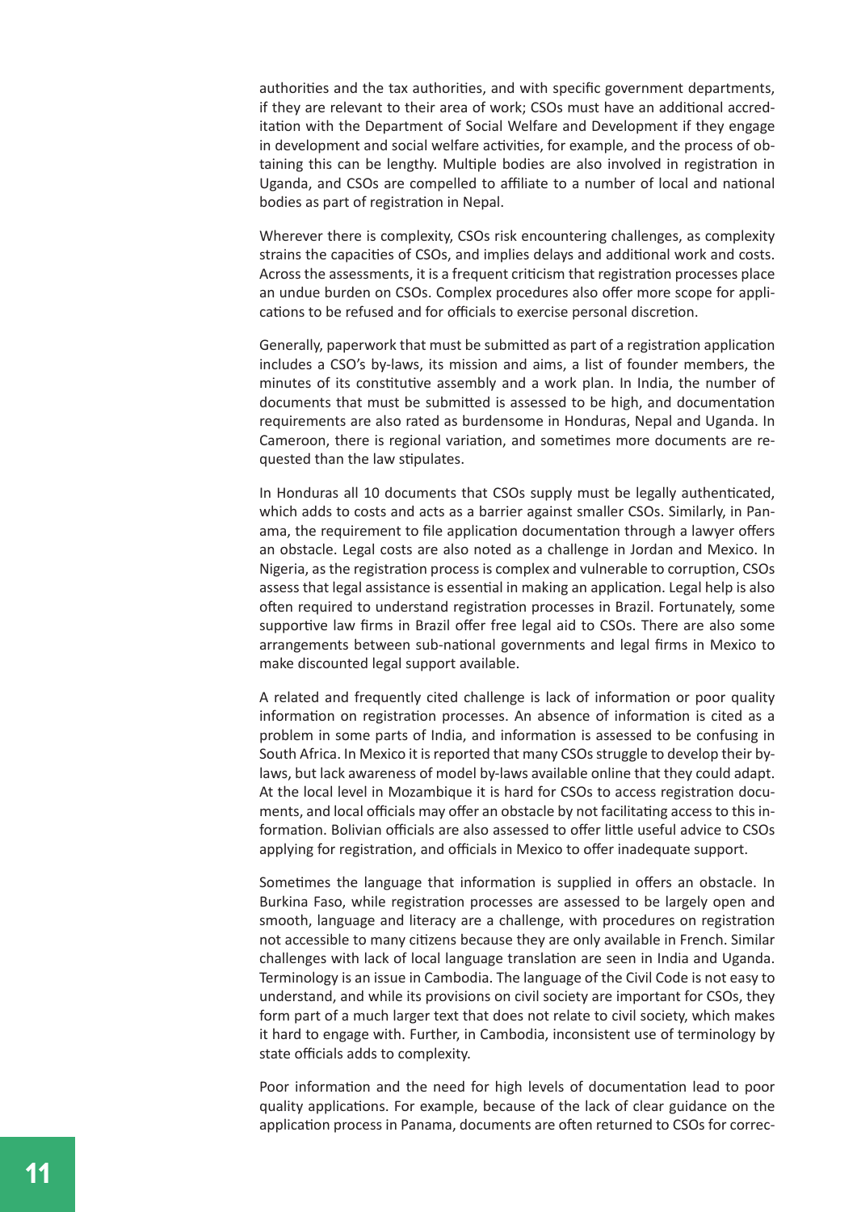authorities and the tax authorities, and with specific government departments, if they are relevant to their area of work; CSOs must have an additional accreditation with the Department of Social Welfare and Development if they engage in development and social welfare activities, for example, and the process of obtaining this can be lengthy. Multiple bodies are also involved in registration in Uganda, and CSOs are compelled to affiliate to a number of local and national bodies as part of registration in Nepal.

Wherever there is complexity, CSOs risk encountering challenges, as complexity strains the capacities of CSOs, and implies delays and additional work and costs. Across the assessments, it is a frequent criticism that registration processes place an undue burden on CSOs. Complex procedures also offer more scope for applications to be refused and for officials to exercise personal discretion.

Generally, paperwork that must be submitted as part of a registration application includes a CSO's by-laws, its mission and aims, a list of founder members, the minutes of its constitutive assembly and a work plan. In India, the number of documents that must be submitted is assessed to be high, and documentation requirements are also rated as burdensome in Honduras, Nepal and Uganda. In Cameroon, there is regional variation, and sometimes more documents are requested than the law stipulates.

In Honduras all 10 documents that CSOs supply must be legally authenticated, which adds to costs and acts as a barrier against smaller CSOs. Similarly, in Panama, the requirement to file application documentation through a lawyer offers an obstacle. Legal costs are also noted as a challenge in Jordan and Mexico. In Nigeria, as the registration process is complex and vulnerable to corruption, CSOs assess that legal assistance is essential in making an application. Legal help is also often required to understand registration processes in Brazil. Fortunately, some supportive law firms in Brazil offer free legal aid to CSOs. There are also some arrangements between sub-national governments and legal firms in Mexico to make discounted legal support available.

A related and frequently cited challenge is lack of information or poor quality information on registration processes. An absence of information is cited as a problem in some parts of India, and information is assessed to be confusing in South Africa. In Mexico it is reported that many CSOs struggle to develop their by-laws, but lack awareness of model by-laws available online that they could adapt. At the local level in Mozambique it is hard for CSOs to access registration documents, and local officials may offer an obstacle by not facilitating access to this information. Bolivian officials are also assessed to offer little useful advice to CSOs applying for registration, and officials in Mexico to offer inadequate support.

Sometimes the language that information is supplied in offers an obstacle. In Burkina Faso, while registration processes are assessed to be largely open and smooth, language and literacy are a challenge, with procedures on registration not accessible to many citizens because they are only available in French. Similar challenges with lack of local language translation are seen in India and Uganda. Terminology is an issue in Cambodia. The language of the Civil Code is not easy to understand, and while its provisions on civil society are important for CSOs, they form part of a much larger text that does not relate to civil society, which makes it hard to engage with. Further, in Cambodia, inconsistent use of terminology by state officials adds to complexity.

Poor information and the need for high levels of documentation lead to poor quality applications. For example, because of the lack of clear guidance on the application process in Panama, documents are often returned to CSOs for correc-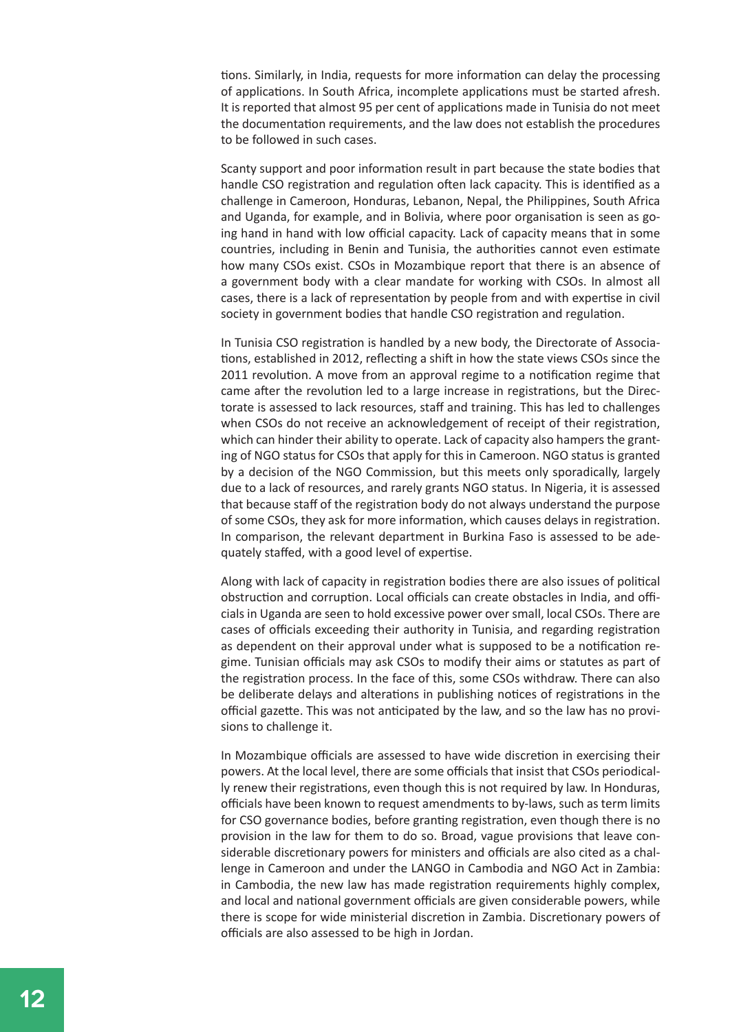tions. Similarly, in India, requests for more information can delay the processing of applications. In South Africa, incomplete applications must be started afresh. It is reported that almost 95 per cent of applications made in Tunisia do not meet the documentation requirements, and the law does not establish the procedures to be followed in such cases.

Scanty support and poor information result in part because the state bodies that handle CSO registration and regulation often lack capacity. This is identified as a challenge in Cameroon, Honduras, Lebanon, Nepal, the Philippines, South Africa and Uganda, for example, and in Bolivia, where poor organisation is seen as going hand in hand with low official capacity. Lack of capacity means that in some countries, including in Benin and Tunisia, the authorities cannot even estimate how many CSOs exist. CSOs in Mozambique report that there is an absence of a government body with a clear mandate for working with CSOs. In almost all cases, there is a lack of representation by people from and with expertise in civil society in government bodies that handle CSO registration and regulation.

In Tunisia CSO registration is handled by a new body, the Directorate of Associations, established in 2012, reflecting a shift in how the state views CSOs since the 2011 revolution. A move from an approval regime to a notification regime that came after the revolution led to a large increase in registrations, but the Directorate is assessed to lack resources, staff and training. This has led to challenges when CSOs do not receive an acknowledgement of receipt of their registration, which can hinder their ability to operate. Lack of capacity also hampers the granting of NGO status for CSOs that apply for this in Cameroon. NGO status is granted by a decision of the NGO Commission, but this meets only sporadically, largely due to a lack of resources, and rarely grants NGO status. In Nigeria, it is assessed that because staff of the registration body do not always understand the purpose of some CSOs, they ask for more information, which causes delays in registration. In comparison, the relevant department in Burkina Faso is assessed to be adequately staffed, with a good level of expertise.

Along with lack of capacity in registration bodies there are also issues of political obstruction and corruption. Local officials can create obstacles in India, and officials in Uganda are seen to hold excessive power over small, local CSOs. There are cases of officials exceeding their authority in Tunisia, and regarding registration as dependent on their approval under what is supposed to be a notification regime. Tunisian officials may ask CSOs to modify their aims or statutes as part of the registration process. In the face of this, some CSOs withdraw. There can also be deliberate delays and alterations in publishing notices of registrations in the official gazette. This was not anticipated by the law, and so the law has no provisions to challenge it.

In Mozambique officials are assessed to have wide discretion in exercising their powers. At the local level, there are some officials that insist that CSOs periodically renew their registrations, even though this is not required by law. In Honduras, officials have been known to request amendments to by-laws, such as term limits for CSO governance bodies, before granting registration, even though there is no provision in the law for them to do so. Broad, vague provisions that leave considerable discretionary powers for ministers and officials are also cited as a challenge in Cameroon and under the LANGO in Cambodia and NGO Act in Zambia: in Cambodia, the new law has made registration requirements highly complex, and local and national government officials are given considerable powers, while there is scope for wide ministerial discretion in Zambia. Discretionary powers of officials are also assessed to be high in Jordan.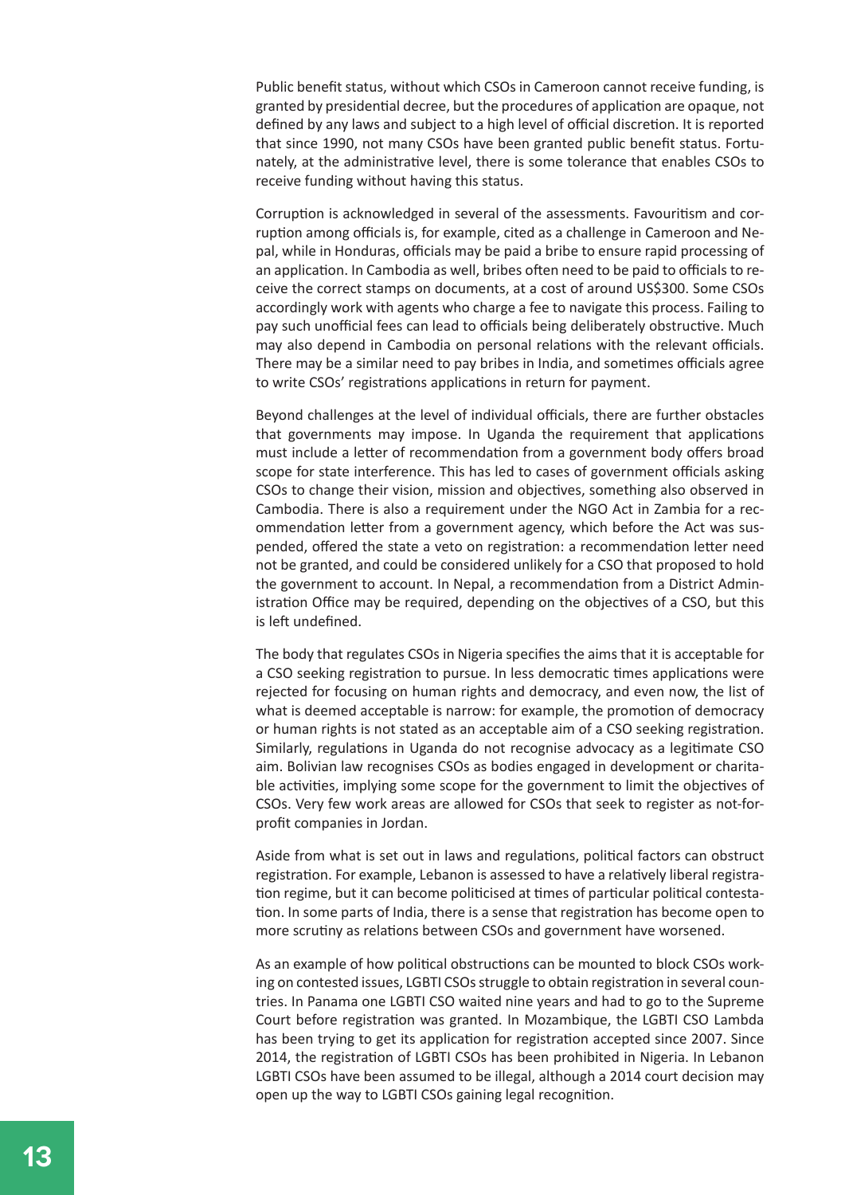Public benefit status, without which CSOs in Cameroon cannot receive funding, is granted by presidential decree, but the procedures of application are opaque, not defined by any laws and subject to a high level of official discretion. It is reported that since 1990, not many CSOs have been granted public benefit status. Fortunately, at the administrative level, there is some tolerance that enables CSOs to receive funding without having this status.

Corruption is acknowledged in several of the assessments. Favouritism and corruption among officials is, for example, cited as a challenge in Cameroon and Nepal, while in Honduras, officials may be paid a bribe to ensure rapid processing of an application. In Cambodia as well, bribes often need to be paid to officials to receive the correct stamps on documents, at a cost of around US$300. Some CSOs accordingly work with agents who charge a fee to navigate this process. Failing to pay such unofficial fees can lead to officials being deliberately obstructive. Much may also depend in Cambodia on personal relations with the relevant officials. There may be a similar need to pay bribes in India, and sometimes officials agree to write CSOs' registrations applications in return for payment.

Beyond challenges at the level of individual officials, there are further obstacles that governments may impose. In Uganda the requirement that applications must include a letter of recommendation from a government body offers broad scope for state interference. This has led to cases of government officials asking CSOs to change their vision, mission and objectives, something also observed in Cambodia. There is also a requirement under the NGO Act in Zambia for a recommendation letter from a government agency, which before the Act was suspended, offered the state a veto on registration: a recommendation letter need not be granted, and could be considered unlikely for a CSO that proposed to hold the government to account. In Nepal, a recommendation from a District Administration Office may be required, depending on the objectives of a CSO, but this is left undefined.

The body that regulates CSOs in Nigeria specifies the aims that it is acceptable for a CSO seeking registration to pursue. In less democratic times applications were rejected for focusing on human rights and democracy, and even now, the list of what is deemed acceptable is narrow: for example, the promotion of democracy or human rights is not stated as an acceptable aim of a CSO seeking registration. Similarly, regulations in Uganda do not recognise advocacy as a legitimate CSO aim. Bolivian law recognises CSOs as bodies engaged in development or charitable activities, implying some scope for the government to limit the objectives of CSOs. Very few work areas are allowed for CSOs that seek to register as not-for-profit companies in Jordan.

Aside from what is set out in laws and regulations, political factors can obstruct registration. For example, Lebanon is assessed to have a relatively liberal registration regime, but it can become politicised at times of particular political contestation. In some parts of India, there is a sense that registration has become open to more scrutiny as relations between CSOs and government have worsened.

As an example of how political obstructions can be mounted to block CSOs working on contested issues, LGBTI CSOs struggle to obtain registration in several countries. In Panama one LGBTI CSO waited nine years and had to go to the Supreme Court before registration was granted. In Mozambique, the LGBTI CSO Lambda has been trying to get its application for registration accepted since 2007. Since 2014, the registration of LGBTI CSOs has been prohibited in Nigeria. In Lebanon LGBTI CSOs have been assumed to be illegal, although a 2014 court decision may open up the way to LGBTI CSOs gaining legal recognition.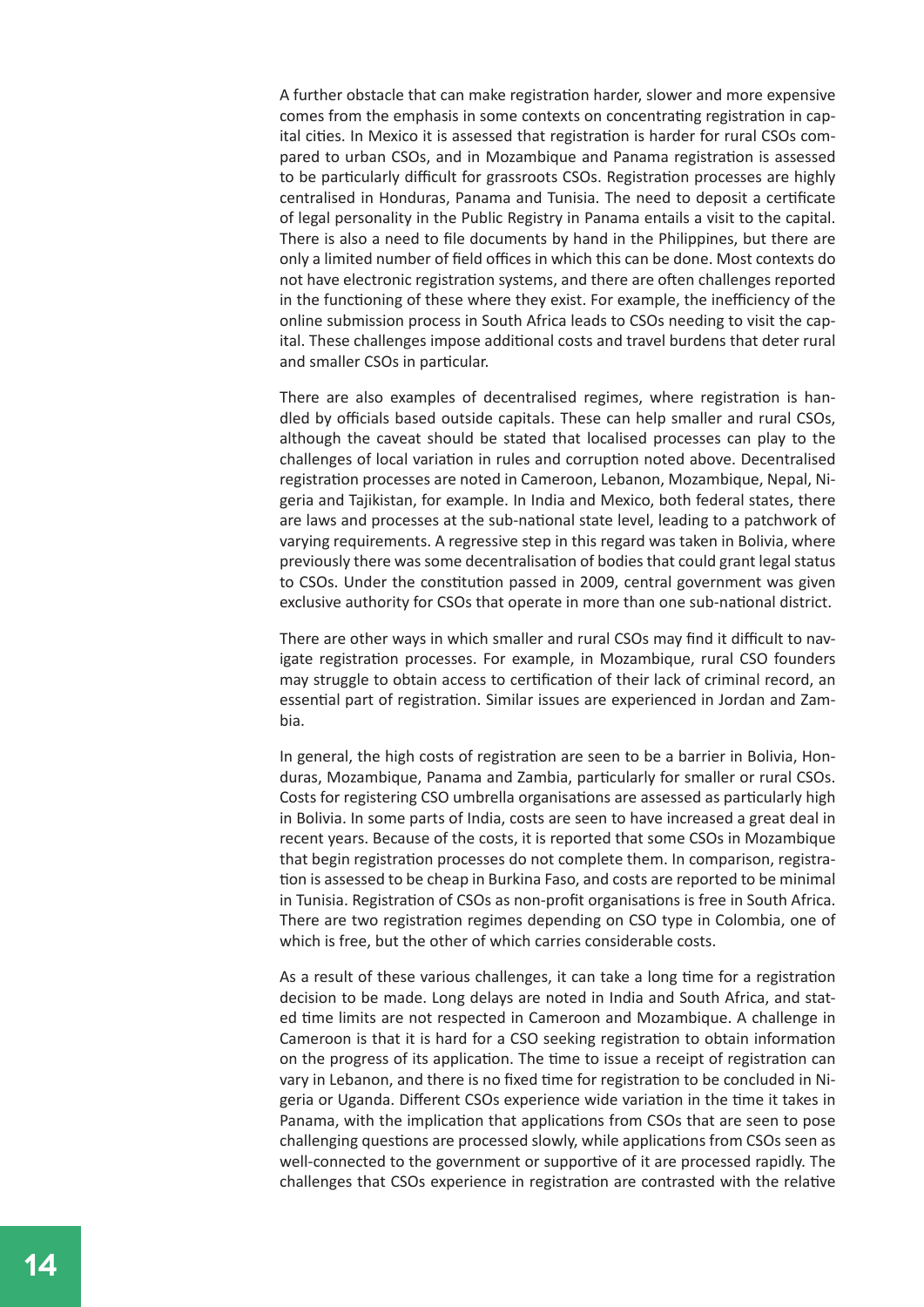A further obstacle that can make registration harder, slower and more expensive comes from the emphasis in some contexts on concentrating registration in capital cities. In Mexico it is assessed that registration is harder for rural CSOs compared to urban CSOs, and in Mozambique and Panama registration is assessed to be particularly difficult for grassroots CSOs. Registration processes are highly centralised in Honduras, Panama and Tunisia. The need to deposit a certificate of legal personality in the Public Registry in Panama entails a visit to the capital. There is also a need to file documents by hand in the Philippines, but there are only a limited number of field offices in which this can be done. Most contexts do not have electronic registration systems, and there are often challenges reported in the functioning of these where they exist. For example, the inefficiency of the online submission process in South Africa leads to CSOs needing to visit the capital. These challenges impose additional costs and travel burdens that deter rural and smaller CSOs in particular.

There are also examples of decentralised regimes, where registration is handled by officials based outside capitals. These can help smaller and rural CSOs, although the caveat should be stated that localised processes can play to the challenges of local variation in rules and corruption noted above. Decentralised registration processes are noted in Cameroon, Lebanon, Mozambique, Nepal, Nigeria and Tajikistan, for example. In India and Mexico, both federal states, there are laws and processes at the sub-national state level, leading to a patchwork of varying requirements. A regressive step in this regard was taken in Bolivia, where previously there was some decentralisation of bodies that could grant legal status to CSOs. Under the constitution passed in 2009, central government was given exclusive authority for CSOs that operate in more than one sub-national district.

There are other ways in which smaller and rural CSOs may find it difficult to navigate registration processes. For example, in Mozambique, rural CSO founders may struggle to obtain access to certification of their lack of criminal record, an essential part of registration. Similar issues are experienced in Jordan and Zambia.

In general, the high costs of registration are seen to be a barrier in Bolivia, Honduras, Mozambique, Panama and Zambia, particularly for smaller or rural CSOs. Costs for registering CSO umbrella organisations are assessed as particularly high in Bolivia. In some parts of India, costs are seen to have increased a great deal in recent years. Because of the costs, it is reported that some CSOs in Mozambique that begin registration processes do not complete them. In comparison, registration is assessed to be cheap in Burkina Faso, and costs are reported to be minimal in Tunisia. Registration of CSOs as non-profit organisations is free in South Africa. There are two registration regimes depending on CSO type in Colombia, one of which is free, but the other of which carries considerable costs.

As a result of these various challenges, it can take a long time for a registration decision to be made. Long delays are noted in India and South Africa, and stated time limits are not respected in Cameroon and Mozambique. A challenge in Cameroon is that it is hard for a CSO seeking registration to obtain information on the progress of its application. The time to issue a receipt of registration can vary in Lebanon, and there is no fixed time for registration to be concluded in Nigeria or Uganda. Different CSOs experience wide variation in the time it takes in Panama, with the implication that applications from CSOs that are seen to pose challenging questions are processed slowly, while applications from CSOs seen as well-connected to the government or supportive of it are processed rapidly. The challenges that CSOs experience in registration are contrasted with the relative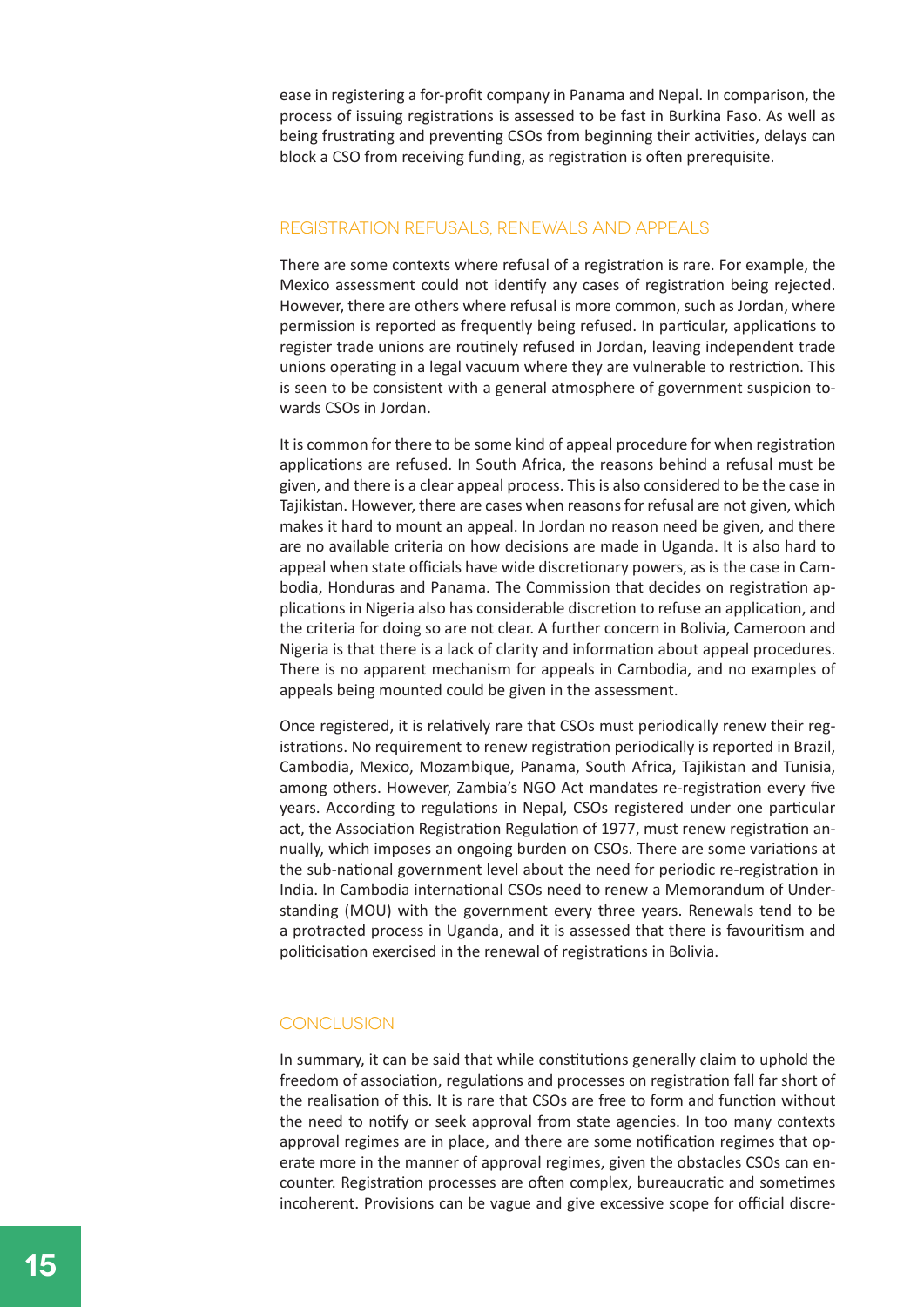ease in registering a for-profit company in Panama and Nepal. In comparison, the process of issuing registrations is assessed to be fast in Burkina Faso. As well as being frustrating and preventing CSOs from beginning their activities, delays can block a CSO from receiving funding, as registration is often prerequisite.

## REGISTRATION REFUSALS, RENEWALS AND APPEALS

There are some contexts where refusal of a registration is rare. For example, the Mexico assessment could not identify any cases of registration being rejected. However, there are others where refusal is more common, such as Jordan, where permission is reported as frequently being refused. In particular, applications to register trade unions are routinely refused in Jordan, leaving independent trade unions operating in a legal vacuum where they are vulnerable to restriction. This is seen to be consistent with a general atmosphere of government suspicion towards CSOs in Jordan.

It is common for there to be some kind of appeal procedure for when registration applications are refused. In South Africa, the reasons behind a refusal must be given, and there is a clear appeal process. This is also considered to be the case in Tajikistan. However, there are cases when reasons for refusal are not given, which makes it hard to mount an appeal. In Jordan no reason need be given, and there are no available criteria on how decisions are made in Uganda. It is also hard to appeal when state officials have wide discretionary powers, as is the case in Cambodia, Honduras and Panama. The Commission that decides on registration applications in Nigeria also has considerable discretion to refuse an application, and the criteria for doing so are not clear. A further concern in Bolivia, Cameroon and Nigeria is that there is a lack of clarity and information about appeal procedures. There is no apparent mechanism for appeals in Cambodia, and no examples of appeals being mounted could be given in the assessment.

Once registered, it is relatively rare that CSOs must periodically renew their registrations. No requirement to renew registration periodically is reported in Brazil, Cambodia, Mexico, Mozambique, Panama, South Africa, Tajikistan and Tunisia, among others. However, Zambia's NGO Act mandates re-registration every five years. According to regulations in Nepal, CSOs registered under one particular act, the Association Registration Regulation of 1977, must renew registration annually, which imposes an ongoing burden on CSOs. There are some variations at the sub-national government level about the need for periodic re-registration in India. In Cambodia international CSOs need to renew a Memorandum of Understanding (MOU) with the government every three years. Renewals tend to be a protracted process in Uganda, and it is assessed that there is favouritism and politicisation exercised in the renewal of registrations in Bolivia.

## CONCLUSION

In summary, it can be said that while constitutions generally claim to uphold the freedom of association, regulations and processes on registration fall far short of the realisation of this. It is rare that CSOs are free to form and function without the need to notify or seek approval from state agencies. In too many contexts approval regimes are in place, and there are some notification regimes that operate more in the manner of approval regimes, given the obstacles CSOs can encounter. Registration processes are often complex, bureaucratic and sometimes incoherent. Provisions can be vague and give excessive scope for official discre-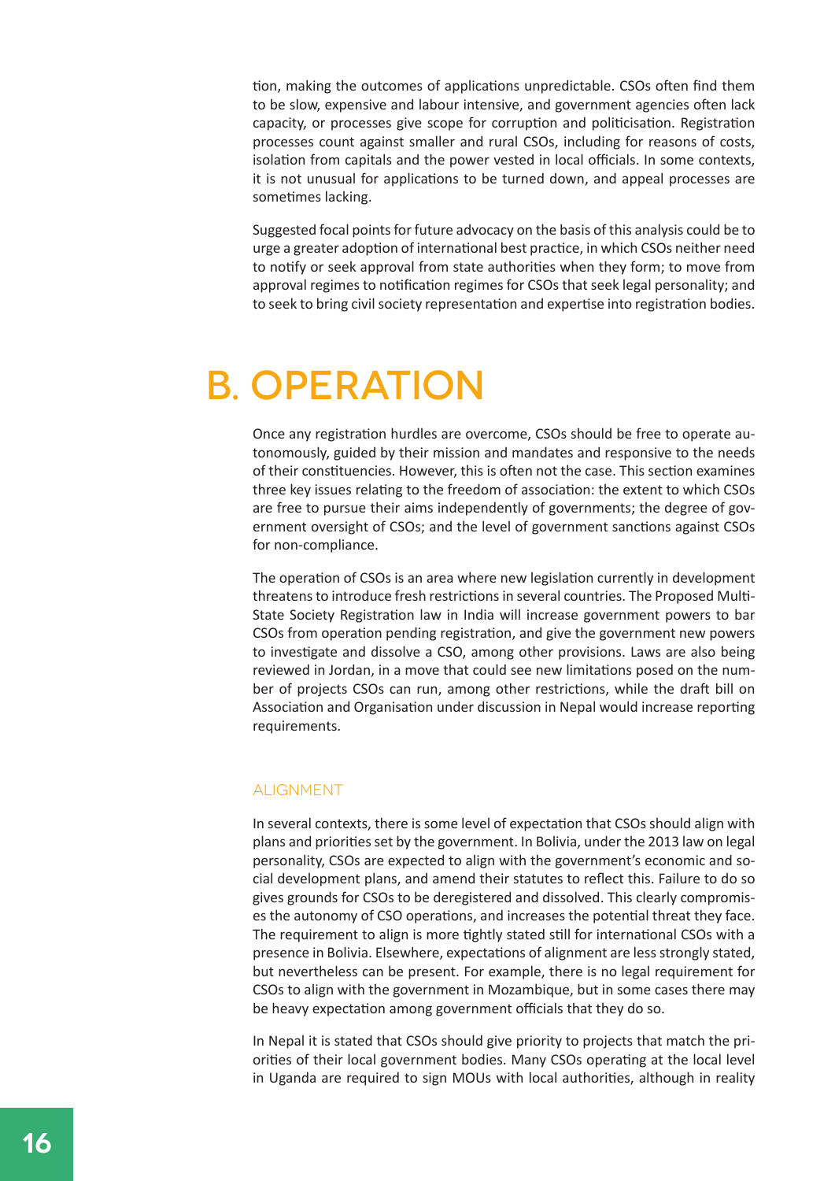tion, making the outcomes of applications unpredictable. CSOs often find them to be slow, expensive and labour intensive, and government agencies often lack capacity, or processes give scope for corruption and politicisation. Registration processes count against smaller and rural CSOs, including for reasons of costs, isolation from capitals and the power vested in local officials. In some contexts, it is not unusual for applications to be turned down, and appeal processes are sometimes lacking.

Suggested focal points for future advocacy on the basis of this analysis could be to urge a greater adoption of international best practice, in which CSOs neither need to notify or seek approval from state authorities when they form; to move from approval regimes to notification regimes for CSOs that seek legal personality; and to seek to bring civil society representation and expertise into registration bodies.

# B. OPERATION

Once any registration hurdles are overcome, CSOs should be free to operate autonomously, guided by their mission and mandates and responsive to the needs of their constituencies. However, this is often not the case. This section examines three key issues relating to the freedom of association: the extent to which CSOs are free to pursue their aims independently of governments; the degree of government oversight of CSOs; and the level of government sanctions against CSOs for non-compliance.

The operation of CSOs is an area where new legislation currently in development threatens to introduce fresh restrictions in several countries. The Proposed Multi-State Society Registration law in India will increase government powers to bar CSOs from operation pending registration, and give the government new powers to investigate and dissolve a CSO, among other provisions. Laws are also being reviewed in Jordan, in a move that could see new limitations posed on the number of projects CSOs can run, among other restrictions, while the draft bill on Association and Organisation under discussion in Nepal would increase reporting requirements.

## ALIGNMENT

In several contexts, there is some level of expectation that CSOs should align with plans and priorities set by the government. In Bolivia, under the 2013 law on legal personality, CSOs are expected to align with the government's economic and social development plans, and amend their statutes to reflect this. Failure to do so gives grounds for CSOs to be deregistered and dissolved. This clearly compromises the autonomy of CSO operations, and increases the potential threat they face. The requirement to align is more tightly stated still for international CSOs with a presence in Bolivia. Elsewhere, expectations of alignment are less strongly stated, but nevertheless can be present. For example, there is no legal requirement for CSOs to align with the government in Mozambique, but in some cases there may be heavy expectation among government officials that they do so.

In Nepal it is stated that CSOs should give priority to projects that match the priorities of their local government bodies. Many CSOs operating at the local level in Uganda are required to sign MOUs with local authorities, although in reality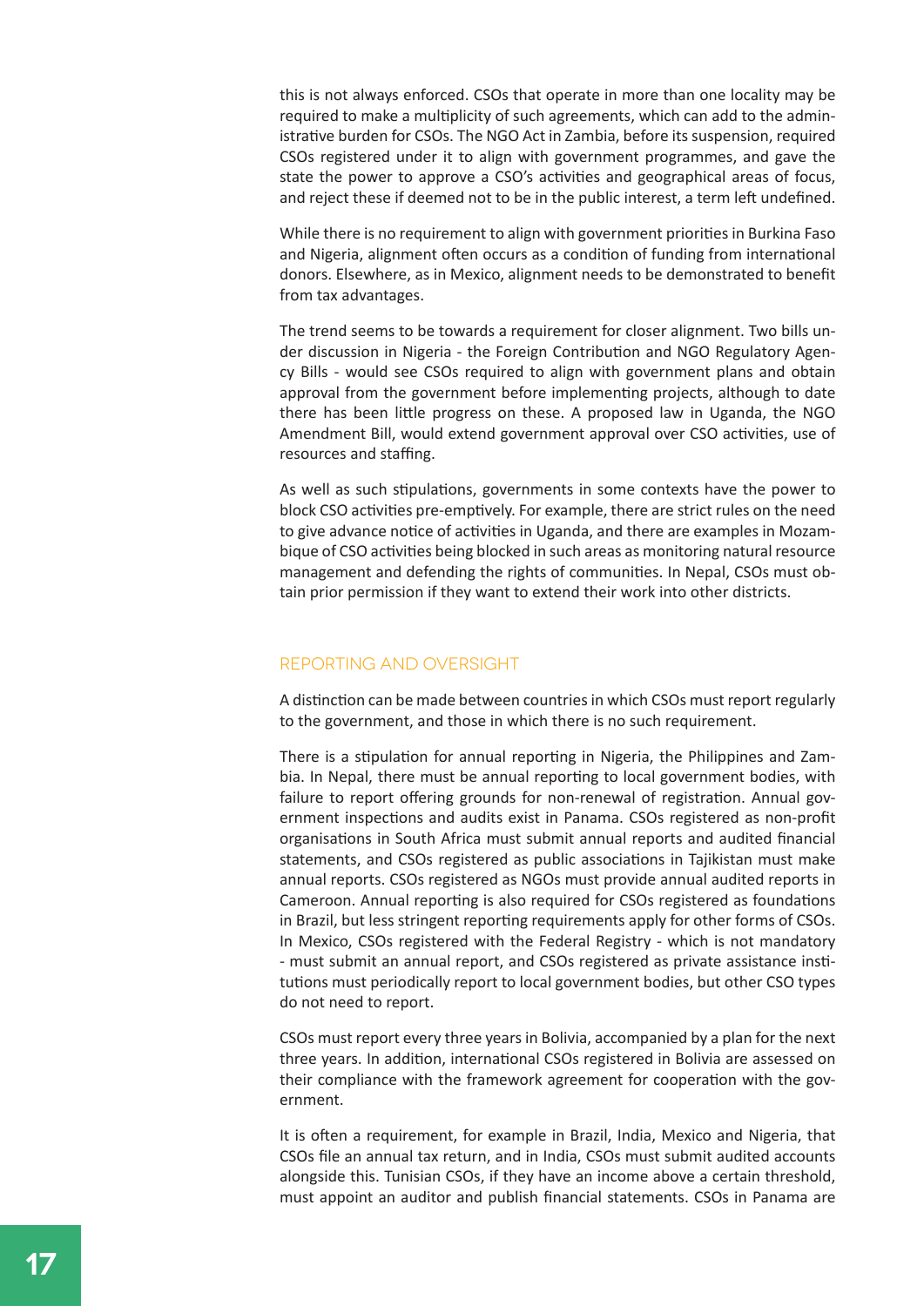this is not always enforced. CSOs that operate in more than one locality may be required to make a multiplicity of such agreements, which can add to the administrative burden for CSOs. The NGO Act in Zambia, before its suspension, required CSOs registered under it to align with government programmes, and gave the state the power to approve a CSO's activities and geographical areas of focus, and reject these if deemed not to be in the public interest, a term left undefined.

While there is no requirement to align with government priorities in Burkina Faso and Nigeria, alignment often occurs as a condition of funding from international donors. Elsewhere, as in Mexico, alignment needs to be demonstrated to benefit from tax advantages.

The trend seems to be towards a requirement for closer alignment. Two bills under discussion in Nigeria - the Foreign Contribution and NGO Regulatory Agency Bills - would see CSOs required to align with government plans and obtain approval from the government before implementing projects, although to date there has been little progress on these. A proposed law in Uganda, the NGO Amendment Bill, would extend government approval over CSO activities, use of resources and staffing.

As well as such stipulations, governments in some contexts have the power to block CSO activities pre-emptively. For example, there are strict rules on the need to give advance notice of activities in Uganda, and there are examples in Mozambique of CSO activities being blocked in such areas as monitoring natural resource management and defending the rights of communities. In Nepal, CSOs must obtain prior permission if they want to extend their work into other districts.

## REPORTING AND OVERSIGHT

A distinction can be made between countries in which CSOs must report regularly to the government, and those in which there is no such requirement.

There is a stipulation for annual reporting in Nigeria, the Philippines and Zambia. In Nepal, there must be annual reporting to local government bodies, with failure to report offering grounds for non-renewal of registration. Annual government inspections and audits exist in Panama. CSOs registered as non-profit organisations in South Africa must submit annual reports and audited financial statements, and CSOs registered as public associations in Tajikistan must make annual reports. CSOs registered as NGOs must provide annual audited reports in Cameroon. Annual reporting is also required for CSOs registered as foundations in Brazil, but less stringent reporting requirements apply for other forms of CSOs. In Mexico, CSOs registered with the Federal Registry - which is not mandatory - must submit an annual report, and CSOs registered as private assistance institutions must periodically report to local government bodies, but other CSO types do not need to report.

CSOs must report every three years in Bolivia, accompanied by a plan for the next three years. In addition, international CSOs registered in Bolivia are assessed on their compliance with the framework agreement for cooperation with the government.

It is often a requirement, for example in Brazil, India, Mexico and Nigeria, that CSOs file an annual tax return, and in India, CSOs must submit audited accounts alongside this. Tunisian CSOs, if they have an income above a certain threshold, must appoint an auditor and publish financial statements. CSOs in Panama are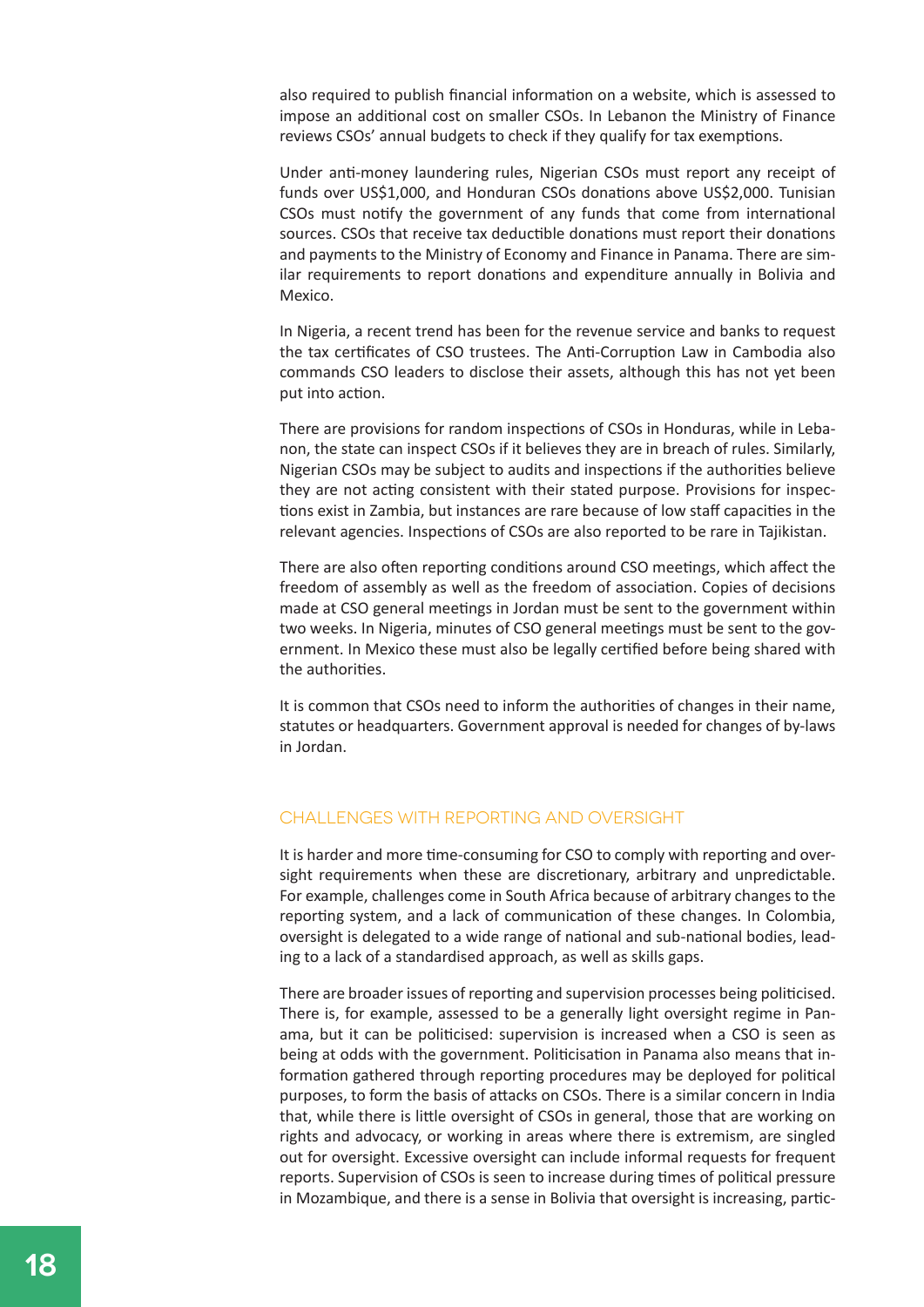also required to publish financial information on a website, which is assessed to impose an additional cost on smaller CSOs. In Lebanon the Ministry of Finance reviews CSOs' annual budgets to check if they qualify for tax exemptions.

Under anti-money laundering rules, Nigerian CSOs must report any receipt of funds over US$1,000, and Honduran CSOs donations above US$2,000. Tunisian CSOs must notify the government of any funds that come from international sources. CSOs that receive tax deductible donations must report their donations and payments to the Ministry of Economy and Finance in Panama. There are similar requirements to report donations and expenditure annually in Bolivia and Mexico.

In Nigeria, a recent trend has been for the revenue service and banks to request the tax certificates of CSO trustees. The Anti-Corruption Law in Cambodia also commands CSO leaders to disclose their assets, although this has not yet been put into action.

There are provisions for random inspections of CSOs in Honduras, while in Lebanon, the state can inspect CSOs if it believes they are in breach of rules. Similarly, Nigerian CSOs may be subject to audits and inspections if the authorities believe they are not acting consistent with their stated purpose. Provisions for inspections exist in Zambia, but instances are rare because of low staff capacities in the relevant agencies. Inspections of CSOs are also reported to be rare in Tajikistan.

There are also often reporting conditions around CSO meetings, which affect the freedom of assembly as well as the freedom of association. Copies of decisions made at CSO general meetings in Jordan must be sent to the government within two weeks. In Nigeria, minutes of CSO general meetings must be sent to the government. In Mexico these must also be legally certified before being shared with the authorities.

It is common that CSOs need to inform the authorities of changes in their name, statutes or headquarters. Government approval is needed for changes of by-laws in Jordan.

## CHALLENGES WITH REPORTING AND OVERSIGHT

It is harder and more time-consuming for CSO to comply with reporting and oversight requirements when these are discretionary, arbitrary and unpredictable. For example, challenges come in South Africa because of arbitrary changes to the reporting system, and a lack of communication of these changes. In Colombia, oversight is delegated to a wide range of national and sub-national bodies, leading to a lack of a standardised approach, as well as skills gaps.

There are broader issues of reporting and supervision processes being politicised. There is, for example, assessed to be a generally light oversight regime in Panama, but it can be politicised: supervision is increased when a CSO is seen as being at odds with the government. Politicisation in Panama also means that information gathered through reporting procedures may be deployed for political purposes, to form the basis of attacks on CSOs. There is a similar concern in India that, while there is little oversight of CSOs in general, those that are working on rights and advocacy, or working in areas where there is extremism, are singled out for oversight. Excessive oversight can include informal requests for frequent reports. Supervision of CSOs is seen to increase during times of political pressure in Mozambique, and there is a sense in Bolivia that oversight is increasing, partic-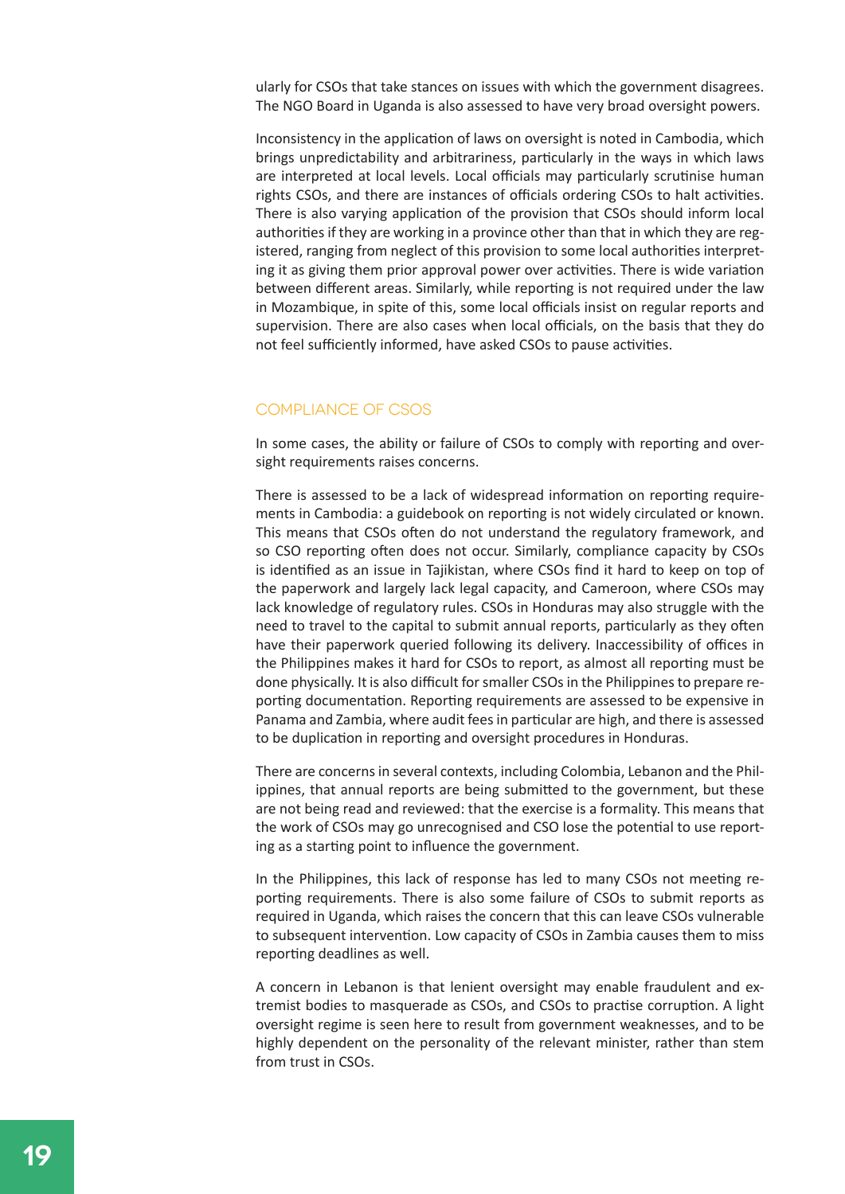ularly for CSOs that take stances on issues with which the government disagrees. The NGO Board in Uganda is also assessed to have very broad oversight powers.

Inconsistency in the application of laws on oversight is noted in Cambodia, which brings unpredictability and arbitrariness, particularly in the ways in which laws are interpreted at local levels. Local officials may particularly scrutinise human rights CSOs, and there are instances of officials ordering CSOs to halt activities. There is also varying application of the provision that CSOs should inform local authorities if they are working in a province other than that in which they are registered, ranging from neglect of this provision to some local authorities interpreting it as giving them prior approval power over activities. There is wide variation between different areas. Similarly, while reporting is not required under the law in Mozambique, in spite of this, some local officials insist on regular reports and supervision. There are also cases when local officials, on the basis that they do not feel sufficiently informed, have asked CSOs to pause activities.

## COMPLIANCE OF CSOS

In some cases, the ability or failure of CSOs to comply with reporting and oversight requirements raises concerns.

There is assessed to be a lack of widespread information on reporting requirements in Cambodia: a guidebook on reporting is not widely circulated or known. This means that CSOs often do not understand the regulatory framework, and so CSO reporting often does not occur. Similarly, compliance capacity by CSOs is identified as an issue in Tajikistan, where CSOs find it hard to keep on top of the paperwork and largely lack legal capacity, and Cameroon, where CSOs may lack knowledge of regulatory rules. CSOs in Honduras may also struggle with the need to travel to the capital to submit annual reports, particularly as they often have their paperwork queried following its delivery. Inaccessibility of offices in the Philippines makes it hard for CSOs to report, as almost all reporting must be done physically. It is also difficult for smaller CSOs in the Philippines to prepare reporting documentation. Reporting requirements are assessed to be expensive in Panama and Zambia, where audit fees in particular are high, and there is assessed to be duplication in reporting and oversight procedures in Honduras.

There are concerns in several contexts, including Colombia, Lebanon and the Philippines, that annual reports are being submitted to the government, but these are not being read and reviewed: that the exercise is a formality. This means that the work of CSOs may go unrecognised and CSO lose the potential to use reporting as a starting point to influence the government.

In the Philippines, this lack of response has led to many CSOs not meeting reporting requirements. There is also some failure of CSOs to submit reports as required in Uganda, which raises the concern that this can leave CSOs vulnerable to subsequent intervention. Low capacity of CSOs in Zambia causes them to miss reporting deadlines as well.

A concern in Lebanon is that lenient oversight may enable fraudulent and extremist bodies to masquerade as CSOs, and CSOs to practise corruption. A light oversight regime is seen here to result from government weaknesses, and to be highly dependent on the personality of the relevant minister, rather than stem from trust in CSOs.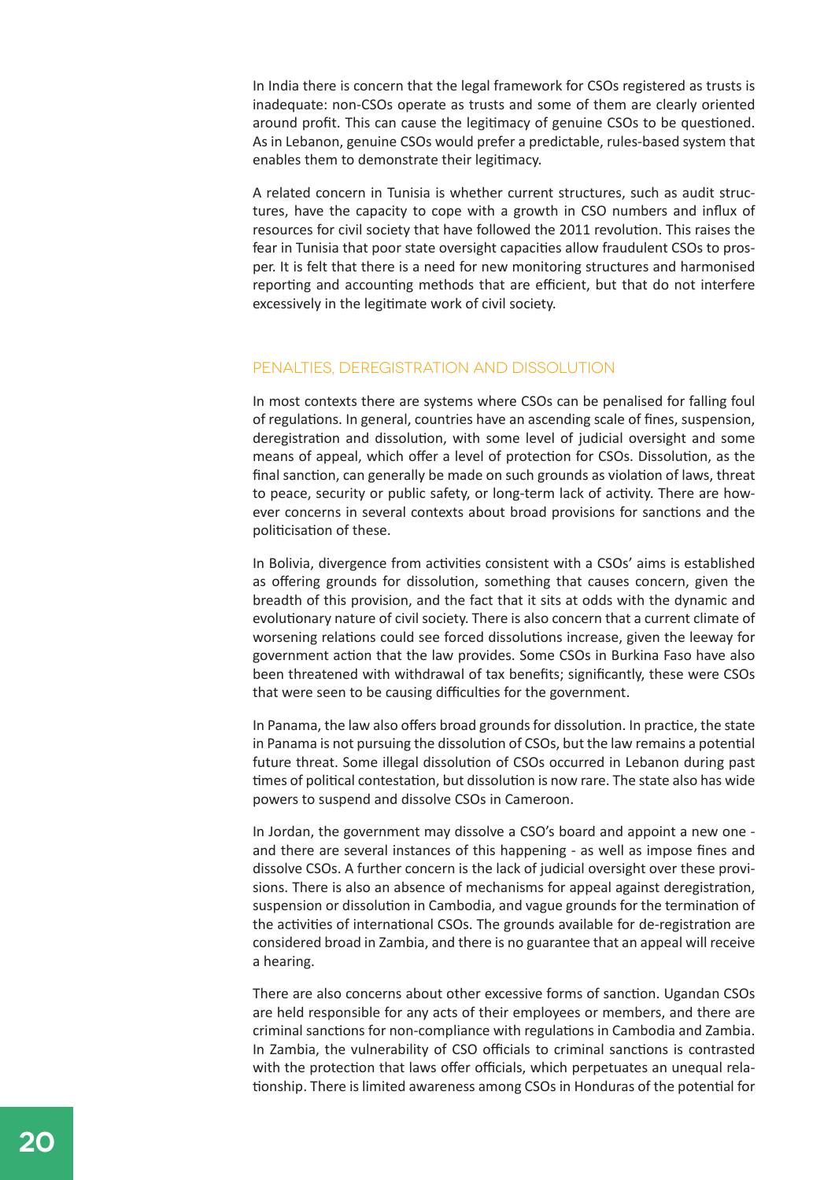In India there is concern that the legal framework for CSOs registered as trusts is inadequate: non-CSOs operate as trusts and some of them are clearly oriented around profit. This can cause the legitimacy of genuine CSOs to be questioned. As in Lebanon, genuine CSOs would prefer a predictable, rules-based system that enables them to demonstrate their legitimacy.

A related concern in Tunisia is whether current structures, such as audit structures, have the capacity to cope with a growth in CSO numbers and influx of resources for civil society that have followed the 2011 revolution. This raises the fear in Tunisia that poor state oversight capacities allow fraudulent CSOs to prosper. It is felt that there is a need for new monitoring structures and harmonised reporting and accounting methods that are efficient, but that do not interfere excessively in the legitimate work of civil society.

## PENALTIES, DEREGISTRATION AND DISSOLUTION

In most contexts there are systems where CSOs can be penalised for falling foul of regulations. In general, countries have an ascending scale of fines, suspension, deregistration and dissolution, with some level of judicial oversight and some means of appeal, which offer a level of protection for CSOs. Dissolution, as the final sanction, can generally be made on such grounds as violation of laws, threat to peace, security or public safety, or long-term lack of activity. There are however concerns in several contexts about broad provisions for sanctions and the politicisation of these.

In Bolivia, divergence from activities consistent with a CSOs' aims is established as offering grounds for dissolution, something that causes concern, given the breadth of this provision, and the fact that it sits at odds with the dynamic and evolutionary nature of civil society. There is also concern that a current climate of worsening relations could see forced dissolutions increase, given the leeway for government action that the law provides. Some CSOs in Burkina Faso have also been threatened with withdrawal of tax benefits; significantly, these were CSOs that were seen to be causing difficulties for the government.

In Panama, the law also offers broad grounds for dissolution. In practice, the state in Panama is not pursuing the dissolution of CSOs, but the law remains a potential future threat. Some illegal dissolution of CSOs occurred in Lebanon during past times of political contestation, but dissolution is now rare. The state also has wide powers to suspend and dissolve CSOs in Cameroon.

In Jordan, the government may dissolve a CSO's board and appoint a new one - and there are several instances of this happening - as well as impose fines and dissolve CSOs. A further concern is the lack of judicial oversight over these provisions. There is also an absence of mechanisms for appeal against deregistration, suspension or dissolution in Cambodia, and vague grounds for the termination of the activities of international CSOs. The grounds available for de-registration are considered broad in Zambia, and there is no guarantee that an appeal will receive a hearing.

There are also concerns about other excessive forms of sanction. Ugandan CSOs are held responsible for any acts of their employees or members, and there are criminal sanctions for non-compliance with regulations in Cambodia and Zambia. In Zambia, the vulnerability of CSO officials to criminal sanctions is contrasted with the protection that laws offer officials, which perpetuates an unequal relationship. There is limited awareness among CSOs in Honduras of the potential for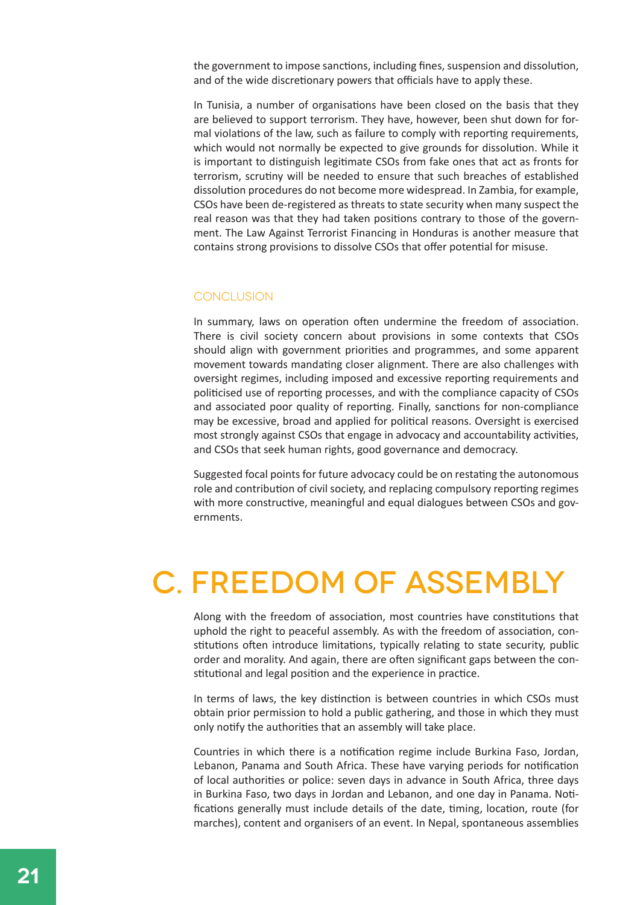the government to impose sanctions, including fines, suspension and dissolution, and of the wide discretionary powers that officials have to apply these.

In Tunisia, a number of organisations have been closed on the basis that they are believed to support terrorism. They have, however, been shut down for formal violations of the law, such as failure to comply with reporting requirements, which would not normally be expected to give grounds for dissolution. While it is important to distinguish legitimate CSOs from fake ones that act as fronts for terrorism, scrutiny will be needed to ensure that such breaches of established dissolution procedures do not become more widespread. In Zambia, for example, CSOs have been de-registered as threats to state security when many suspect the real reason was that they had taken positions contrary to those of the government. The Law Against Terrorist Financing in Honduras is another measure that contains strong provisions to dissolve CSOs that offer potential for misuse.

### CONCLUSION

In summary, laws on operation often undermine the freedom of association. There is civil society concern about provisions in some contexts that CSOs should align with government priorities and programmes, and some apparent movement towards mandating closer alignment. There are also challenges with oversight regimes, including imposed and excessive reporting requirements and politicised use of reporting processes, and with the compliance capacity of CSOs and associated poor quality of reporting. Finally, sanctions for non-compliance may be excessive, broad and applied for political reasons. Oversight is exercised most strongly against CSOs that engage in advocacy and accountability activities, and CSOs that seek human rights, good governance and democracy.

Suggested focal points for future advocacy could be on restating the autonomous role and contribution of civil society, and replacing compulsory reporting regimes with more constructive, meaningful and equal dialogues between CSOs and governments.

## C. FREEDOM OF ASSEMBLY

Along with the freedom of association, most countries have constitutions that uphold the right to peaceful assembly. As with the freedom of association, constitutions often introduce limitations, typically relating to state security, public order and morality. And again, there are often significant gaps between the constitutional and legal position and the experience in practice.

In terms of laws, the key distinction is between countries in which CSOs must obtain prior permission to hold a public gathering, and those in which they must only notify the authorities that an assembly will take place.

Countries in which there is a notification regime include Burkina Faso, Jordan, Lebanon, Panama and South Africa. These have varying periods for notification of local authorities or police: seven days in advance in South Africa, three days in Burkina Faso, two days in Jordan and Lebanon, and one day in Panama. Notifications generally must include details of the date, timing, location, route (for marches), content and organisers of an event. In Nepal, spontaneous assemblies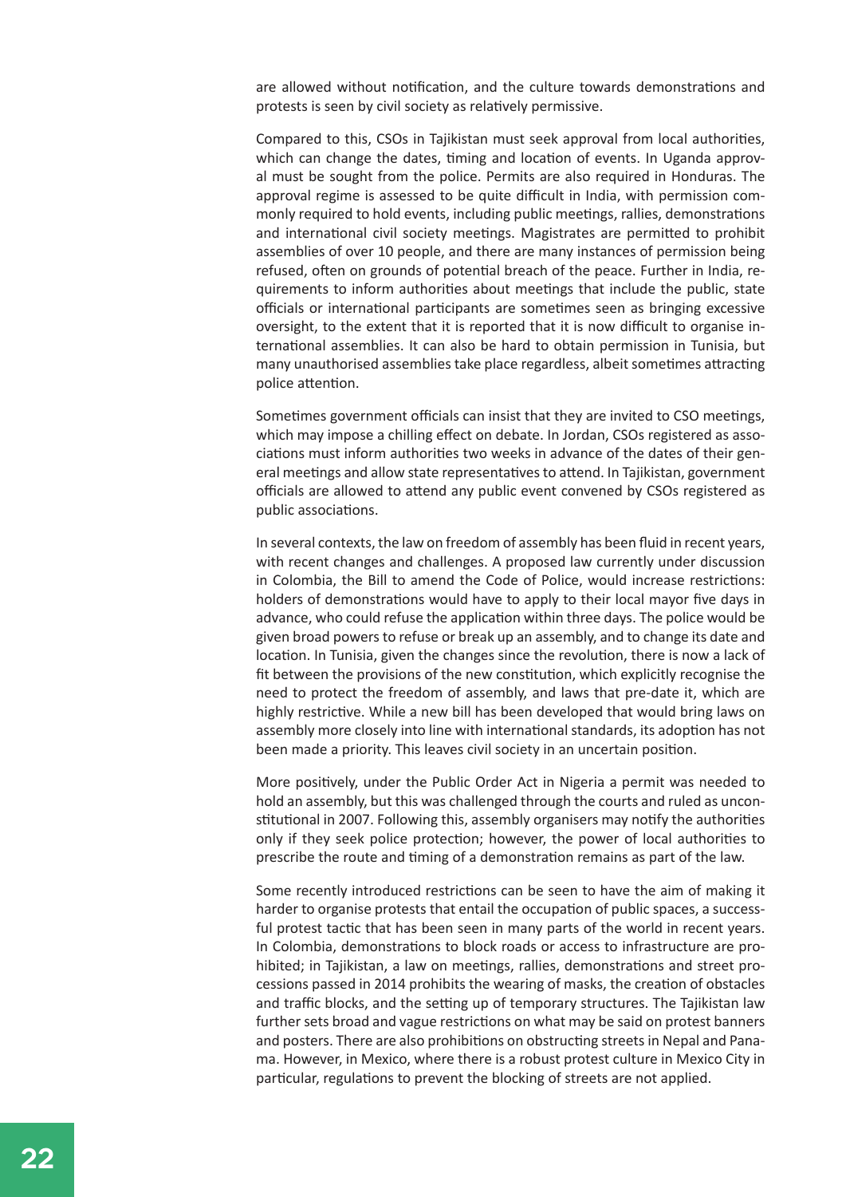are allowed without notification, and the culture towards demonstrations and protests is seen by civil society as relatively permissive.

Compared to this, CSOs in Tajikistan must seek approval from local authorities, which can change the dates, timing and location of events. In Uganda approval must be sought from the police. Permits are also required in Honduras. The approval regime is assessed to be quite difficult in India, with permission commonly required to hold events, including public meetings, rallies, demonstrations and international civil society meetings. Magistrates are permitted to prohibit assemblies of over 10 people, and there are many instances of permission being refused, often on grounds of potential breach of the peace. Further in India, requirements to inform authorities about meetings that include the public, state officials or international participants are sometimes seen as bringing excessive oversight, to the extent that it is reported that it is now difficult to organise international assemblies. It can also be hard to obtain permission in Tunisia, but many unauthorised assemblies take place regardless, albeit sometimes attracting police attention.

Sometimes government officials can insist that they are invited to CSO meetings, which may impose a chilling effect on debate. In Jordan, CSOs registered as associations must inform authorities two weeks in advance of the dates of their general meetings and allow state representatives to attend. In Tajikistan, government officials are allowed to attend any public event convened by CSOs registered as public associations.

In several contexts, the law on freedom of assembly has been fluid in recent years, with recent changes and challenges. A proposed law currently under discussion in Colombia, the Bill to amend the Code of Police, would increase restrictions: holders of demonstrations would have to apply to their local mayor five days in advance, who could refuse the application within three days. The police would be given broad powers to refuse or break up an assembly, and to change its date and location. In Tunisia, given the changes since the revolution, there is now a lack of fit between the provisions of the new constitution, which explicitly recognise the need to protect the freedom of assembly, and laws that pre-date it, which are highly restrictive. While a new bill has been developed that would bring laws on assembly more closely into line with international standards, its adoption has not been made a priority. This leaves civil society in an uncertain position.

More positively, under the Public Order Act in Nigeria a permit was needed to hold an assembly, but this was challenged through the courts and ruled as unconstitutional in 2007. Following this, assembly organisers may notify the authorities only if they seek police protection; however, the power of local authorities to prescribe the route and timing of a demonstration remains as part of the law.

Some recently introduced restrictions can be seen to have the aim of making it harder to organise protests that entail the occupation of public spaces, a successful protest tactic that has been seen in many parts of the world in recent years. In Colombia, demonstrations to block roads or access to infrastructure are prohibited; in Tajikistan, a law on meetings, rallies, demonstrations and street processions passed in 2014 prohibits the wearing of masks, the creation of obstacles and traffic blocks, and the setting up of temporary structures. The Tajikistan law further sets broad and vague restrictions on what may be said on protest banners and posters. There are also prohibitions on obstructing streets in Nepal and Panama. However, in Mexico, where there is a robust protest culture in Mexico City in particular, regulations to prevent the blocking of streets are not applied.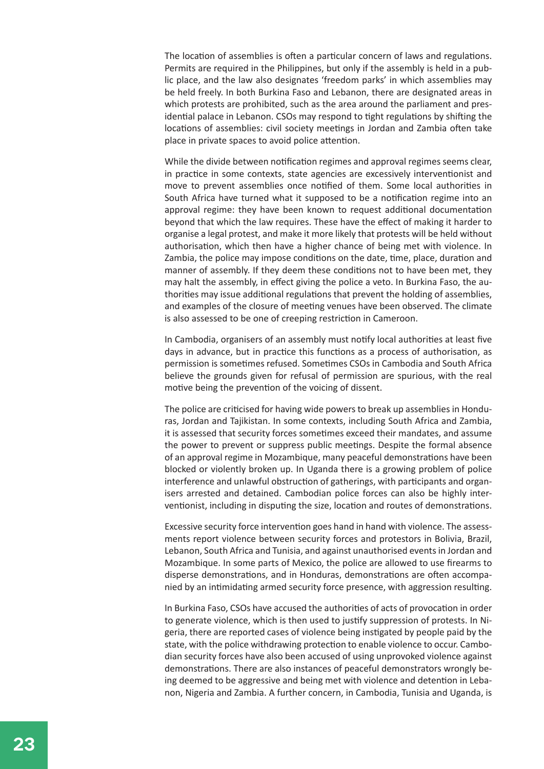The location of assemblies is often a particular concern of laws and regulations. Permits are required in the Philippines, but only if the assembly is held in a public place, and the law also designates 'freedom parks' in which assemblies may be held freely. In both Burkina Faso and Lebanon, there are designated areas in which protests are prohibited, such as the area around the parliament and presidential palace in Lebanon. CSOs may respond to tight regulations by shifting the locations of assemblies: civil society meetings in Jordan and Zambia often take place in private spaces to avoid police attention.

While the divide between notification regimes and approval regimes seems clear, in practice in some contexts, state agencies are excessively interventionist and move to prevent assemblies once notified of them. Some local authorities in South Africa have turned what it supposed to be a notification regime into an approval regime: they have been known to request additional documentation beyond that which the law requires. These have the effect of making it harder to organise a legal protest, and make it more likely that protests will be held without authorisation, which then have a higher chance of being met with violence. In Zambia, the police may impose conditions on the date, time, place, duration and manner of assembly. If they deem these conditions not to have been met, they may halt the assembly, in effect giving the police a veto. In Burkina Faso, the authorities may issue additional regulations that prevent the holding of assemblies, and examples of the closure of meeting venues have been observed. The climate is also assessed to be one of creeping restriction in Cameroon.

In Cambodia, organisers of an assembly must notify local authorities at least five days in advance, but in practice this functions as a process of authorisation, as permission is sometimes refused. Sometimes CSOs in Cambodia and South Africa believe the grounds given for refusal of permission are spurious, with the real motive being the prevention of the voicing of dissent.

The police are criticised for having wide powers to break up assemblies in Honduras, Jordan and Tajikistan. In some contexts, including South Africa and Zambia, it is assessed that security forces sometimes exceed their mandates, and assume the power to prevent or suppress public meetings. Despite the formal absence of an approval regime in Mozambique, many peaceful demonstrations have been blocked or violently broken up. In Uganda there is a growing problem of police interference and unlawful obstruction of gatherings, with participants and organisers arrested and detained. Cambodian police forces can also be highly interventionist, including in disputing the size, location and routes of demonstrations.

Excessive security force intervention goes hand in hand with violence. The assessments report violence between security forces and protestors in Bolivia, Brazil, Lebanon, South Africa and Tunisia, and against unauthorised events in Jordan and Mozambique. In some parts of Mexico, the police are allowed to use firearms to disperse demonstrations, and in Honduras, demonstrations are often accompanied by an intimidating armed security force presence, with aggression resulting.

In Burkina Faso, CSOs have accused the authorities of acts of provocation in order to generate violence, which is then used to justify suppression of protests. In Nigeria, there are reported cases of violence being instigated by people paid by the state, with the police withdrawing protection to enable violence to occur. Cambodian security forces have also been accused of using unprovoked violence against demonstrations. There are also instances of peaceful demonstrators wrongly being deemed to be aggressive and being met with violence and detention in Lebanon, Nigeria and Zambia. A further concern, in Cambodia, Tunisia and Uganda, is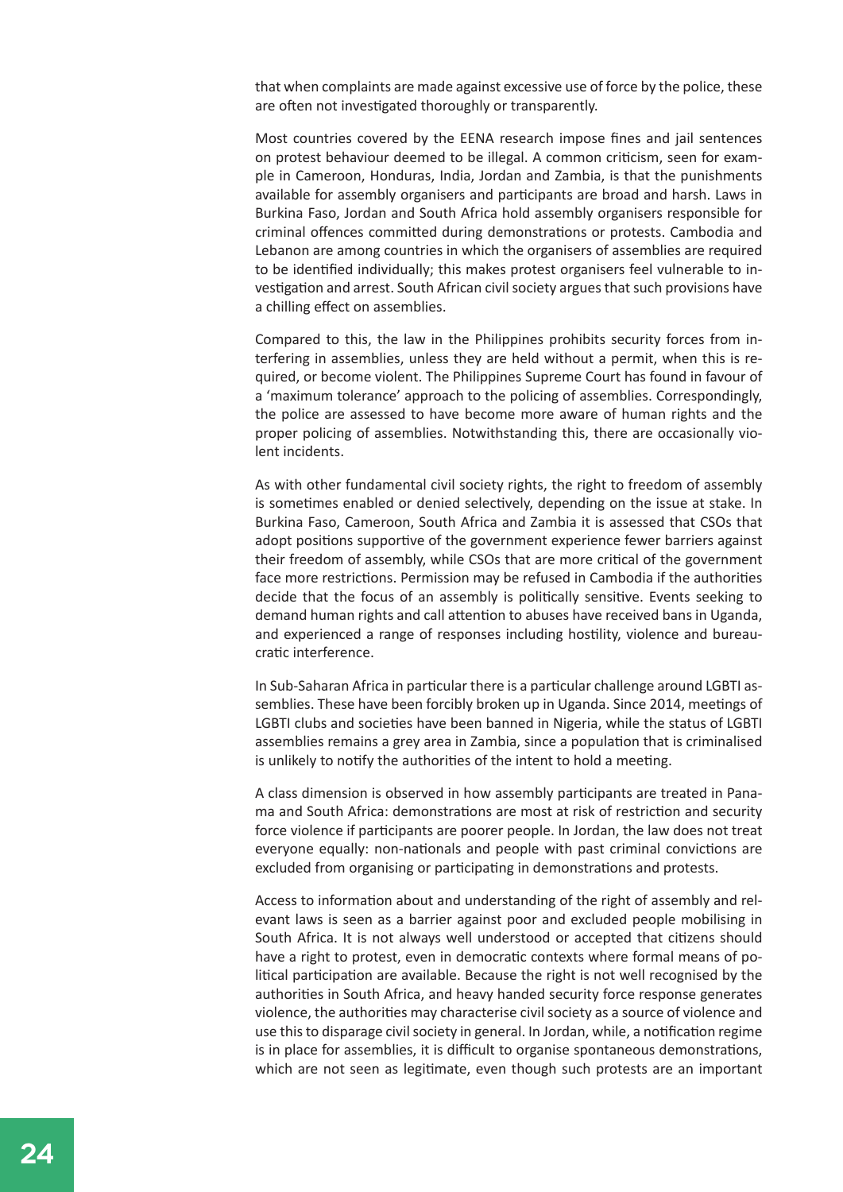that when complaints are made against excessive use of force by the police, these are often not investigated thoroughly or transparently.

Most countries covered by the EENA research impose fines and jail sentences on protest behaviour deemed to be illegal. A common criticism, seen for example in Cameroon, Honduras, India, Jordan and Zambia, is that the punishments available for assembly organisers and participants are broad and harsh. Laws in Burkina Faso, Jordan and South Africa hold assembly organisers responsible for criminal offences committed during demonstrations or protests. Cambodia and Lebanon are among countries in which the organisers of assemblies are required to be identified individually; this makes protest organisers feel vulnerable to investigation and arrest. South African civil society argues that such provisions have a chilling effect on assemblies.

Compared to this, the law in the Philippines prohibits security forces from interfering in assemblies, unless they are held without a permit, when this is required, or become violent. The Philippines Supreme Court has found in favour of a 'maximum tolerance' approach to the policing of assemblies. Correspondingly, the police are assessed to have become more aware of human rights and the proper policing of assemblies. Notwithstanding this, there are occasionally violent incidents.

As with other fundamental civil society rights, the right to freedom of assembly is sometimes enabled or denied selectively, depending on the issue at stake. In Burkina Faso, Cameroon, South Africa and Zambia it is assessed that CSOs that adopt positions supportive of the government experience fewer barriers against their freedom of assembly, while CSOs that are more critical of the government face more restrictions. Permission may be refused in Cambodia if the authorities decide that the focus of an assembly is politically sensitive. Events seeking to demand human rights and call attention to abuses have received bans in Uganda, and experienced a range of responses including hostility, violence and bureaucratic interference.

In Sub-Saharan Africa in particular there is a particular challenge around LGBTI assemblies. These have been forcibly broken up in Uganda. Since 2014, meetings of LGBTI clubs and societies have been banned in Nigeria, while the status of LGBTI assemblies remains a grey area in Zambia, since a population that is criminalised is unlikely to notify the authorities of the intent to hold a meeting.

A class dimension is observed in how assembly participants are treated in Panama and South Africa: demonstrations are most at risk of restriction and security force violence if participants are poorer people. In Jordan, the law does not treat everyone equally: non-nationals and people with past criminal convictions are excluded from organising or participating in demonstrations and protests.

Access to information about and understanding of the right of assembly and relevant laws is seen as a barrier against poor and excluded people mobilising in South Africa. It is not always well understood or accepted that citizens should have a right to protest, even in democratic contexts where formal means of political participation are available. Because the right is not well recognised by the authorities in South Africa, and heavy handed security force response generates violence, the authorities may characterise civil society as a source of violence and use this to disparage civil society in general. In Jordan, while, a notification regime is in place for assemblies, it is difficult to organise spontaneous demonstrations, which are not seen as legitimate, even though such protests are an important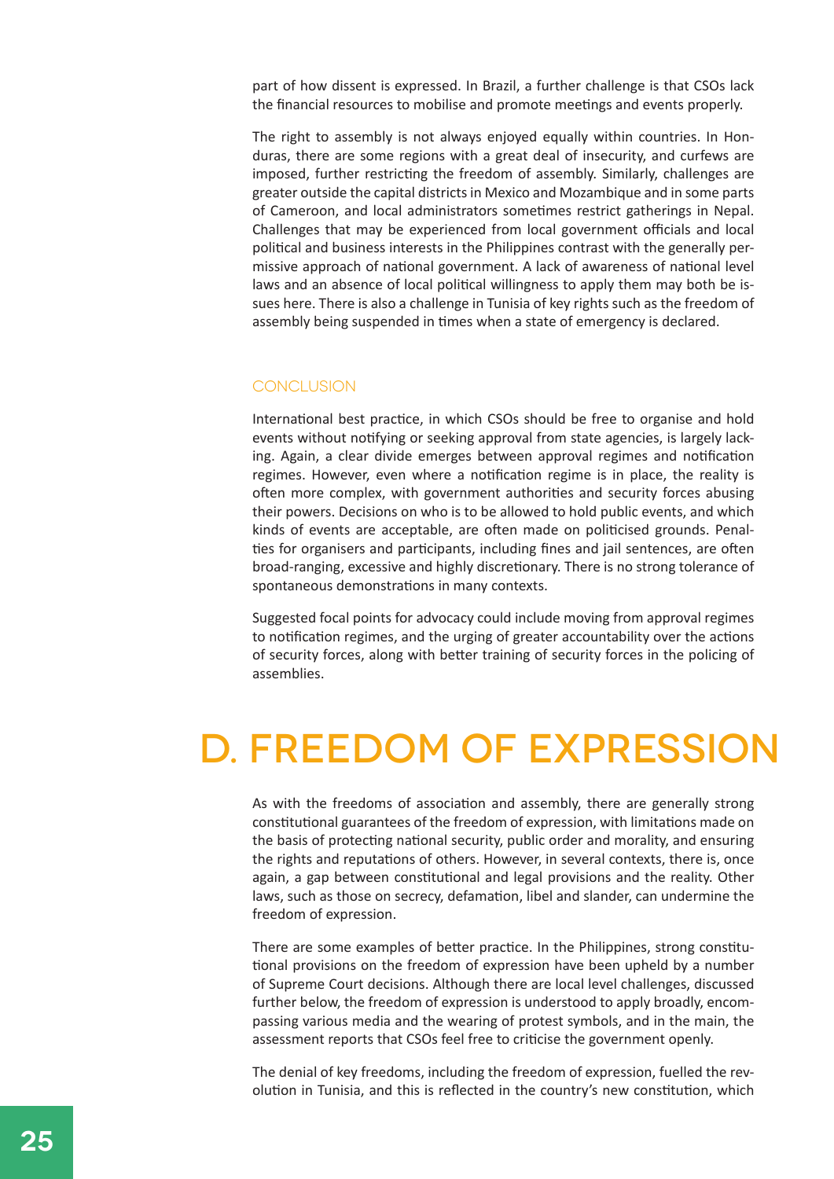part of how dissent is expressed. In Brazil, a further challenge is that CSOs lack the financial resources to mobilise and promote meetings and events properly.

The right to assembly is not always enjoyed equally within countries. In Honduras, there are some regions with a great deal of insecurity, and curfews are imposed, further restricting the freedom of assembly. Similarly, challenges are greater outside the capital districts in Mexico and Mozambique and in some parts of Cameroon, and local administrators sometimes restrict gatherings in Nepal. Challenges that may be experienced from local government officials and local political and business interests in the Philippines contrast with the generally permissive approach of national government. A lack of awareness of national level laws and an absence of local political willingness to apply them may both be issues here. There is also a challenge in Tunisia of key rights such as the freedom of assembly being suspended in times when a state of emergency is declared.

### CONCLUSION

International best practice, in which CSOs should be free to organise and hold events without notifying or seeking approval from state agencies, is largely lacking. Again, a clear divide emerges between approval regimes and notification regimes. However, even where a notification regime is in place, the reality is often more complex, with government authorities and security forces abusing their powers. Decisions on who is to be allowed to hold public events, and which kinds of events are acceptable, are often made on politicised grounds. Penalties for organisers and participants, including fines and jail sentences, are often broad-ranging, excessive and highly discretionary. There is no strong tolerance of spontaneous demonstrations in many contexts.

Suggested focal points for advocacy could include moving from approval regimes to notification regimes, and the urging of greater accountability over the actions of security forces, along with better training of security forces in the policing of assemblies.

## D. FREEDOM OF EXPRESSION

As with the freedoms of association and assembly, there are generally strong constitutional guarantees of the freedom of expression, with limitations made on the basis of protecting national security, public order and morality, and ensuring the rights and reputations of others. However, in several contexts, there is, once again, a gap between constitutional and legal provisions and the reality. Other laws, such as those on secrecy, defamation, libel and slander, can undermine the freedom of expression.

There are some examples of better practice. In the Philippines, strong constitutional provisions on the freedom of expression have been upheld by a number of Supreme Court decisions. Although there are local level challenges, discussed further below, the freedom of expression is understood to apply broadly, encompassing various media and the wearing of protest symbols, and in the main, the assessment reports that CSOs feel free to criticise the government openly.

The denial of key freedoms, including the freedom of expression, fuelled the revolution in Tunisia, and this is reflected in the country's new constitution, which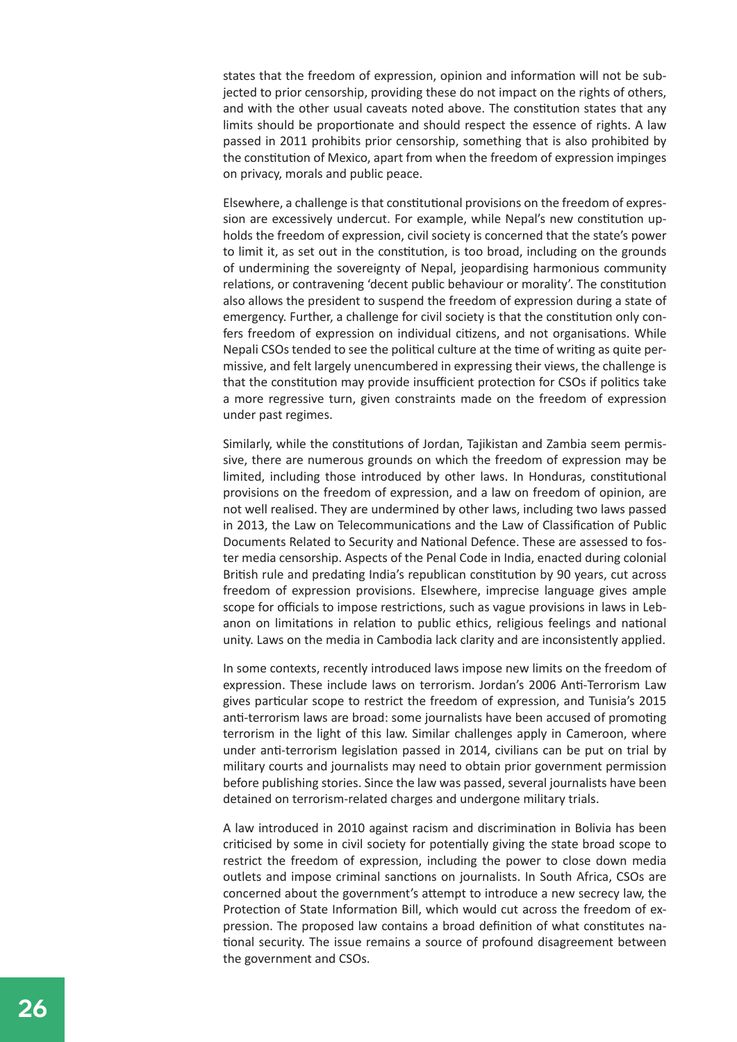states that the freedom of expression, opinion and information will not be subjected to prior censorship, providing these do not impact on the rights of others, and with the other usual caveats noted above. The constitution states that any limits should be proportionate and should respect the essence of rights. A law passed in 2011 prohibits prior censorship, something that is also prohibited by the constitution of Mexico, apart from when the freedom of expression impinges on privacy, morals and public peace.

Elsewhere, a challenge is that constitutional provisions on the freedom of expression are excessively undercut. For example, while Nepal's new constitution upholds the freedom of expression, civil society is concerned that the state's power to limit it, as set out in the constitution, is too broad, including on the grounds of undermining the sovereignty of Nepal, jeopardising harmonious community relations, or contravening 'decent public behaviour or morality'. The constitution also allows the president to suspend the freedom of expression during a state of emergency. Further, a challenge for civil society is that the constitution only confers freedom of expression on individual citizens, and not organisations. While Nepali CSOs tended to see the political culture at the time of writing as quite permissive, and felt largely unencumbered in expressing their views, the challenge is that the constitution may provide insufficient protection for CSOs if politics take a more regressive turn, given constraints made on the freedom of expression under past regimes.

Similarly, while the constitutions of Jordan, Tajikistan and Zambia seem permissive, there are numerous grounds on which the freedom of expression may be limited, including those introduced by other laws. In Honduras, constitutional provisions on the freedom of expression, and a law on freedom of opinion, are not well realised. They are undermined by other laws, including two laws passed in 2013, the Law on Telecommunications and the Law of Classification of Public Documents Related to Security and National Defence. These are assessed to foster media censorship. Aspects of the Penal Code in India, enacted during colonial British rule and predating India's republican constitution by 90 years, cut across freedom of expression provisions. Elsewhere, imprecise language gives ample scope for officials to impose restrictions, such as vague provisions in laws in Lebanon on limitations in relation to public ethics, religious feelings and national unity. Laws on the media in Cambodia lack clarity and are inconsistently applied.

In some contexts, recently introduced laws impose new limits on the freedom of expression. These include laws on terrorism. Jordan's 2006 Anti-Terrorism Law gives particular scope to restrict the freedom of expression, and Tunisia's 2015 anti-terrorism laws are broad: some journalists have been accused of promoting terrorism in the light of this law. Similar challenges apply in Cameroon, where under anti-terrorism legislation passed in 2014, civilians can be put on trial by military courts and journalists may need to obtain prior government permission before publishing stories. Since the law was passed, several journalists have been detained on terrorism-related charges and undergone military trials.

A law introduced in 2010 against racism and discrimination in Bolivia has been criticised by some in civil society for potentially giving the state broad scope to restrict the freedom of expression, including the power to close down media outlets and impose criminal sanctions on journalists. In South Africa, CSOs are concerned about the government's attempt to introduce a new secrecy law, the Protection of State Information Bill, which would cut across the freedom of expression. The proposed law contains a broad definition of what constitutes national security. The issue remains a source of profound disagreement between the government and CSOs.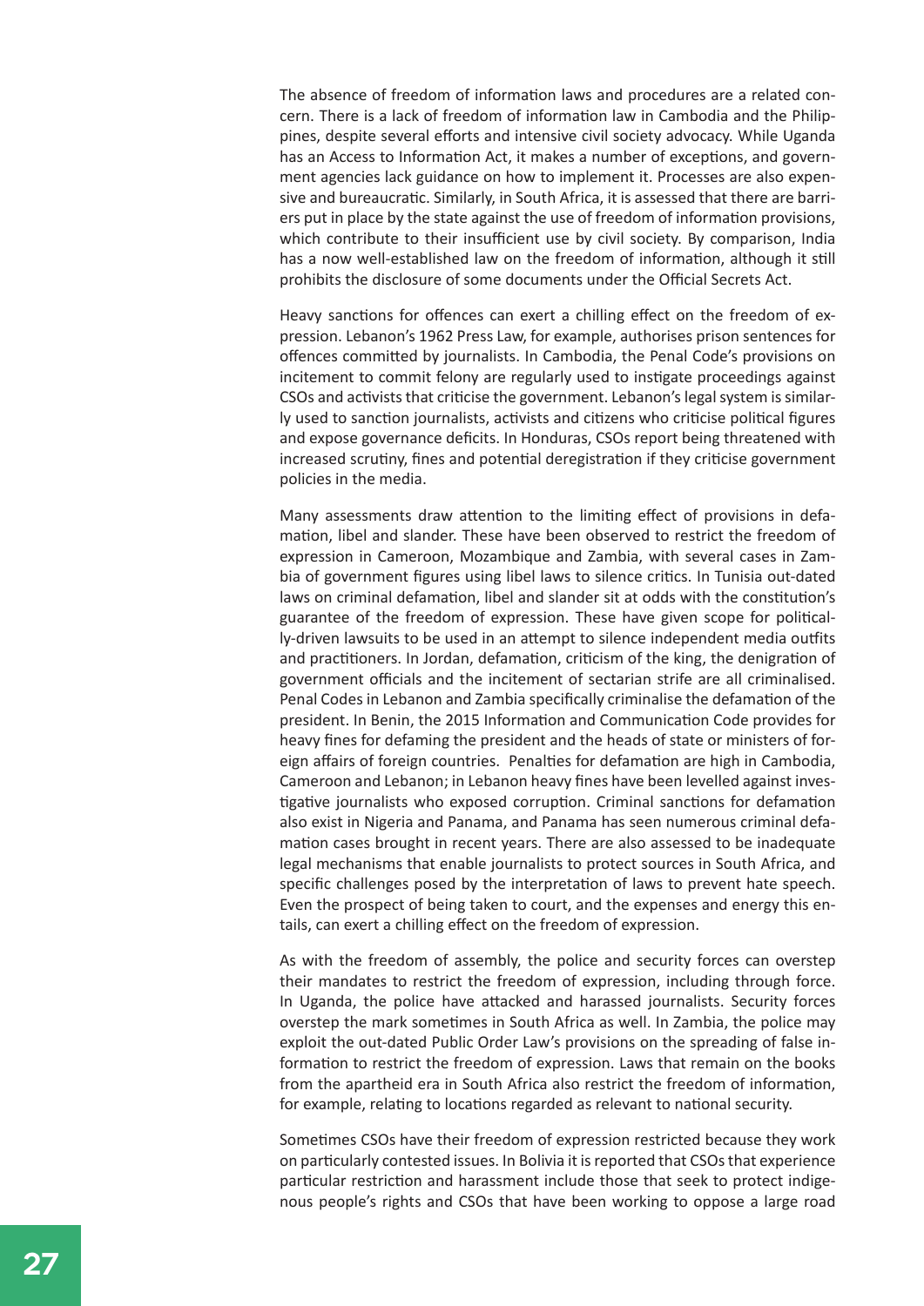The absence of freedom of information laws and procedures are a related concern. There is a lack of freedom of information law in Cambodia and the Philippines, despite several efforts and intensive civil society advocacy. While Uganda has an Access to Information Act, it makes a number of exceptions, and government agencies lack guidance on how to implement it. Processes are also expensive and bureaucratic. Similarly, in South Africa, it is assessed that there are barriers put in place by the state against the use of freedom of information provisions, which contribute to their insufficient use by civil society. By comparison, India has a now well-established law on the freedom of information, although it still prohibits the disclosure of some documents under the Official Secrets Act.

Heavy sanctions for offences can exert a chilling effect on the freedom of expression. Lebanon's 1962 Press Law, for example, authorises prison sentences for offences committed by journalists. In Cambodia, the Penal Code's provisions on incitement to commit felony are regularly used to instigate proceedings against CSOs and activists that criticise the government. Lebanon's legal system is similarly used to sanction journalists, activists and citizens who criticise political figures and expose governance deficits. In Honduras, CSOs report being threatened with increased scrutiny, fines and potential deregistration if they criticise government policies in the media.

Many assessments draw attention to the limiting effect of provisions in defamation, libel and slander. These have been observed to restrict the freedom of expression in Cameroon, Mozambique and Zambia, with several cases in Zambia of government figures using libel laws to silence critics. In Tunisia out-dated laws on criminal defamation, libel and slander sit at odds with the constitution's guarantee of the freedom of expression. These have given scope for politically-driven lawsuits to be used in an attempt to silence independent media outfits and practitioners. In Jordan, defamation, criticism of the king, the denigration of government officials and the incitement of sectarian strife are all criminalised. Penal Codes in Lebanon and Zambia specifically criminalise the defamation of the president. In Benin, the 2015 Information and Communication Code provides for heavy fines for defaming the president and the heads of state or ministers of foreign affairs of foreign countries. Penalties for defamation are high in Cambodia, Cameroon and Lebanon; in Lebanon heavy fines have been levelled against investigative journalists who exposed corruption. Criminal sanctions for defamation also exist in Nigeria and Panama, and Panama has seen numerous criminal defamation cases brought in recent years. There are also assessed to be inadequate legal mechanisms that enable journalists to protect sources in South Africa, and specific challenges posed by the interpretation of laws to prevent hate speech. Even the prospect of being taken to court, and the expenses and energy this entails, can exert a chilling effect on the freedom of expression.

As with the freedom of assembly, the police and security forces can overstep their mandates to restrict the freedom of expression, including through force. In Uganda, the police have attacked and harassed journalists. Security forces overstep the mark sometimes in South Africa as well. In Zambia, the police may exploit the out-dated Public Order Law's provisions on the spreading of false information to restrict the freedom of expression. Laws that remain on the books from the apartheid era in South Africa also restrict the freedom of information, for example, relating to locations regarded as relevant to national security.

Sometimes CSOs have their freedom of expression restricted because they work on particularly contested issues. In Bolivia it is reported that CSOs that experience particular restriction and harassment include those that seek to protect indigenous people's rights and CSOs that have been working to oppose a large road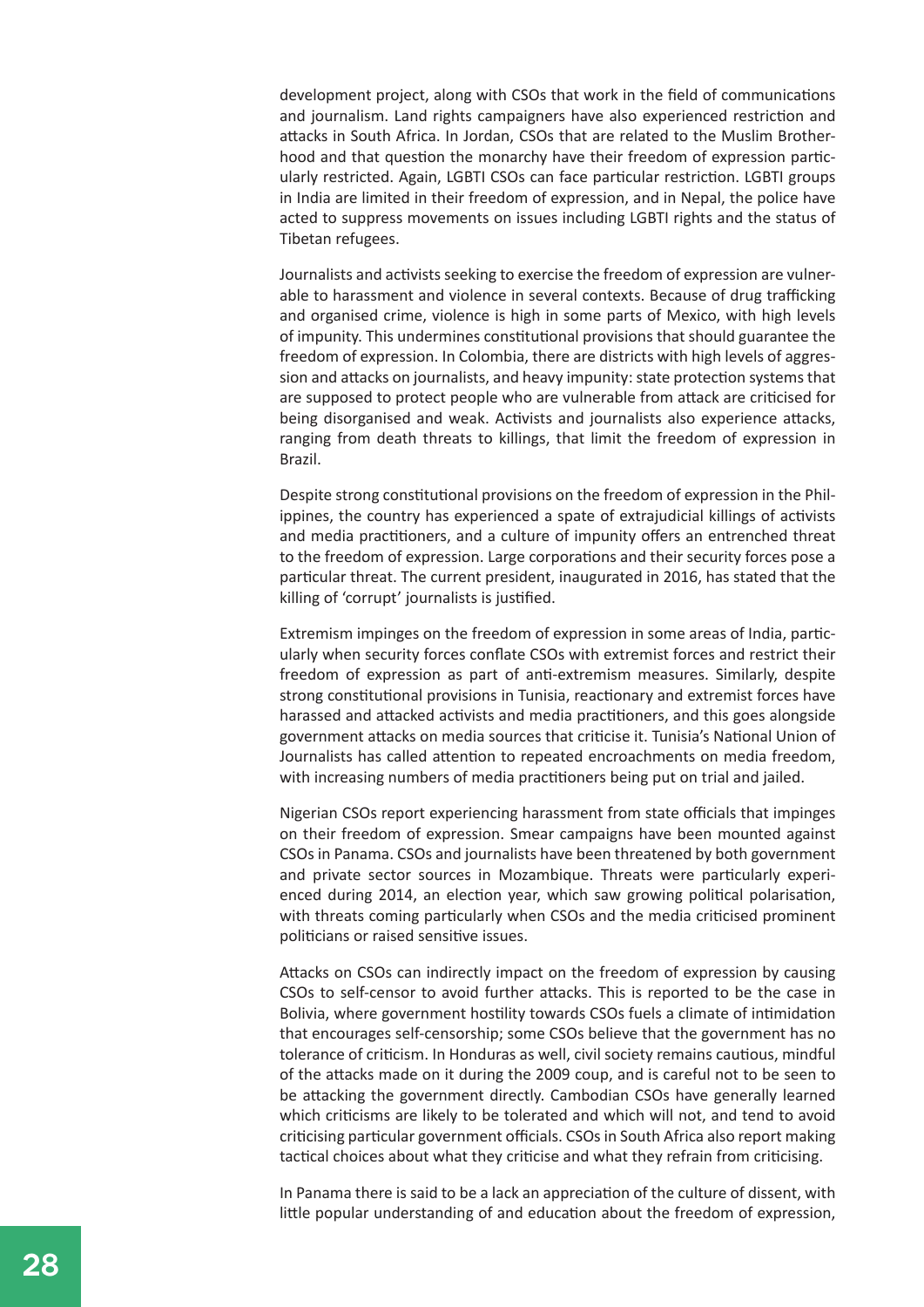development project, along with CSOs that work in the field of communications and journalism. Land rights campaigners have also experienced restriction and attacks in South Africa. In Jordan, CSOs that are related to the Muslim Brotherhood and that question the monarchy have their freedom of expression particularly restricted. Again, LGBTI CSOs can face particular restriction. LGBTI groups in India are limited in their freedom of expression, and in Nepal, the police have acted to suppress movements on issues including LGBTI rights and the status of Tibetan refugees.

Journalists and activists seeking to exercise the freedom of expression are vulnerable to harassment and violence in several contexts. Because of drug trafficking and organised crime, violence is high in some parts of Mexico, with high levels of impunity. This undermines constitutional provisions that should guarantee the freedom of expression. In Colombia, there are districts with high levels of aggression and attacks on journalists, and heavy impunity: state protection systems that are supposed to protect people who are vulnerable from attack are criticised for being disorganised and weak. Activists and journalists also experience attacks, ranging from death threats to killings, that limit the freedom of expression in Brazil.

Despite strong constitutional provisions on the freedom of expression in the Philippines, the country has experienced a spate of extrajudicial killings of activists and media practitioners, and a culture of impunity offers an entrenched threat to the freedom of expression. Large corporations and their security forces pose a particular threat. The current president, inaugurated in 2016, has stated that the killing of 'corrupt' journalists is justified.

Extremism impinges on the freedom of expression in some areas of India, particularly when security forces conflate CSOs with extremist forces and restrict their freedom of expression as part of anti-extremism measures. Similarly, despite strong constitutional provisions in Tunisia, reactionary and extremist forces have harassed and attacked activists and media practitioners, and this goes alongside government attacks on media sources that criticise it. Tunisia's National Union of Journalists has called attention to repeated encroachments on media freedom, with increasing numbers of media practitioners being put on trial and jailed.

Nigerian CSOs report experiencing harassment from state officials that impinges on their freedom of expression. Smear campaigns have been mounted against CSOs in Panama. CSOs and journalists have been threatened by both government and private sector sources in Mozambique. Threats were particularly experienced during 2014, an election year, which saw growing political polarisation, with threats coming particularly when CSOs and the media criticised prominent politicians or raised sensitive issues.

Attacks on CSOs can indirectly impact on the freedom of expression by causing CSOs to self-censor to avoid further attacks. This is reported to be the case in Bolivia, where government hostility towards CSOs fuels a climate of intimidation that encourages self-censorship; some CSOs believe that the government has no tolerance of criticism. In Honduras as well, civil society remains cautious, mindful of the attacks made on it during the 2009 coup, and is careful not to be seen to be attacking the government directly. Cambodian CSOs have generally learned which criticisms are likely to be tolerated and which will not, and tend to avoid criticising particular government officials. CSOs in South Africa also report making tactical choices about what they criticise and what they refrain from criticising.

In Panama there is said to be a lack an appreciation of the culture of dissent, with little popular understanding of and education about the freedom of expression,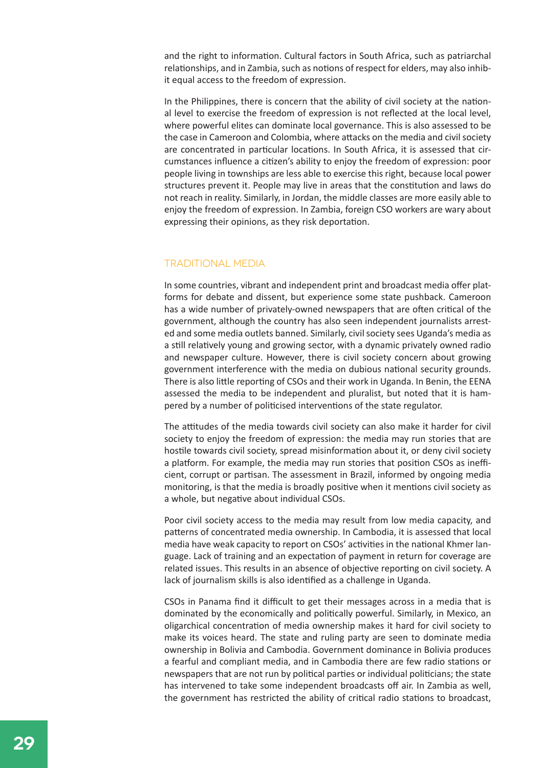and the right to information. Cultural factors in South Africa, such as patriarchal relationships, and in Zambia, such as notions of respect for elders, may also inhibit equal access to the freedom of expression.

In the Philippines, there is concern that the ability of civil society at the national level to exercise the freedom of expression is not reflected at the local level, where powerful elites can dominate local governance. This is also assessed to be the case in Cameroon and Colombia, where attacks on the media and civil society are concentrated in particular locations. In South Africa, it is assessed that circumstances influence a citizen's ability to enjoy the freedom of expression: poor people living in townships are less able to exercise this right, because local power structures prevent it. People may live in areas that the constitution and laws do not reach in reality. Similarly, in Jordan, the middle classes are more easily able to enjoy the freedom of expression. In Zambia, foreign CSO workers are wary about expressing their opinions, as they risk deportation.

## TRADITIONAL MEDIA

In some countries, vibrant and independent print and broadcast media offer platforms for debate and dissent, but experience some state pushback. Cameroon has a wide number of privately-owned newspapers that are often critical of the government, although the country has also seen independent journalists arrested and some media outlets banned. Similarly, civil society sees Uganda's media as a still relatively young and growing sector, with a dynamic privately owned radio and newspaper culture. However, there is civil society concern about growing government interference with the media on dubious national security grounds. There is also little reporting of CSOs and their work in Uganda. In Benin, the EENA assessed the media to be independent and pluralist, but noted that it is hampered by a number of politicised interventions of the state regulator.

The attitudes of the media towards civil society can also make it harder for civil society to enjoy the freedom of expression: the media may run stories that are hostile towards civil society, spread misinformation about it, or deny civil society a platform. For example, the media may run stories that position CSOs as inefficient, corrupt or partisan. The assessment in Brazil, informed by ongoing media monitoring, is that the media is broadly positive when it mentions civil society as a whole, but negative about individual CSOs.

Poor civil society access to the media may result from low media capacity, and patterns of concentrated media ownership. In Cambodia, it is assessed that local media have weak capacity to report on CSOs' activities in the national Khmer language. Lack of training and an expectation of payment in return for coverage are related issues. This results in an absence of objective reporting on civil society. A lack of journalism skills is also identified as a challenge in Uganda.

CSOs in Panama find it difficult to get their messages across in a media that is dominated by the economically and politically powerful. Similarly, in Mexico, an oligarchical concentration of media ownership makes it hard for civil society to make its voices heard. The state and ruling party are seen to dominate media ownership in Bolivia and Cambodia. Government dominance in Bolivia produces a fearful and compliant media, and in Cambodia there are few radio stations or newspapers that are not run by political parties or individual politicians; the state has intervened to take some independent broadcasts off air. In Zambia as well, the government has restricted the ability of critical radio stations to broadcast,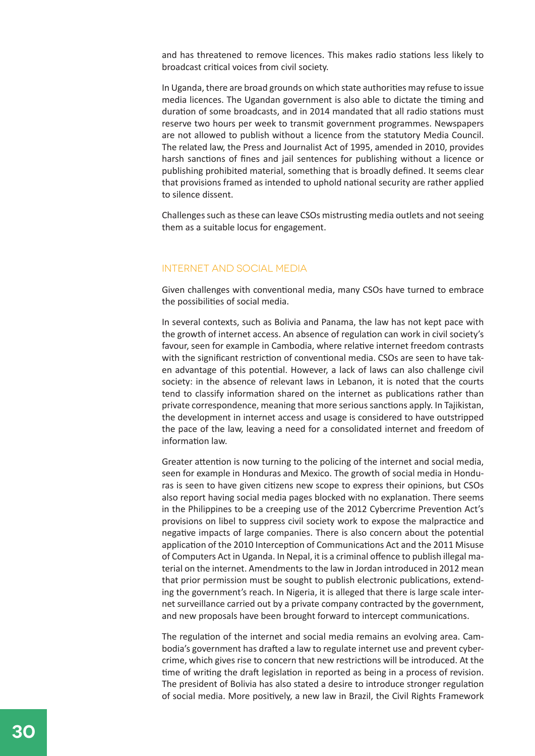and has threatened to remove licences. This makes radio stations less likely to broadcast critical voices from civil society.

In Uganda, there are broad grounds on which state authorities may refuse to issue media licences. The Ugandan government is also able to dictate the timing and duration of some broadcasts, and in 2014 mandated that all radio stations must reserve two hours per week to transmit government programmes. Newspapers are not allowed to publish without a licence from the statutory Media Council. The related law, the Press and Journalist Act of 1995, amended in 2010, provides harsh sanctions of fines and jail sentences for publishing without a licence or publishing prohibited material, something that is broadly defined. It seems clear that provisions framed as intended to uphold national security are rather applied to silence dissent.

Challenges such as these can leave CSOs mistrusting media outlets and not seeing them as a suitable locus for engagement.

## INTERNET AND SOCIAL MEDIA

Given challenges with conventional media, many CSOs have turned to embrace the possibilities of social media.

In several contexts, such as Bolivia and Panama, the law has not kept pace with the growth of internet access. An absence of regulation can work in civil society's favour, seen for example in Cambodia, where relative internet freedom contrasts with the significant restriction of conventional media. CSOs are seen to have taken advantage of this potential. However, a lack of laws can also challenge civil society: in the absence of relevant laws in Lebanon, it is noted that the courts tend to classify information shared on the internet as publications rather than private correspondence, meaning that more serious sanctions apply. In Tajikistan, the development in internet access and usage is considered to have outstripped the pace of the law, leaving a need for a consolidated internet and freedom of information law.

Greater attention is now turning to the policing of the internet and social media, seen for example in Honduras and Mexico. The growth of social media in Honduras is seen to have given citizens new scope to express their opinions, but CSOs also report having social media pages blocked with no explanation. There seems in the Philippines to be a creeping use of the 2012 Cybercrime Prevention Act's provisions on libel to suppress civil society work to expose the malpractice and negative impacts of large companies. There is also concern about the potential application of the 2010 Interception of Communications Act and the 2011 Misuse of Computers Act in Uganda. In Nepal, it is a criminal offence to publish illegal material on the internet. Amendments to the law in Jordan introduced in 2012 mean that prior permission must be sought to publish electronic publications, extending the government's reach. In Nigeria, it is alleged that there is large scale internet surveillance carried out by a private company contracted by the government, and new proposals have been brought forward to intercept communications.

The regulation of the internet and social media remains an evolving area. Cambodia's government has drafted a law to regulate internet use and prevent cybercrime, which gives rise to concern that new restrictions will be introduced. At the time of writing the draft legislation in reported as being in a process of revision. The president of Bolivia has also stated a desire to introduce stronger regulation of social media. More positively, a new law in Brazil, the Civil Rights Framework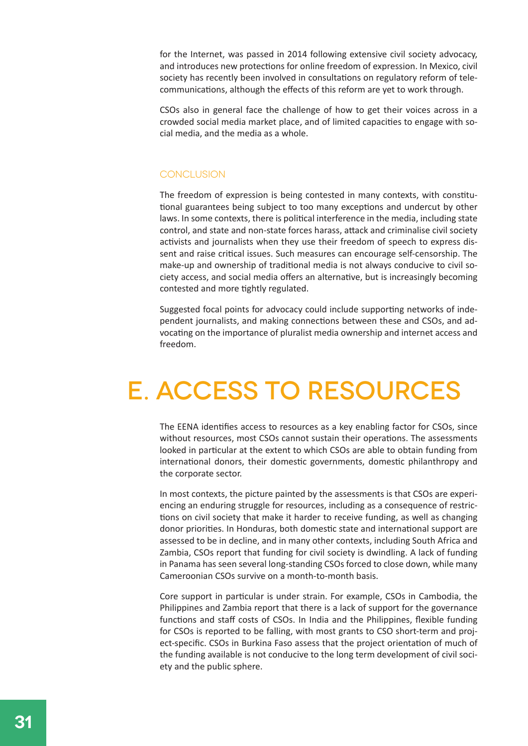for the Internet, was passed in 2014 following extensive civil society advocacy, and introduces new protections for online freedom of expression. In Mexico, civil society has recently been involved in consultations on regulatory reform of telecommunications, although the effects of this reform are yet to work through.

CSOs also in general face the challenge of how to get their voices across in a crowded social media market place, and of limited capacities to engage with social media, and the media as a whole.

### CONCLUSION

The freedom of expression is being contested in many contexts, with constitutional guarantees being subject to too many exceptions and undercut by other laws. In some contexts, there is political interference in the media, including state control, and state and non-state forces harass, attack and criminalise civil society activists and journalists when they use their freedom of speech to express dissent and raise critical issues. Such measures can encourage self-censorship. The make-up and ownership of traditional media is not always conducive to civil society access, and social media offers an alternative, but is increasingly becoming contested and more tightly regulated.

Suggested focal points for advocacy could include supporting networks of independent journalists, and making connections between these and CSOs, and advocating on the importance of pluralist media ownership and internet access and freedom.

# E. ACCESS TO RESOURCES

The EENA identifies access to resources as a key enabling factor for CSOs, since without resources, most CSOs cannot sustain their operations. The assessments looked in particular at the extent to which CSOs are able to obtain funding from international donors, their domestic governments, domestic philanthropy and the corporate sector.

In most contexts, the picture painted by the assessments is that CSOs are experiencing an enduring struggle for resources, including as a consequence of restrictions on civil society that make it harder to receive funding, as well as changing donor priorities. In Honduras, both domestic state and international support are assessed to be in decline, and in many other contexts, including South Africa and Zambia, CSOs report that funding for civil society is dwindling. A lack of funding in Panama has seen several long-standing CSOs forced to close down, while many Cameroonian CSOs survive on a month-to-month basis.

Core support in particular is under strain. For example, CSOs in Cambodia, the Philippines and Zambia report that there is a lack of support for the governance functions and staff costs of CSOs. In India and the Philippines, flexible funding for CSOs is reported to be falling, with most grants to CSO short-term and project-specific. CSOs in Burkina Faso assess that the project orientation of much of the funding available is not conducive to the long term development of civil society and the public sphere.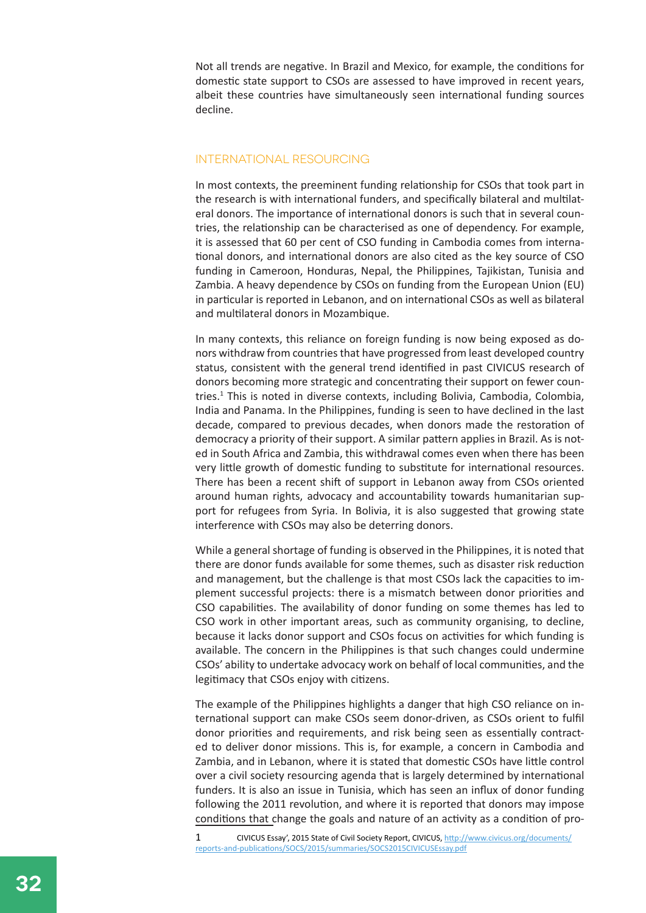Not all trends are negative. In Brazil and Mexico, for example, the conditions for domestic state support to CSOs are assessed to have improved in recent years, albeit these countries have simultaneously seen international funding sources decline.

## INTERNATIONAL RESOURCING

In most contexts, the preeminent funding relationship for CSOs that took part in the research is with international funders, and specifically bilateral and multilateral donors. The importance of international donors is such that in several countries, the relationship can be characterised as one of dependency. For example, it is assessed that 60 per cent of CSO funding in Cambodia comes from international donors, and international donors are also cited as the key source of CSO funding in Cameroon, Honduras, Nepal, the Philippines, Tajikistan, Tunisia and Zambia. A heavy dependence by CSOs on funding from the European Union (EU) in particular is reported in Lebanon, and on international CSOs as well as bilateral and multilateral donors in Mozambique.

In many contexts, this reliance on foreign funding is now being exposed as donors withdraw from countries that have progressed from least developed country status, consistent with the general trend identified in past CIVICUS research of donors becoming more strategic and concentrating their support on fewer countries.[1] This is noted in diverse contexts, including Bolivia, Cambodia, Colombia, India and Panama. In the Philippines, funding is seen to have declined in the last decade, compared to previous decades, when donors made the restoration of democracy a priority of their support. A similar pattern applies in Brazil. As is noted in South Africa and Zambia, this withdrawal comes even when there has been very little growth of domestic funding to substitute for international resources. There has been a recent shift of support in Lebanon away from CSOs oriented around human rights, advocacy and accountability towards humanitarian support for refugees from Syria. In Bolivia, it is also suggested that growing state interference with CSOs may also be deterring donors.

While a general shortage of funding is observed in the Philippines, it is noted that there are donor funds available for some themes, such as disaster risk reduction and management, but the challenge is that most CSOs lack the capacities to implement successful projects: there is a mismatch between donor priorities and CSO capabilities. The availability of donor funding on some themes has led to CSO work in other important areas, such as community organising, to decline, because it lacks donor support and CSOs focus on activities for which funding is available. The concern in the Philippines is that such changes could undermine CSOs' ability to undertake advocacy work on behalf of local communities, and the legitimacy that CSOs enjoy with citizens.

The example of the Philippines highlights a danger that high CSO reliance on international support can make CSOs seem donor-driven, as CSOs orient to fulfil donor priorities and requirements, and risk being seen as essentially contracted to deliver donor missions. This is, for example, a concern in Cambodia and Zambia, and in Lebanon, where it is stated that domestic CSOs have little control over a civil society resourcing agenda that is largely determined by international funders. It is also an issue in Tunisia, which has seen an influx of donor funding following the 2011 revolution, and where it is reported that donors may impose conditions that change the goals and nature of an activity as a condition of pro-

1 CIVICUS Essay', 2015 State of Civil Society Report, CIVICUS, http://www.civicus.org/documents/reports-and-publications/SOCS/2015/summaries/SOCS2015CIVICUSEssay.pdf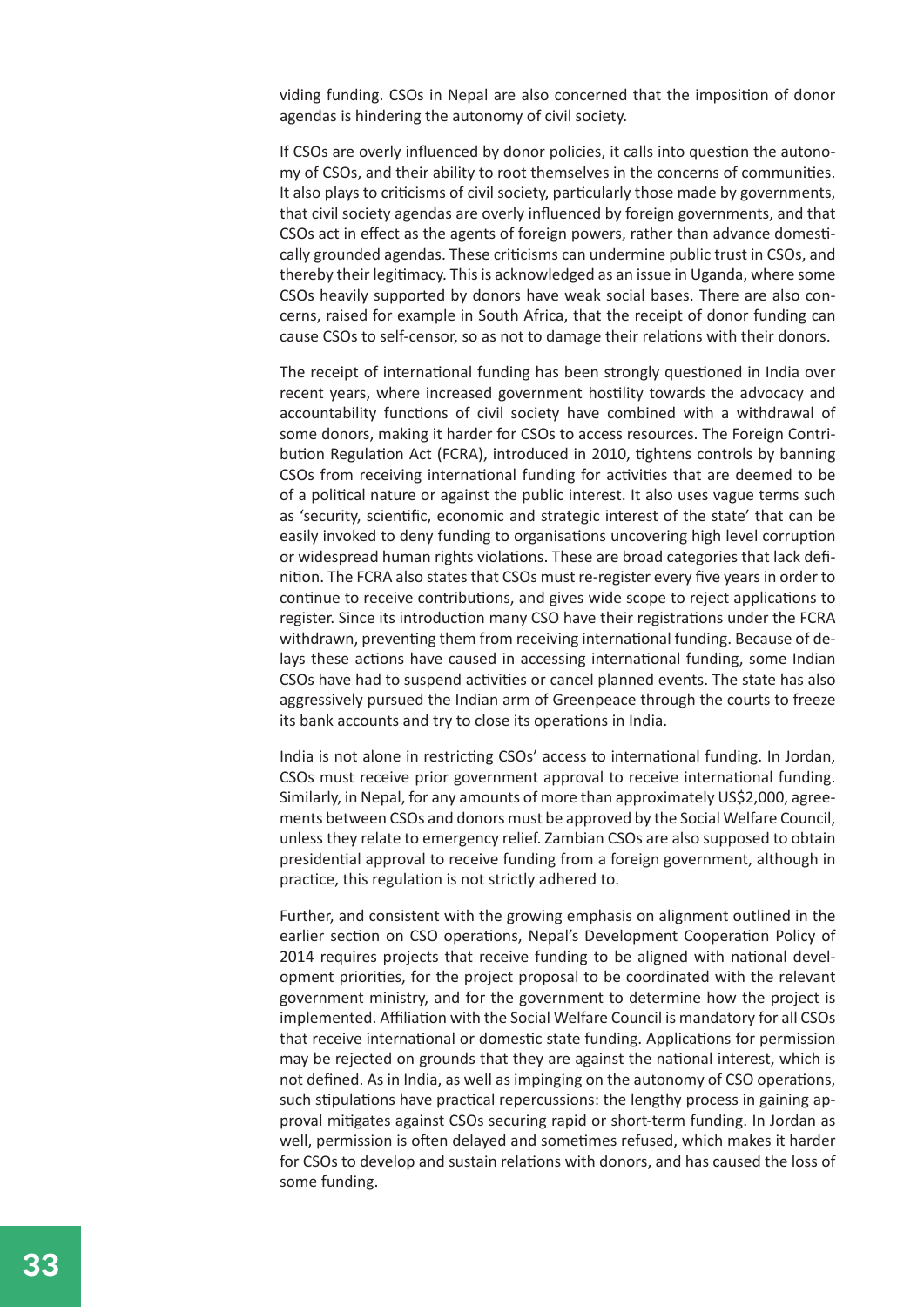viding funding. CSOs in Nepal are also concerned that the imposition of donor agendas is hindering the autonomy of civil society.

If CSOs are overly influenced by donor policies, it calls into question the autonomy of CSOs, and their ability to root themselves in the concerns of communities. It also plays to criticisms of civil society, particularly those made by governments, that civil society agendas are overly influenced by foreign governments, and that CSOs act in effect as the agents of foreign powers, rather than advance domestically grounded agendas. These criticisms can undermine public trust in CSOs, and thereby their legitimacy. This is acknowledged as an issue in Uganda, where some CSOs heavily supported by donors have weak social bases. There are also concerns, raised for example in South Africa, that the receipt of donor funding can cause CSOs to self-censor, so as not to damage their relations with their donors.

The receipt of international funding has been strongly questioned in India over recent years, where increased government hostility towards the advocacy and accountability functions of civil society have combined with a withdrawal of some donors, making it harder for CSOs to access resources. The Foreign Contribution Regulation Act (FCRA), introduced in 2010, tightens controls by banning CSOs from receiving international funding for activities that are deemed to be of a political nature or against the public interest. It also uses vague terms such as 'security, scientific, economic and strategic interest of the state' that can be easily invoked to deny funding to organisations uncovering high level corruption or widespread human rights violations. These are broad categories that lack definition. The FCRA also states that CSOs must re-register every five years in order to continue to receive contributions, and gives wide scope to reject applications to register. Since its introduction many CSO have their registrations under the FCRA withdrawn, preventing them from receiving international funding. Because of delays these actions have caused in accessing international funding, some Indian CSOs have had to suspend activities or cancel planned events. The state has also aggressively pursued the Indian arm of Greenpeace through the courts to freeze its bank accounts and try to close its operations in India.

India is not alone in restricting CSOs' access to international funding. In Jordan, CSOs must receive prior government approval to receive international funding. Similarly, in Nepal, for any amounts of more than approximately US$2,000, agreements between CSOs and donors must be approved by the Social Welfare Council, unless they relate to emergency relief. Zambian CSOs are also supposed to obtain presidential approval to receive funding from a foreign government, although in practice, this regulation is not strictly adhered to.

Further, and consistent with the growing emphasis on alignment outlined in the earlier section on CSO operations, Nepal's Development Cooperation Policy of 2014 requires projects that receive funding to be aligned with national development priorities, for the project proposal to be coordinated with the relevant government ministry, and for the government to determine how the project is implemented. Affiliation with the Social Welfare Council is mandatory for all CSOs that receive international or domestic state funding. Applications for permission may be rejected on grounds that they are against the national interest, which is not defined. As in India, as well as impinging on the autonomy of CSO operations, such stipulations have practical repercussions: the lengthy process in gaining approval mitigates against CSOs securing rapid or short-term funding. In Jordan as well, permission is often delayed and sometimes refused, which makes it harder for CSOs to develop and sustain relations with donors, and has caused the loss of some funding.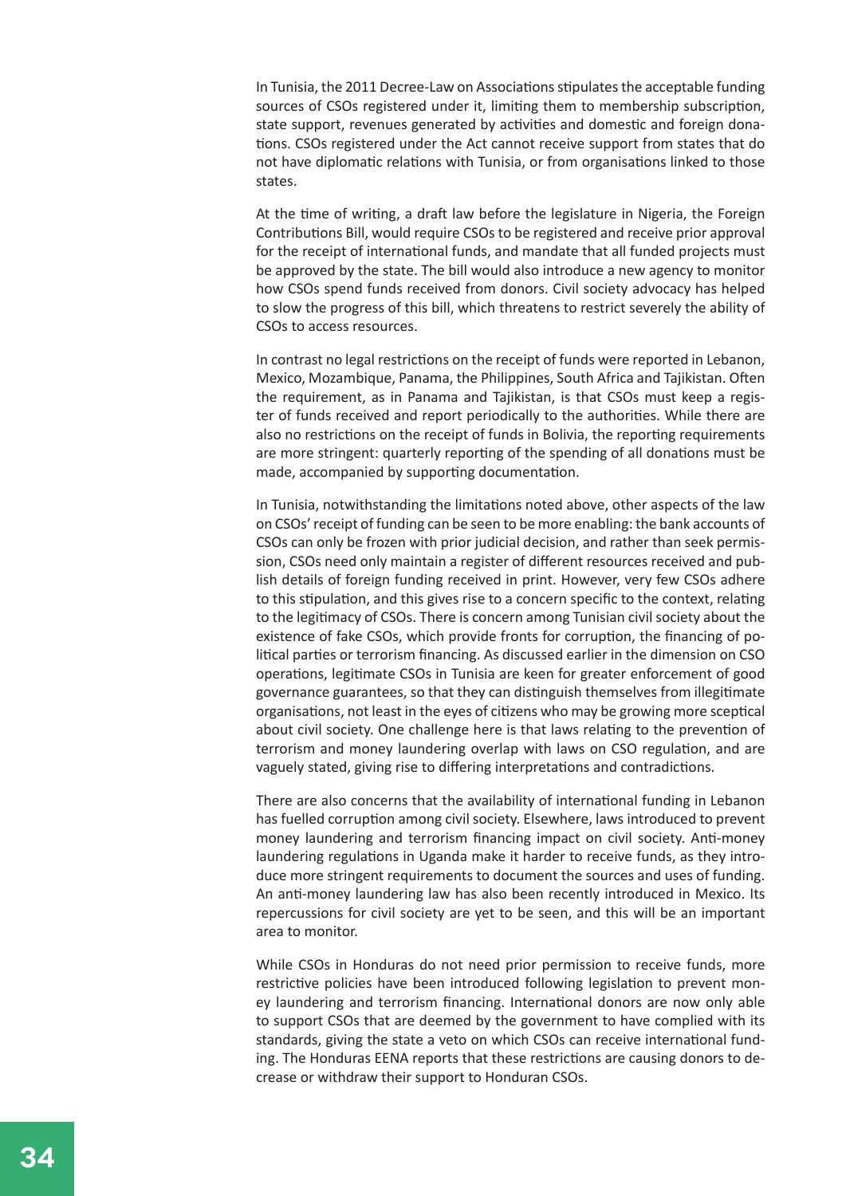In Tunisia, the 2011 Decree-Law on Associations stipulates the acceptable funding sources of CSOs registered under it, limiting them to membership subscription, state support, revenues generated by activities and domestic and foreign donations. CSOs registered under the Act cannot receive support from states that do not have diplomatic relations with Tunisia, or from organisations linked to those states.

At the time of writing, a draft law before the legislature in Nigeria, the Foreign Contributions Bill, would require CSOs to be registered and receive prior approval for the receipt of international funds, and mandate that all funded projects must be approved by the state. The bill would also introduce a new agency to monitor how CSOs spend funds received from donors. Civil society advocacy has helped to slow the progress of this bill, which threatens to restrict severely the ability of CSOs to access resources.

In contrast no legal restrictions on the receipt of funds were reported in Lebanon, Mexico, Mozambique, Panama, the Philippines, South Africa and Tajikistan. Often the requirement, as in Panama and Tajikistan, is that CSOs must keep a register of funds received and report periodically to the authorities. While there are also no restrictions on the receipt of funds in Bolivia, the reporting requirements are more stringent: quarterly reporting of the spending of all donations must be made, accompanied by supporting documentation.

In Tunisia, notwithstanding the limitations noted above, other aspects of the law on CSOs' receipt of funding can be seen to be more enabling: the bank accounts of CSOs can only be frozen with prior judicial decision, and rather than seek permission, CSOs need only maintain a register of different resources received and publish details of foreign funding received in print. However, very few CSOs adhere to this stipulation, and this gives rise to a concern specific to the context, relating to the legitimacy of CSOs. There is concern among Tunisian civil society about the existence of fake CSOs, which provide fronts for corruption, the financing of political parties or terrorism financing. As discussed earlier in the dimension on CSO operations, legitimate CSOs in Tunisia are keen for greater enforcement of good governance guarantees, so that they can distinguish themselves from illegitimate organisations, not least in the eyes of citizens who may be growing more sceptical about civil society. One challenge here is that laws relating to the prevention of terrorism and money laundering overlap with laws on CSO regulation, and are vaguely stated, giving rise to differing interpretations and contradictions.

There are also concerns that the availability of international funding in Lebanon has fuelled corruption among civil society. Elsewhere, laws introduced to prevent money laundering and terrorism financing impact on civil society. Anti-money laundering regulations in Uganda make it harder to receive funds, as they introduce more stringent requirements to document the sources and uses of funding. An anti-money laundering law has also been recently introduced in Mexico. Its repercussions for civil society are yet to be seen, and this will be an important area to monitor.

While CSOs in Honduras do not need prior permission to receive funds, more restrictive policies have been introduced following legislation to prevent money laundering and terrorism financing. International donors are now only able to support CSOs that are deemed by the government to have complied with its standards, giving the state a veto on which CSOs can receive international funding. The Honduras EENA reports that these restrictions are causing donors to decrease or withdraw their support to Honduran CSOs.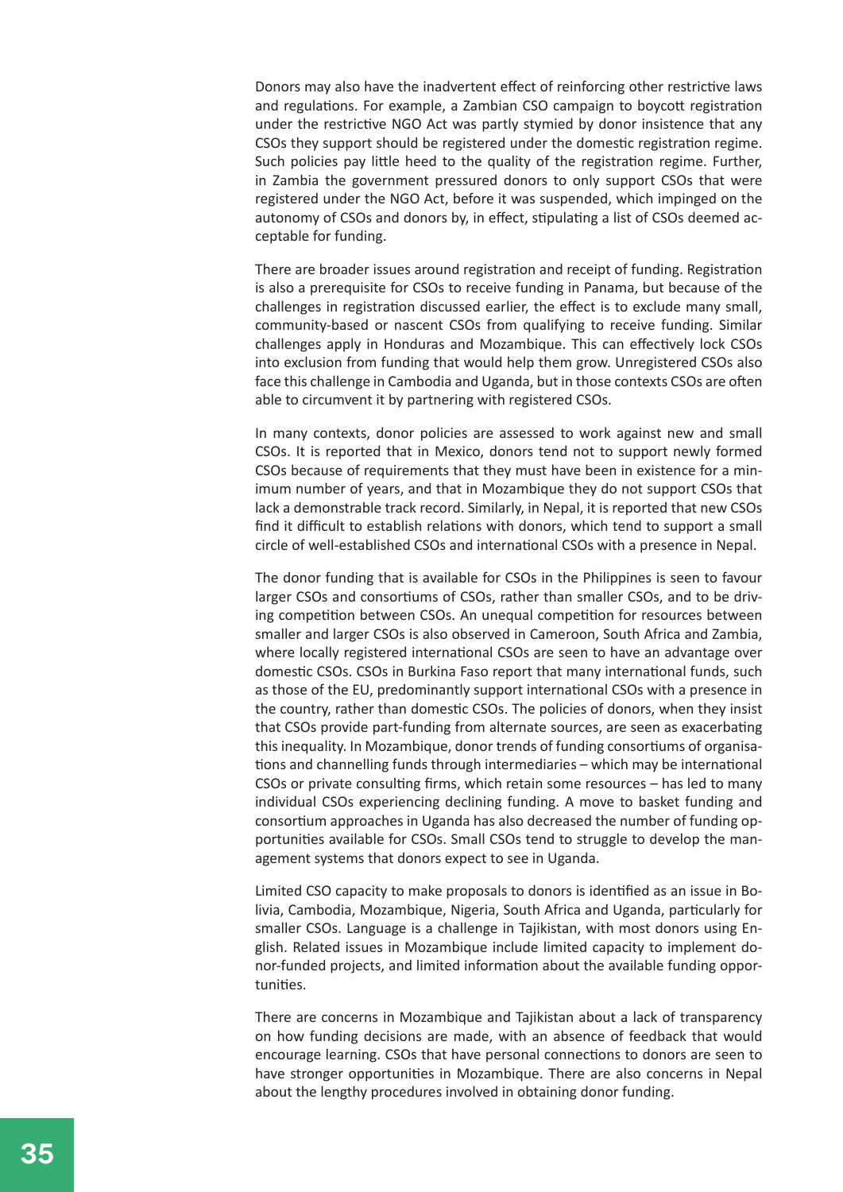Donors may also have the inadvertent effect of reinforcing other restrictive laws and regulations. For example, a Zambian CSO campaign to boycott registration under the restrictive NGO Act was partly stymied by donor insistence that any CSOs they support should be registered under the domestic registration regime. Such policies pay little heed to the quality of the registration regime. Further, in Zambia the government pressured donors to only support CSOs that were registered under the NGO Act, before it was suspended, which impinged on the autonomy of CSOs and donors by, in effect, stipulating a list of CSOs deemed acceptable for funding.

There are broader issues around registration and receipt of funding. Registration is also a prerequisite for CSOs to receive funding in Panama, but because of the challenges in registration discussed earlier, the effect is to exclude many small, community-based or nascent CSOs from qualifying to receive funding. Similar challenges apply in Honduras and Mozambique. This can effectively lock CSOs into exclusion from funding that would help them grow. Unregistered CSOs also face this challenge in Cambodia and Uganda, but in those contexts CSOs are often able to circumvent it by partnering with registered CSOs.

In many contexts, donor policies are assessed to work against new and small CSOs. It is reported that in Mexico, donors tend not to support newly formed CSOs because of requirements that they must have been in existence for a minimum number of years, and that in Mozambique they do not support CSOs that lack a demonstrable track record. Similarly, in Nepal, it is reported that new CSOs find it difficult to establish relations with donors, which tend to support a small circle of well-established CSOs and international CSOs with a presence in Nepal.

The donor funding that is available for CSOs in the Philippines is seen to favour larger CSOs and consortiums of CSOs, rather than smaller CSOs, and to be driving competition between CSOs. An unequal competition for resources between smaller and larger CSOs is also observed in Cameroon, South Africa and Zambia, where locally registered international CSOs are seen to have an advantage over domestic CSOs. CSOs in Burkina Faso report that many international funds, such as those of the EU, predominantly support international CSOs with a presence in the country, rather than domestic CSOs. The policies of donors, when they insist that CSOs provide part-funding from alternate sources, are seen as exacerbating this inequality. In Mozambique, donor trends of funding consortiums of organisations and channelling funds through intermediaries – which may be international CSOs or private consulting firms, which retain some resources – has led to many individual CSOs experiencing declining funding. A move to basket funding and consortium approaches in Uganda has also decreased the number of funding opportunities available for CSOs. Small CSOs tend to struggle to develop the management systems that donors expect to see in Uganda.

Limited CSO capacity to make proposals to donors is identified as an issue in Bolivia, Cambodia, Mozambique, Nigeria, South Africa and Uganda, particularly for smaller CSOs. Language is a challenge in Tajikistan, with most donors using English. Related issues in Mozambique include limited capacity to implement donor-funded projects, and limited information about the available funding opportunities.

There are concerns in Mozambique and Tajikistan about a lack of transparency on how funding decisions are made, with an absence of feedback that would encourage learning. CSOs that have personal connections to donors are seen to have stronger opportunities in Mozambique. There are also concerns in Nepal about the lengthy procedures involved in obtaining donor funding.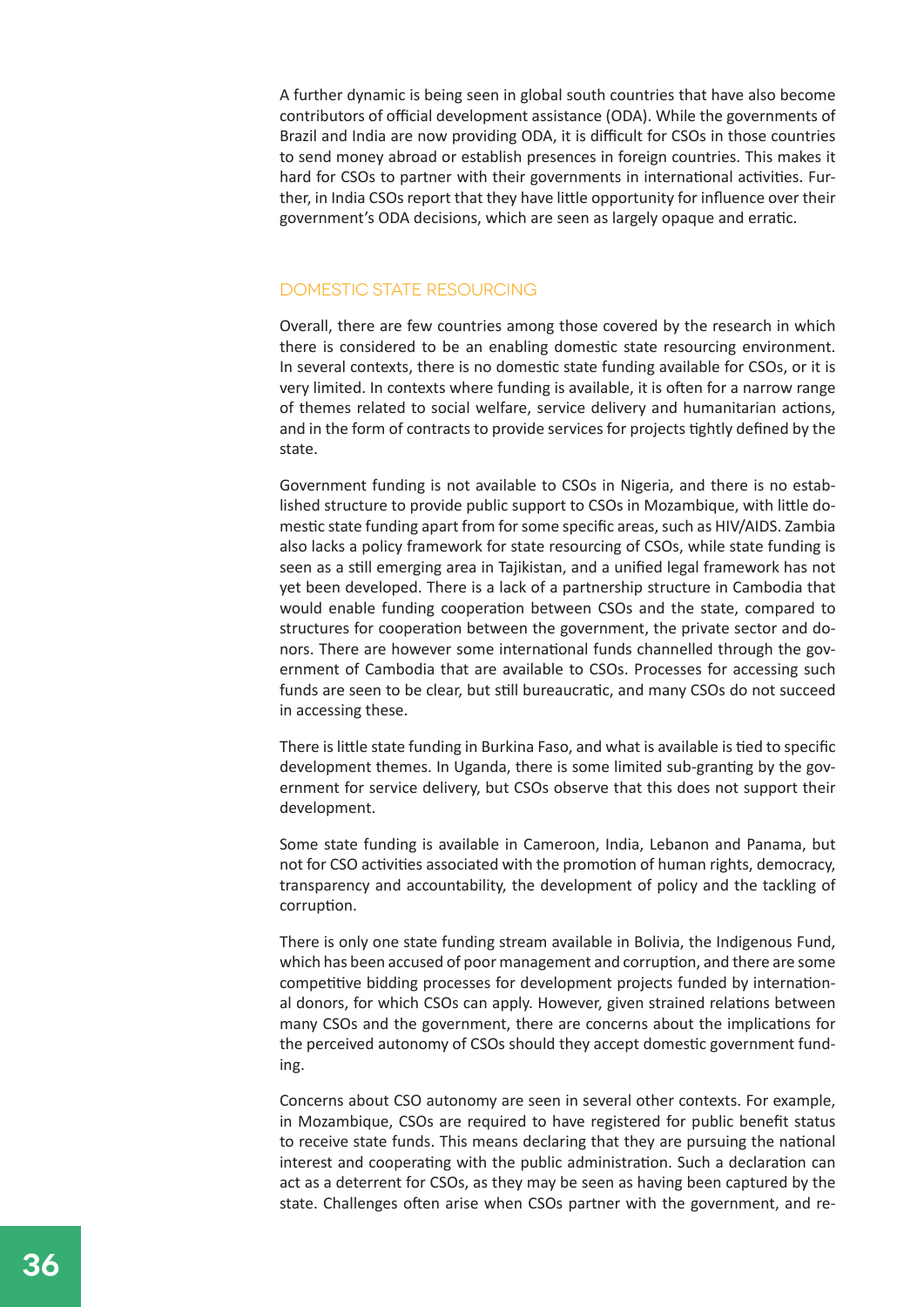A further dynamic is being seen in global south countries that have also become contributors of official development assistance (ODA). While the governments of Brazil and India are now providing ODA, it is difficult for CSOs in those countries to send money abroad or establish presences in foreign countries. This makes it hard for CSOs to partner with their governments in international activities. Further, in India CSOs report that they have little opportunity for influence over their government's ODA decisions, which are seen as largely opaque and erratic.

## DOMESTIC STATE RESOURCING

Overall, there are few countries among those covered by the research in which there is considered to be an enabling domestic state resourcing environment. In several contexts, there is no domestic state funding available for CSOs, or it is very limited. In contexts where funding is available, it is often for a narrow range of themes related to social welfare, service delivery and humanitarian actions, and in the form of contracts to provide services for projects tightly defined by the state.

Government funding is not available to CSOs in Nigeria, and there is no established structure to provide public support to CSOs in Mozambique, with little domestic state funding apart from for some specific areas, such as HIV/AIDS. Zambia also lacks a policy framework for state resourcing of CSOs, while state funding is seen as a still emerging area in Tajikistan, and a unified legal framework has not yet been developed. There is a lack of a partnership structure in Cambodia that would enable funding cooperation between CSOs and the state, compared to structures for cooperation between the government, the private sector and donors. There are however some international funds channelled through the government of Cambodia that are available to CSOs. Processes for accessing such funds are seen to be clear, but still bureaucratic, and many CSOs do not succeed in accessing these.

There is little state funding in Burkina Faso, and what is available is tied to specific development themes. In Uganda, there is some limited sub-granting by the government for service delivery, but CSOs observe that this does not support their development.

Some state funding is available in Cameroon, India, Lebanon and Panama, but not for CSO activities associated with the promotion of human rights, democracy, transparency and accountability, the development of policy and the tackling of corruption.

There is only one state funding stream available in Bolivia, the Indigenous Fund, which has been accused of poor management and corruption, and there are some competitive bidding processes for development projects funded by international donors, for which CSOs can apply. However, given strained relations between many CSOs and the government, there are concerns about the implications for the perceived autonomy of CSOs should they accept domestic government funding.

Concerns about CSO autonomy are seen in several other contexts. For example, in Mozambique, CSOs are required to have registered for public benefit status to receive state funds. This means declaring that they are pursuing the national interest and cooperating with the public administration. Such a declaration can act as a deterrent for CSOs, as they may be seen as having been captured by the state. Challenges often arise when CSOs partner with the government, and re-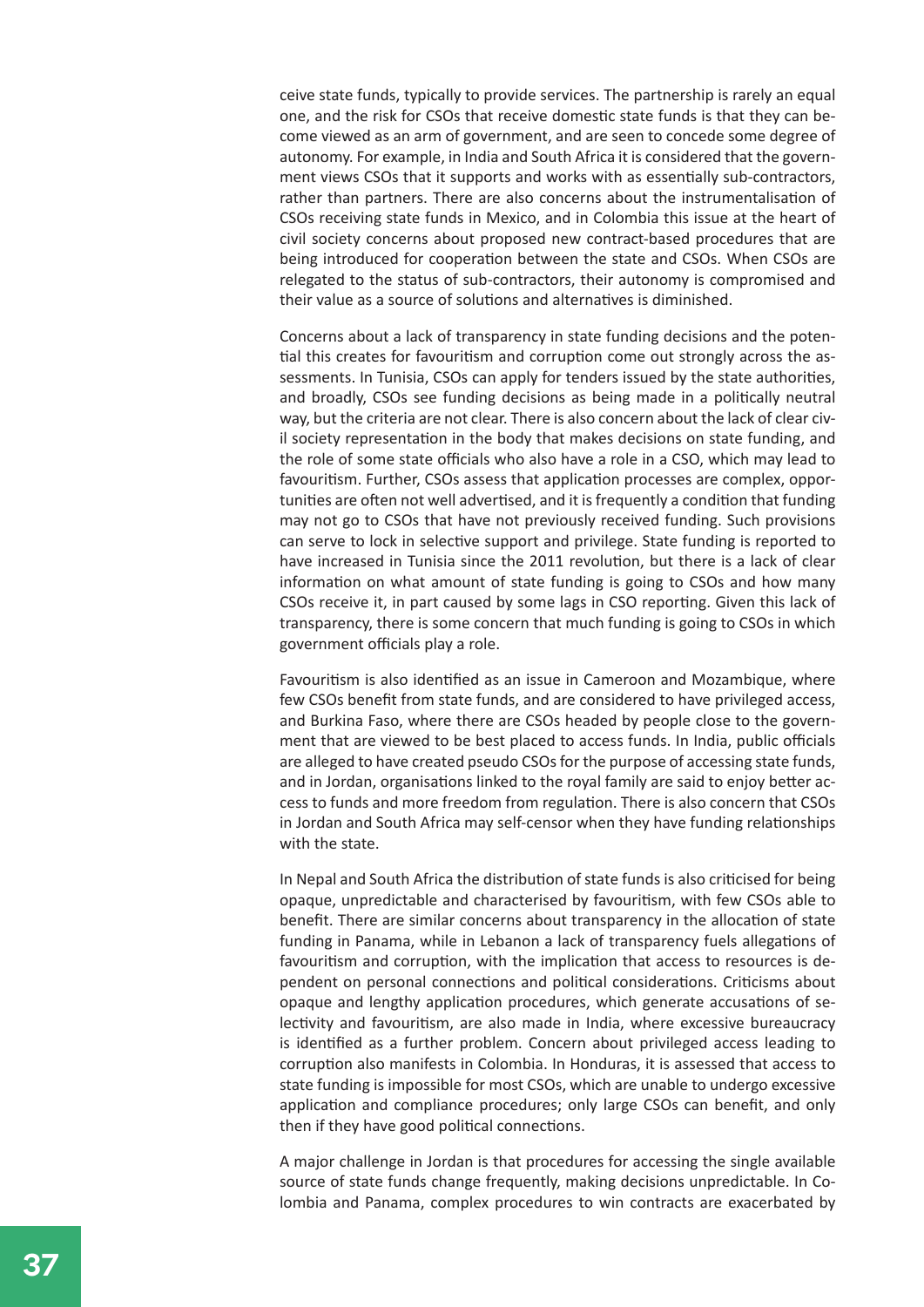ceive state funds, typically to provide services. The partnership is rarely an equal one, and the risk for CSOs that receive domestic state funds is that they can become viewed as an arm of government, and are seen to concede some degree of autonomy. For example, in India and South Africa it is considered that the government views CSOs that it supports and works with as essentially sub-contractors, rather than partners. There are also concerns about the instrumentalisation of CSOs receiving state funds in Mexico, and in Colombia this issue at the heart of civil society concerns about proposed new contract-based procedures that are being introduced for cooperation between the state and CSOs. When CSOs are relegated to the status of sub-contractors, their autonomy is compromised and their value as a source of solutions and alternatives is diminished.

Concerns about a lack of transparency in state funding decisions and the potential this creates for favouritism and corruption come out strongly across the assessments. In Tunisia, CSOs can apply for tenders issued by the state authorities, and broadly, CSOs see funding decisions as being made in a politically neutral way, but the criteria are not clear. There is also concern about the lack of clear civil society representation in the body that makes decisions on state funding, and the role of some state officials who also have a role in a CSO, which may lead to favouritism. Further, CSOs assess that application processes are complex, opportunities are often not well advertised, and it is frequently a condition that funding may not go to CSOs that have not previously received funding. Such provisions can serve to lock in selective support and privilege. State funding is reported to have increased in Tunisia since the 2011 revolution, but there is a lack of clear information on what amount of state funding is going to CSOs and how many CSOs receive it, in part caused by some lags in CSO reporting. Given this lack of transparency, there is some concern that much funding is going to CSOs in which government officials play a role.

Favouritism is also identified as an issue in Cameroon and Mozambique, where few CSOs benefit from state funds, and are considered to have privileged access, and Burkina Faso, where there are CSOs headed by people close to the government that are viewed to be best placed to access funds. In India, public officials are alleged to have created pseudo CSOs for the purpose of accessing state funds, and in Jordan, organisations linked to the royal family are said to enjoy better access to funds and more freedom from regulation. There is also concern that CSOs in Jordan and South Africa may self-censor when they have funding relationships with the state.

In Nepal and South Africa the distribution of state funds is also criticised for being opaque, unpredictable and characterised by favouritism, with few CSOs able to benefit. There are similar concerns about transparency in the allocation of state funding in Panama, while in Lebanon a lack of transparency fuels allegations of favouritism and corruption, with the implication that access to resources is dependent on personal connections and political considerations. Criticisms about opaque and lengthy application procedures, which generate accusations of selectivity and favouritism, are also made in India, where excessive bureaucracy is identified as a further problem. Concern about privileged access leading to corruption also manifests in Colombia. In Honduras, it is assessed that access to state funding is impossible for most CSOs, which are unable to undergo excessive application and compliance procedures; only large CSOs can benefit, and only then if they have good political connections.

A major challenge in Jordan is that procedures for accessing the single available source of state funds change frequently, making decisions unpredictable. In Colombia and Panama, complex procedures to win contracts are exacerbated by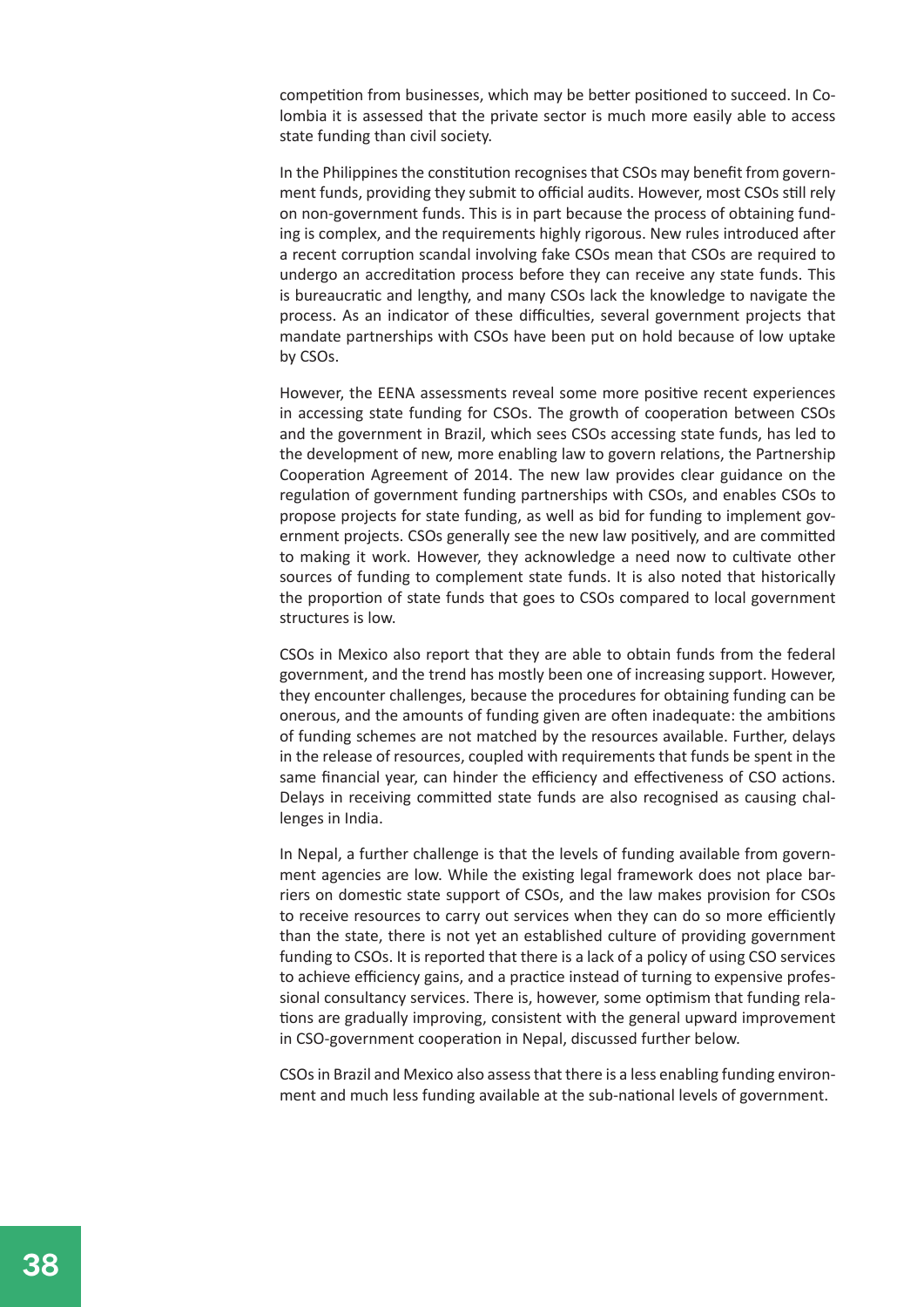competition from businesses, which may be better positioned to succeed. In Colombia it is assessed that the private sector is much more easily able to access state funding than civil society.

In the Philippines the constitution recognises that CSOs may benefit from government funds, providing they submit to official audits. However, most CSOs still rely on non-government funds. This is in part because the process of obtaining funding is complex, and the requirements highly rigorous. New rules introduced after a recent corruption scandal involving fake CSOs mean that CSOs are required to undergo an accreditation process before they can receive any state funds. This is bureaucratic and lengthy, and many CSOs lack the knowledge to navigate the process. As an indicator of these difficulties, several government projects that mandate partnerships with CSOs have been put on hold because of low uptake by CSOs.

However, the EENA assessments reveal some more positive recent experiences in accessing state funding for CSOs. The growth of cooperation between CSOs and the government in Brazil, which sees CSOs accessing state funds, has led to the development of new, more enabling law to govern relations, the Partnership Cooperation Agreement of 2014. The new law provides clear guidance on the regulation of government funding partnerships with CSOs, and enables CSOs to propose projects for state funding, as well as bid for funding to implement government projects. CSOs generally see the new law positively, and are committed to making it work. However, they acknowledge a need now to cultivate other sources of funding to complement state funds. It is also noted that historically the proportion of state funds that goes to CSOs compared to local government structures is low.

CSOs in Mexico also report that they are able to obtain funds from the federal government, and the trend has mostly been one of increasing support. However, they encounter challenges, because the procedures for obtaining funding can be onerous, and the amounts of funding given are often inadequate: the ambitions of funding schemes are not matched by the resources available. Further, delays in the release of resources, coupled with requirements that funds be spent in the same financial year, can hinder the efficiency and effectiveness of CSO actions. Delays in receiving committed state funds are also recognised as causing challenges in India.

In Nepal, a further challenge is that the levels of funding available from government agencies are low. While the existing legal framework does not place barriers on domestic state support of CSOs, and the law makes provision for CSOs to receive resources to carry out services when they can do so more efficiently than the state, there is not yet an established culture of providing government funding to CSOs. It is reported that there is a lack of a policy of using CSO services to achieve efficiency gains, and a practice instead of turning to expensive professional consultancy services. There is, however, some optimism that funding relations are gradually improving, consistent with the general upward improvement in CSO-government cooperation in Nepal, discussed further below.

CSOs in Brazil and Mexico also assess that there is a less enabling funding environment and much less funding available at the sub-national levels of government.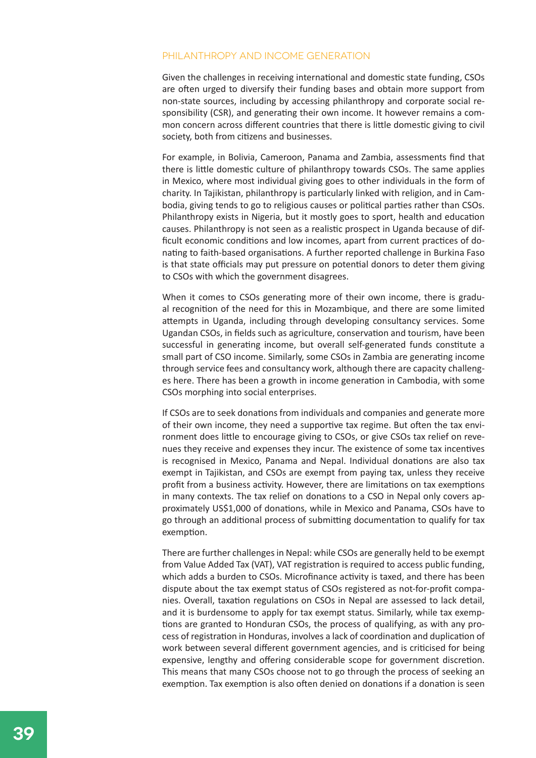## PHILANTHROPY AND INCOME GENERATION

Given the challenges in receiving international and domestic state funding, CSOs are often urged to diversify their funding bases and obtain more support from non-state sources, including by accessing philanthropy and corporate social responsibility (CSR), and generating their own income. It however remains a common concern across different countries that there is little domestic giving to civil society, both from citizens and businesses.

For example, in Bolivia, Cameroon, Panama and Zambia, assessments find that there is little domestic culture of philanthropy towards CSOs. The same applies in Mexico, where most individual giving goes to other individuals in the form of charity. In Tajikistan, philanthropy is particularly linked with religion, and in Cambodia, giving tends to go to religious causes or political parties rather than CSOs. Philanthropy exists in Nigeria, but it mostly goes to sport, health and education causes. Philanthropy is not seen as a realistic prospect in Uganda because of difficult economic conditions and low incomes, apart from current practices of donating to faith-based organisations. A further reported challenge in Burkina Faso is that state officials may put pressure on potential donors to deter them giving to CSOs with which the government disagrees.

When it comes to CSOs generating more of their own income, there is gradual recognition of the need for this in Mozambique, and there are some limited attempts in Uganda, including through developing consultancy services. Some Ugandan CSOs, in fields such as agriculture, conservation and tourism, have been successful in generating income, but overall self-generated funds constitute a small part of CSO income. Similarly, some CSOs in Zambia are generating income through service fees and consultancy work, although there are capacity challenges here. There has been a growth in income generation in Cambodia, with some CSOs morphing into social enterprises.

If CSOs are to seek donations from individuals and companies and generate more of their own income, they need a supportive tax regime. But often the tax environment does little to encourage giving to CSOs, or give CSOs tax relief on revenues they receive and expenses they incur. The existence of some tax incentives is recognised in Mexico, Panama and Nepal. Individual donations are also tax exempt in Tajikistan, and CSOs are exempt from paying tax, unless they receive profit from a business activity. However, there are limitations on tax exemptions in many contexts. The tax relief on donations to a CSO in Nepal only covers approximately US$1,000 of donations, while in Mexico and Panama, CSOs have to go through an additional process of submitting documentation to qualify for tax exemption.

There are further challenges in Nepal: while CSOs are generally held to be exempt from Value Added Tax (VAT), VAT registration is required to access public funding, which adds a burden to CSOs. Microfinance activity is taxed, and there has been dispute about the tax exempt status of CSOs registered as not-for-profit companies. Overall, taxation regulations on CSOs in Nepal are assessed to lack detail, and it is burdensome to apply for tax exempt status. Similarly, while tax exemptions are granted to Honduran CSOs, the process of qualifying, as with any process of registration in Honduras, involves a lack of coordination and duplication of work between several different government agencies, and is criticised for being expensive, lengthy and offering considerable scope for government discretion. This means that many CSOs choose not to go through the process of seeking an exemption. Tax exemption is also often denied on donations if a donation is seen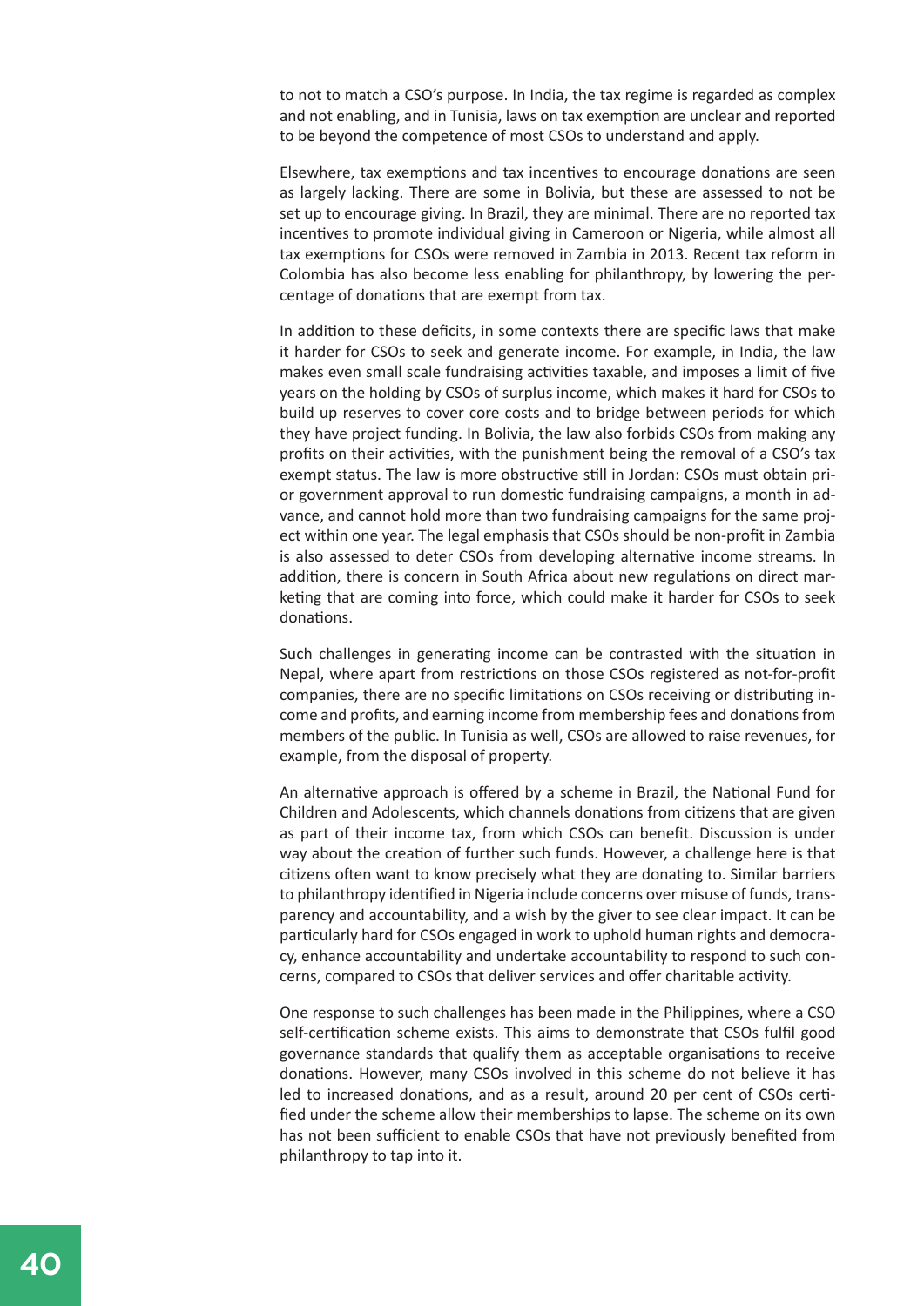to not to match a CSO's purpose. In India, the tax regime is regarded as complex and not enabling, and in Tunisia, laws on tax exemption are unclear and reported to be beyond the competence of most CSOs to understand and apply.

Elsewhere, tax exemptions and tax incentives to encourage donations are seen as largely lacking. There are some in Bolivia, but these are assessed to not be set up to encourage giving. In Brazil, they are minimal. There are no reported tax incentives to promote individual giving in Cameroon or Nigeria, while almost all tax exemptions for CSOs were removed in Zambia in 2013. Recent tax reform in Colombia has also become less enabling for philanthropy, by lowering the percentage of donations that are exempt from tax.

In addition to these deficits, in some contexts there are specific laws that make it harder for CSOs to seek and generate income. For example, in India, the law makes even small scale fundraising activities taxable, and imposes a limit of five years on the holding by CSOs of surplus income, which makes it hard for CSOs to build up reserves to cover core costs and to bridge between periods for which they have project funding. In Bolivia, the law also forbids CSOs from making any profits on their activities, with the punishment being the removal of a CSO's tax exempt status. The law is more obstructive still in Jordan: CSOs must obtain prior government approval to run domestic fundraising campaigns, a month in advance, and cannot hold more than two fundraising campaigns for the same project within one year. The legal emphasis that CSOs should be non-profit in Zambia is also assessed to deter CSOs from developing alternative income streams. In addition, there is concern in South Africa about new regulations on direct marketing that are coming into force, which could make it harder for CSOs to seek donations.

Such challenges in generating income can be contrasted with the situation in Nepal, where apart from restrictions on those CSOs registered as not-for-profit companies, there are no specific limitations on CSOs receiving or distributing income and profits, and earning income from membership fees and donations from members of the public. In Tunisia as well, CSOs are allowed to raise revenues, for example, from the disposal of property.

An alternative approach is offered by a scheme in Brazil, the National Fund for Children and Adolescents, which channels donations from citizens that are given as part of their income tax, from which CSOs can benefit. Discussion is under way about the creation of further such funds. However, a challenge here is that citizens often want to know precisely what they are donating to. Similar barriers to philanthropy identified in Nigeria include concerns over misuse of funds, transparency and accountability, and a wish by the giver to see clear impact. It can be particularly hard for CSOs engaged in work to uphold human rights and democracy, enhance accountability and undertake accountability to respond to such concerns, compared to CSOs that deliver services and offer charitable activity.

One response to such challenges has been made in the Philippines, where a CSO self-certification scheme exists. This aims to demonstrate that CSOs fulfil good governance standards that qualify them as acceptable organisations to receive donations. However, many CSOs involved in this scheme do not believe it has led to increased donations, and as a result, around 20 per cent of CSOs certified under the scheme allow their memberships to lapse. The scheme on its own has not been sufficient to enable CSOs that have not previously benefited from philanthropy to tap into it.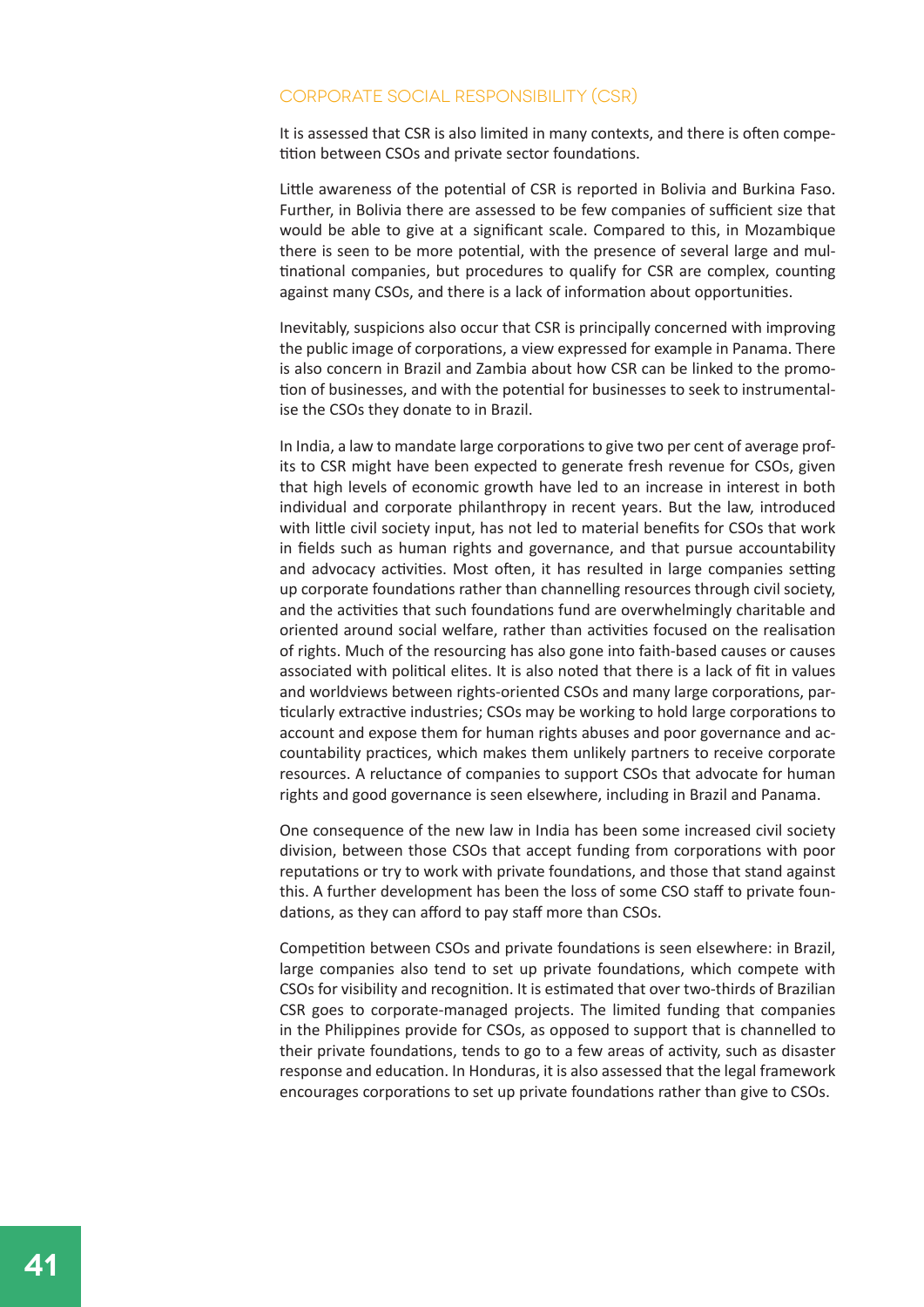## CORPORATE SOCIAL RESPONSIBILITY (CSR)

It is assessed that CSR is also limited in many contexts, and there is often competition between CSOs and private sector foundations.

Little awareness of the potential of CSR is reported in Bolivia and Burkina Faso. Further, in Bolivia there are assessed to be few companies of sufficient size that would be able to give at a significant scale. Compared to this, in Mozambique there is seen to be more potential, with the presence of several large and multinational companies, but procedures to qualify for CSR are complex, counting against many CSOs, and there is a lack of information about opportunities.

Inevitably, suspicions also occur that CSR is principally concerned with improving the public image of corporations, a view expressed for example in Panama. There is also concern in Brazil and Zambia about how CSR can be linked to the promotion of businesses, and with the potential for businesses to seek to instrumentalise the CSOs they donate to in Brazil.

In India, a law to mandate large corporations to give two per cent of average profits to CSR might have been expected to generate fresh revenue for CSOs, given that high levels of economic growth have led to an increase in interest in both individual and corporate philanthropy in recent years. But the law, introduced with little civil society input, has not led to material benefits for CSOs that work in fields such as human rights and governance, and that pursue accountability and advocacy activities. Most often, it has resulted in large companies setting up corporate foundations rather than channelling resources through civil society, and the activities that such foundations fund are overwhelmingly charitable and oriented around social welfare, rather than activities focused on the realisation of rights. Much of the resourcing has also gone into faith-based causes or causes associated with political elites. It is also noted that there is a lack of fit in values and worldviews between rights-oriented CSOs and many large corporations, particularly extractive industries; CSOs may be working to hold large corporations to account and expose them for human rights abuses and poor governance and accountability practices, which makes them unlikely partners to receive corporate resources. A reluctance of companies to support CSOs that advocate for human rights and good governance is seen elsewhere, including in Brazil and Panama.

One consequence of the new law in India has been some increased civil society division, between those CSOs that accept funding from corporations with poor reputations or try to work with private foundations, and those that stand against this. A further development has been the loss of some CSO staff to private foundations, as they can afford to pay staff more than CSOs.

Competition between CSOs and private foundations is seen elsewhere: in Brazil, large companies also tend to set up private foundations, which compete with CSOs for visibility and recognition. It is estimated that over two-thirds of Brazilian CSR goes to corporate-managed projects. The limited funding that companies in the Philippines provide for CSOs, as opposed to support that is channelled to their private foundations, tends to go to a few areas of activity, such as disaster response and education. In Honduras, it is also assessed that the legal framework encourages corporations to set up private foundations rather than give to CSOs.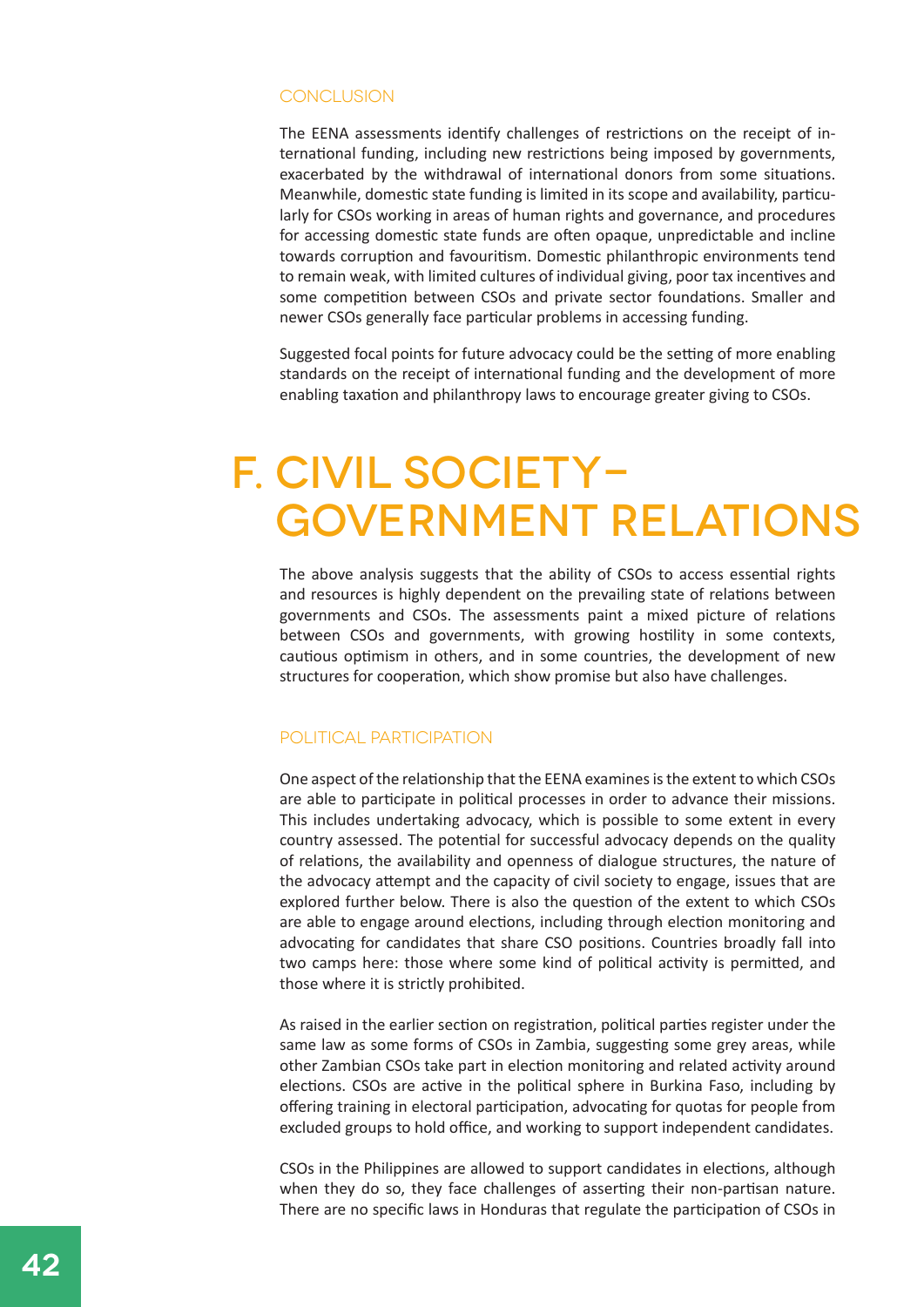### CONCLUSION

The EENA assessments identify challenges of restrictions on the receipt of international funding, including new restrictions being imposed by governments, exacerbated by the withdrawal of international donors from some situations. Meanwhile, domestic state funding is limited in its scope and availability, particularly for CSOs working in areas of human rights and governance, and procedures for accessing domestic state funds are often opaque, unpredictable and incline towards corruption and favouritism. Domestic philanthropic environments tend to remain weak, with limited cultures of individual giving, poor tax incentives and some competition between CSOs and private sector foundations. Smaller and newer CSOs generally face particular problems in accessing funding.

Suggested focal points for future advocacy could be the setting of more enabling standards on the receipt of international funding and the development of more enabling taxation and philanthropy laws to encourage greater giving to CSOs.

# F. CIVIL SOCIETY–GOVERNMENT RELATIONS

The above analysis suggests that the ability of CSOs to access essential rights and resources is highly dependent on the prevailing state of relations between governments and CSOs. The assessments paint a mixed picture of relations between CSOs and governments, with growing hostility in some contexts, cautious optimism in others, and in some countries, the development of new structures for cooperation, which show promise but also have challenges.

### POLITICAL PARTICIPATION

One aspect of the relationship that the EENA examines is the extent to which CSOs are able to participate in political processes in order to advance their missions. This includes undertaking advocacy, which is possible to some extent in every country assessed. The potential for successful advocacy depends on the quality of relations, the availability and openness of dialogue structures, the nature of the advocacy attempt and the capacity of civil society to engage, issues that are explored further below. There is also the question of the extent to which CSOs are able to engage around elections, including through election monitoring and advocating for candidates that share CSO positions. Countries broadly fall into two camps here: those where some kind of political activity is permitted, and those where it is strictly prohibited.

As raised in the earlier section on registration, political parties register under the same law as some forms of CSOs in Zambia, suggesting some grey areas, while other Zambian CSOs take part in election monitoring and related activity around elections. CSOs are active in the political sphere in Burkina Faso, including by offering training in electoral participation, advocating for quotas for people from excluded groups to hold office, and working to support independent candidates.

CSOs in the Philippines are allowed to support candidates in elections, although when they do so, they face challenges of asserting their non-partisan nature. There are no specific laws in Honduras that regulate the participation of CSOs in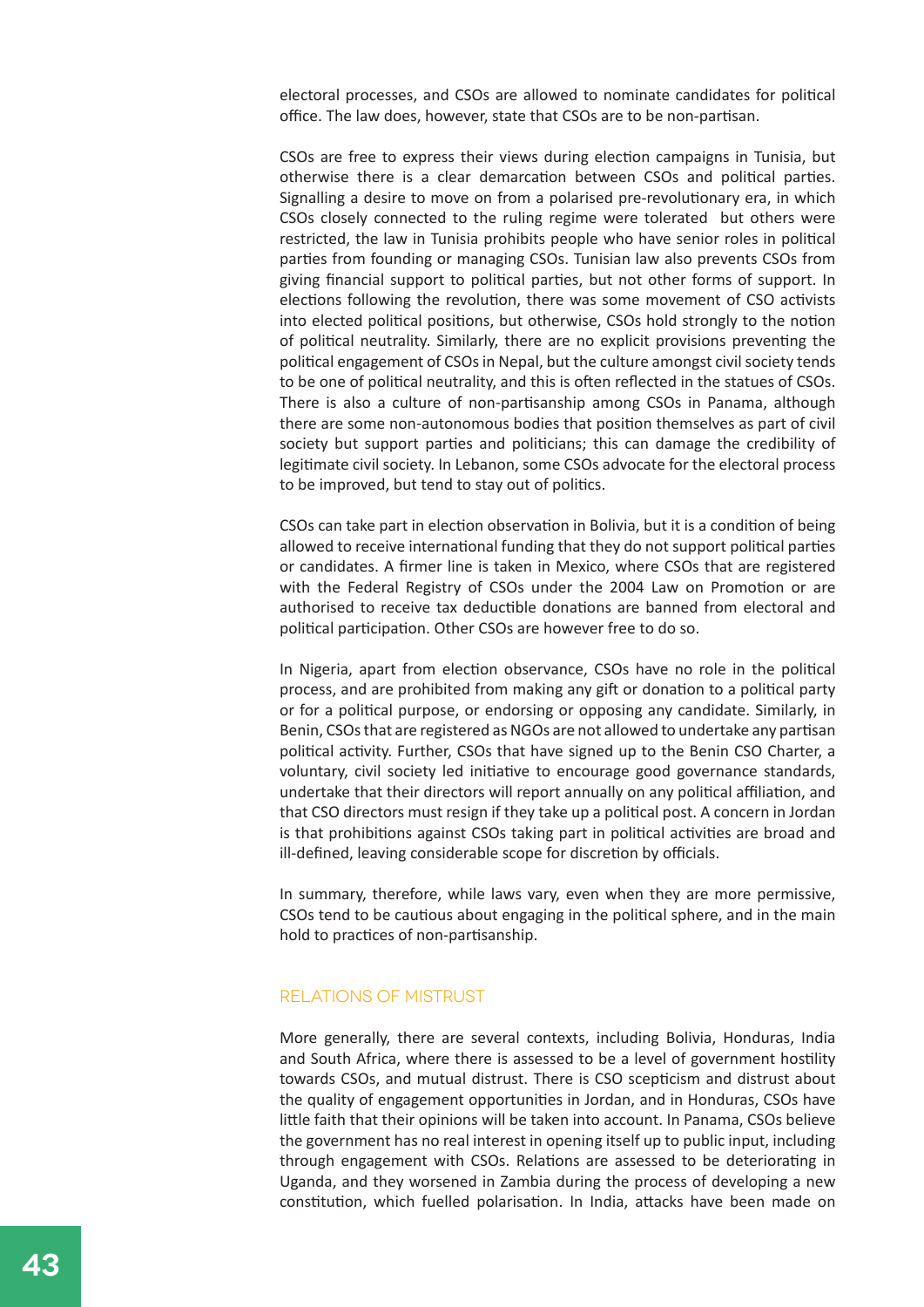electoral processes, and CSOs are allowed to nominate candidates for political office. The law does, however, state that CSOs are to be non-partisan.

CSOs are free to express their views during election campaigns in Tunisia, but otherwise there is a clear demarcation between CSOs and political parties. Signalling a desire to move on from a polarised pre-revolutionary era, in which CSOs closely connected to the ruling regime were tolerated but others were restricted, the law in Tunisia prohibits people who have senior roles in political parties from founding or managing CSOs. Tunisian law also prevents CSOs from giving financial support to political parties, but not other forms of support. In elections following the revolution, there was some movement of CSO activists into elected political positions, but otherwise, CSOs hold strongly to the notion of political neutrality. Similarly, there are no explicit provisions preventing the political engagement of CSOs in Nepal, but the culture amongst civil society tends to be one of political neutrality, and this is often reflected in the statues of CSOs. There is also a culture of non-partisanship among CSOs in Panama, although there are some non-autonomous bodies that position themselves as part of civil society but support parties and politicians; this can damage the credibility of legitimate civil society. In Lebanon, some CSOs advocate for the electoral process to be improved, but tend to stay out of politics.

CSOs can take part in election observation in Bolivia, but it is a condition of being allowed to receive international funding that they do not support political parties or candidates. A firmer line is taken in Mexico, where CSOs that are registered with the Federal Registry of CSOs under the 2004 Law on Promotion or are authorised to receive tax deductible donations are banned from electoral and political participation. Other CSOs are however free to do so.

In Nigeria, apart from election observance, CSOs have no role in the political process, and are prohibited from making any gift or donation to a political party or for a political purpose, or endorsing or opposing any candidate. Similarly, in Benin, CSOs that are registered as NGOs are not allowed to undertake any partisan political activity. Further, CSOs that have signed up to the Benin CSO Charter, a voluntary, civil society led initiative to encourage good governance standards, undertake that their directors will report annually on any political affiliation, and that CSO directors must resign if they take up a political post. A concern in Jordan is that prohibitions against CSOs taking part in political activities are broad and ill-defined, leaving considerable scope for discretion by officials.

In summary, therefore, while laws vary, even when they are more permissive, CSOs tend to be cautious about engaging in the political sphere, and in the main hold to practices of non-partisanship.

## RELATIONS OF MISTRUST

More generally, there are several contexts, including Bolivia, Honduras, India and South Africa, where there is assessed to be a level of government hostility towards CSOs, and mutual distrust. There is CSO scepticism and distrust about the quality of engagement opportunities in Jordan, and in Honduras, CSOs have little faith that their opinions will be taken into account. In Panama, CSOs believe the government has no real interest in opening itself up to public input, including through engagement with CSOs. Relations are assessed to be deteriorating in Uganda, and they worsened in Zambia during the process of developing a new constitution, which fuelled polarisation. In India, attacks have been made on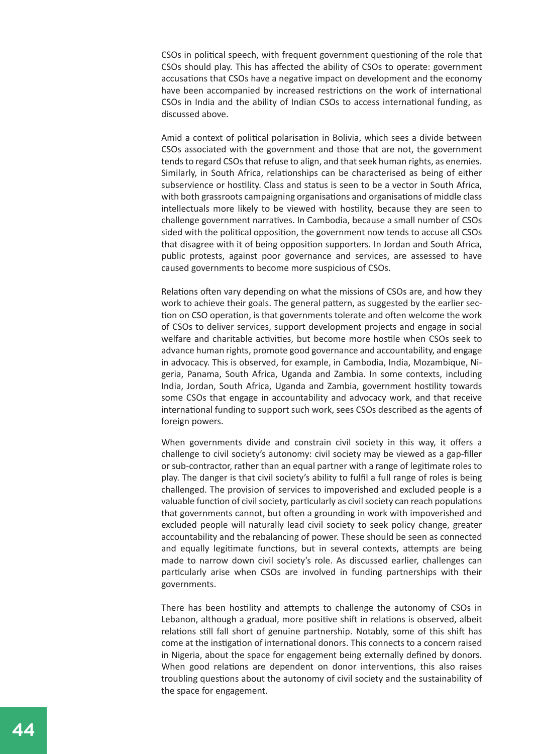CSOs in political speech, with frequent government questioning of the role that CSOs should play. This has affected the ability of CSOs to operate: government accusations that CSOs have a negative impact on development and the economy have been accompanied by increased restrictions on the work of international CSOs in India and the ability of Indian CSOs to access international funding, as discussed above.

Amid a context of political polarisation in Bolivia, which sees a divide between CSOs associated with the government and those that are not, the government tends to regard CSOs that refuse to align, and that seek human rights, as enemies. Similarly, in South Africa, relationships can be characterised as being of either subservience or hostility. Class and status is seen to be a vector in South Africa, with both grassroots campaigning organisations and organisations of middle class intellectuals more likely to be viewed with hostility, because they are seen to challenge government narratives. In Cambodia, because a small number of CSOs sided with the political opposition, the government now tends to accuse all CSOs that disagree with it of being opposition supporters. In Jordan and South Africa, public protests, against poor governance and services, are assessed to have caused governments to become more suspicious of CSOs.

Relations often vary depending on what the missions of CSOs are, and how they work to achieve their goals. The general pattern, as suggested by the earlier section on CSO operation, is that governments tolerate and often welcome the work of CSOs to deliver services, support development projects and engage in social welfare and charitable activities, but become more hostile when CSOs seek to advance human rights, promote good governance and accountability, and engage in advocacy. This is observed, for example, in Cambodia, India, Mozambique, Nigeria, Panama, South Africa, Uganda and Zambia. In some contexts, including India, Jordan, South Africa, Uganda and Zambia, government hostility towards some CSOs that engage in accountability and advocacy work, and that receive international funding to support such work, sees CSOs described as the agents of foreign powers.

When governments divide and constrain civil society in this way, it offers a challenge to civil society's autonomy: civil society may be viewed as a gap-filler or sub-contractor, rather than an equal partner with a range of legitimate roles to play. The danger is that civil society's ability to fulfil a full range of roles is being challenged. The provision of services to impoverished and excluded people is a valuable function of civil society, particularly as civil society can reach populations that governments cannot, but often a grounding in work with impoverished and excluded people will naturally lead civil society to seek policy change, greater accountability and the rebalancing of power. These should be seen as connected and equally legitimate functions, but in several contexts, attempts are being made to narrow down civil society's role. As discussed earlier, challenges can particularly arise when CSOs are involved in funding partnerships with their governments.

There has been hostility and attempts to challenge the autonomy of CSOs in Lebanon, although a gradual, more positive shift in relations is observed, albeit relations still fall short of genuine partnership. Notably, some of this shift has come at the instigation of international donors. This connects to a concern raised in Nigeria, about the space for engagement being externally defined by donors. When good relations are dependent on donor interventions, this also raises troubling questions about the autonomy of civil society and the sustainability of the space for engagement.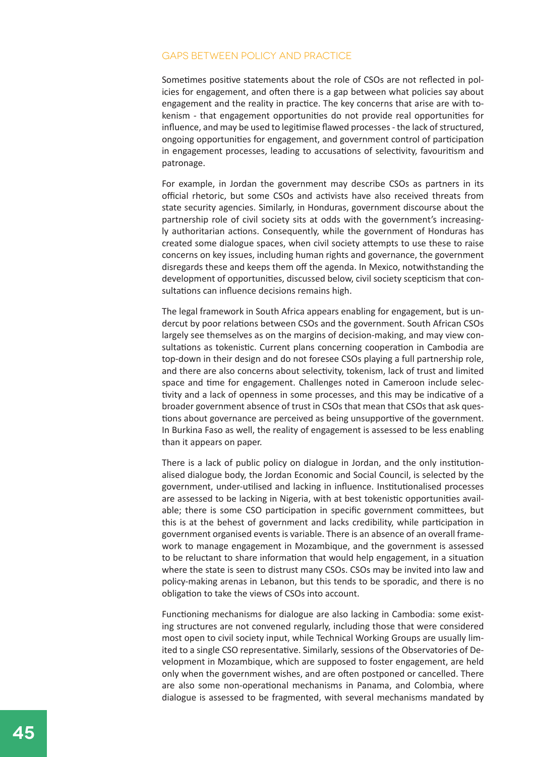## GAPS BETWEEN POLICY AND PRACTICE

Sometimes positive statements about the role of CSOs are not reflected in policies for engagement, and often there is a gap between what policies say about engagement and the reality in practice. The key concerns that arise are with tokenism - that engagement opportunities do not provide real opportunities for influence, and may be used to legitimise flawed processes - the lack of structured, ongoing opportunities for engagement, and government control of participation in engagement processes, leading to accusations of selectivity, favouritism and patronage.

For example, in Jordan the government may describe CSOs as partners in its official rhetoric, but some CSOs and activists have also received threats from state security agencies. Similarly, in Honduras, government discourse about the partnership role of civil society sits at odds with the government's increasingly authoritarian actions. Consequently, while the government of Honduras has created some dialogue spaces, when civil society attempts to use these to raise concerns on key issues, including human rights and governance, the government disregards these and keeps them off the agenda. In Mexico, notwithstanding the development of opportunities, discussed below, civil society scepticism that consultations can influence decisions remains high.

The legal framework in South Africa appears enabling for engagement, but is undercut by poor relations between CSOs and the government. South African CSOs largely see themselves as on the margins of decision-making, and may view consultations as tokenistic. Current plans concerning cooperation in Cambodia are top-down in their design and do not foresee CSOs playing a full partnership role, and there are also concerns about selectivity, tokenism, lack of trust and limited space and time for engagement. Challenges noted in Cameroon include selectivity and a lack of openness in some processes, and this may be indicative of a broader government absence of trust in CSOs that mean that CSOs that ask questions about governance are perceived as being unsupportive of the government. In Burkina Faso as well, the reality of engagement is assessed to be less enabling than it appears on paper.

There is a lack of public policy on dialogue in Jordan, and the only institutionalised dialogue body, the Jordan Economic and Social Council, is selected by the government, under-utilised and lacking in influence. Institutionalised processes are assessed to be lacking in Nigeria, with at best tokenistic opportunities available; there is some CSO participation in specific government committees, but this is at the behest of government and lacks credibility, while participation in government organised events is variable. There is an absence of an overall framework to manage engagement in Mozambique, and the government is assessed to be reluctant to share information that would help engagement, in a situation where the state is seen to distrust many CSOs. CSOs may be invited into law and policy-making arenas in Lebanon, but this tends to be sporadic, and there is no obligation to take the views of CSOs into account.

Functioning mechanisms for dialogue are also lacking in Cambodia: some existing structures are not convened regularly, including those that were considered most open to civil society input, while Technical Working Groups are usually limited to a single CSO representative. Similarly, sessions of the Observatories of Development in Mozambique, which are supposed to foster engagement, are held only when the government wishes, and are often postponed or cancelled. There are also some non-operational mechanisms in Panama, and Colombia, where dialogue is assessed to be fragmented, with several mechanisms mandated by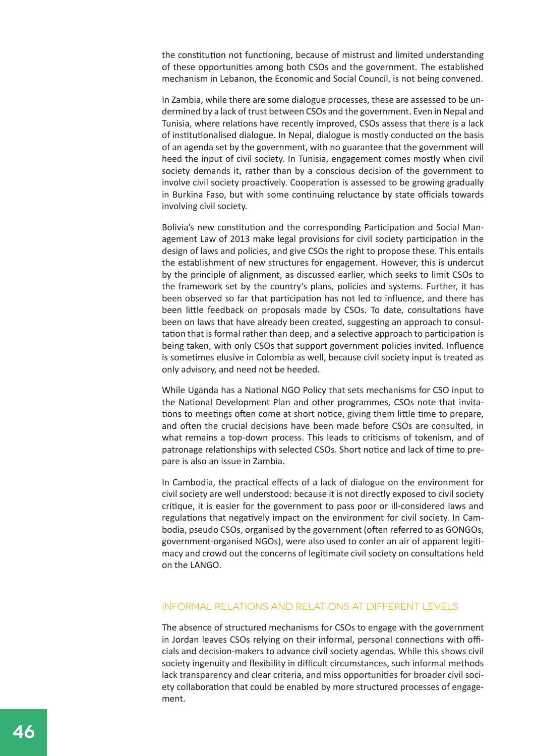the constitution not functioning, because of mistrust and limited understanding of these opportunities among both CSOs and the government. The established mechanism in Lebanon, the Economic and Social Council, is not being convened.

In Zambia, while there are some dialogue processes, these are assessed to be undermined by a lack of trust between CSOs and the government. Even in Nepal and Tunisia, where relations have recently improved, CSOs assess that there is a lack of institutionalised dialogue. In Nepal, dialogue is mostly conducted on the basis of an agenda set by the government, with no guarantee that the government will heed the input of civil society. In Tunisia, engagement comes mostly when civil society demands it, rather than by a conscious decision of the government to involve civil society proactively. Cooperation is assessed to be growing gradually in Burkina Faso, but with some continuing reluctance by state officials towards involving civil society.

Bolivia's new constitution and the corresponding Participation and Social Management Law of 2013 make legal provisions for civil society participation in the design of laws and policies, and give CSOs the right to propose these. This entails the establishment of new structures for engagement. However, this is undercut by the principle of alignment, as discussed earlier, which seeks to limit CSOs to the framework set by the country's plans, policies and systems. Further, it has been observed so far that participation has not led to influence, and there has been little feedback on proposals made by CSOs. To date, consultations have been on laws that have already been created, suggesting an approach to consultation that is formal rather than deep, and a selective approach to participation is being taken, with only CSOs that support government policies invited. Influence is sometimes elusive in Colombia as well, because civil society input is treated as only advisory, and need not be heeded.

While Uganda has a National NGO Policy that sets mechanisms for CSO input to the National Development Plan and other programmes, CSOs note that invitations to meetings often come at short notice, giving them little time to prepare, and often the crucial decisions have been made before CSOs are consulted, in what remains a top-down process. This leads to criticisms of tokenism, and of patronage relationships with selected CSOs. Short notice and lack of time to prepare is also an issue in Zambia.

In Cambodia, the practical effects of a lack of dialogue on the environment for civil society are well understood: because it is not directly exposed to civil society critique, it is easier for the government to pass poor or ill-considered laws and regulations that negatively impact on the environment for civil society. In Cambodia, pseudo CSOs, organised by the government (often referred to as GONGOs, government-organised NGOs), were also used to confer an air of apparent legitimacy and crowd out the concerns of legitimate civil society on consultations held on the LANGO.

## INFORMAL RELATIONS AND RELATIONS AT DIFFERENT LEVELS

The absence of structured mechanisms for CSOs to engage with the government in Jordan leaves CSOs relying on their informal, personal connections with officials and decision-makers to advance civil society agendas. While this shows civil society ingenuity and flexibility in difficult circumstances, such informal methods lack transparency and clear criteria, and miss opportunities for broader civil society collaboration that could be enabled by more structured processes of engagement.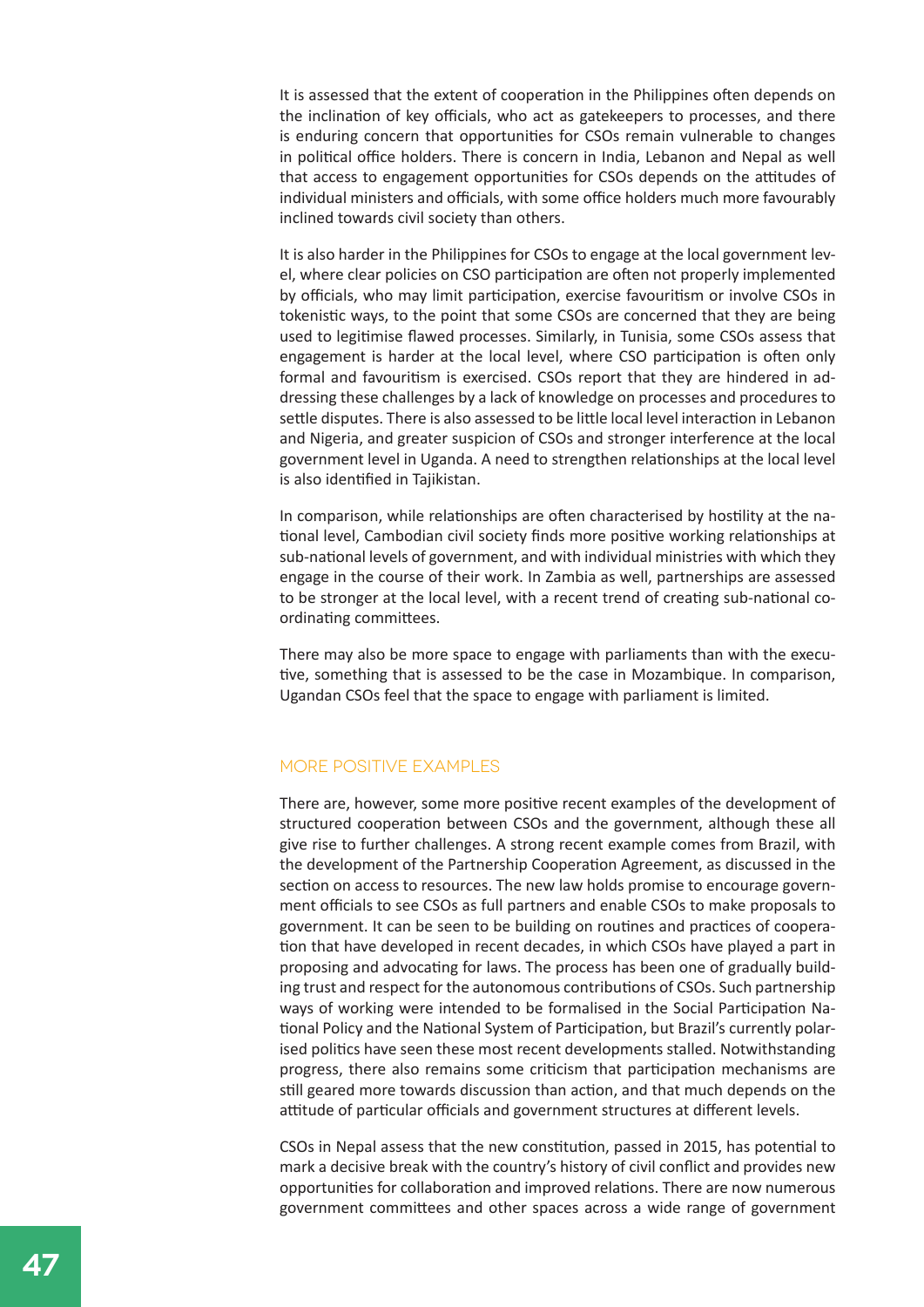It is assessed that the extent of cooperation in the Philippines often depends on the inclination of key officials, who act as gatekeepers to processes, and there is enduring concern that opportunities for CSOs remain vulnerable to changes in political office holders. There is concern in India, Lebanon and Nepal as well that access to engagement opportunities for CSOs depends on the attitudes of individual ministers and officials, with some office holders much more favourably inclined towards civil society than others.

It is also harder in the Philippines for CSOs to engage at the local government level, where clear policies on CSO participation are often not properly implemented by officials, who may limit participation, exercise favouritism or involve CSOs in tokenistic ways, to the point that some CSOs are concerned that they are being used to legitimise flawed processes. Similarly, in Tunisia, some CSOs assess that engagement is harder at the local level, where CSO participation is often only formal and favouritism is exercised. CSOs report that they are hindered in addressing these challenges by a lack of knowledge on processes and procedures to settle disputes. There is also assessed to be little local level interaction in Lebanon and Nigeria, and greater suspicion of CSOs and stronger interference at the local government level in Uganda. A need to strengthen relationships at the local level is also identified in Tajikistan.

In comparison, while relationships are often characterised by hostility at the national level, Cambodian civil society finds more positive working relationships at sub-national levels of government, and with individual ministries with which they engage in the course of their work. In Zambia as well, partnerships are assessed to be stronger at the local level, with a recent trend of creating sub-national coordinating committees.

There may also be more space to engage with parliaments than with the executive, something that is assessed to be the case in Mozambique. In comparison, Ugandan CSOs feel that the space to engage with parliament is limited.

## MORE POSITIVE EXAMPLES

There are, however, some more positive recent examples of the development of structured cooperation between CSOs and the government, although these all give rise to further challenges. A strong recent example comes from Brazil, with the development of the Partnership Cooperation Agreement, as discussed in the section on access to resources. The new law holds promise to encourage government officials to see CSOs as full partners and enable CSOs to make proposals to government. It can be seen to be building on routines and practices of cooperation that have developed in recent decades, in which CSOs have played a part in proposing and advocating for laws. The process has been one of gradually building trust and respect for the autonomous contributions of CSOs. Such partnership ways of working were intended to be formalised in the Social Participation National Policy and the National System of Participation, but Brazil's currently polarised politics have seen these most recent developments stalled. Notwithstanding progress, there also remains some criticism that participation mechanisms are still geared more towards discussion than action, and that much depends on the attitude of particular officials and government structures at different levels.

CSOs in Nepal assess that the new constitution, passed in 2015, has potential to mark a decisive break with the country's history of civil conflict and provides new opportunities for collaboration and improved relations. There are now numerous government committees and other spaces across a wide range of government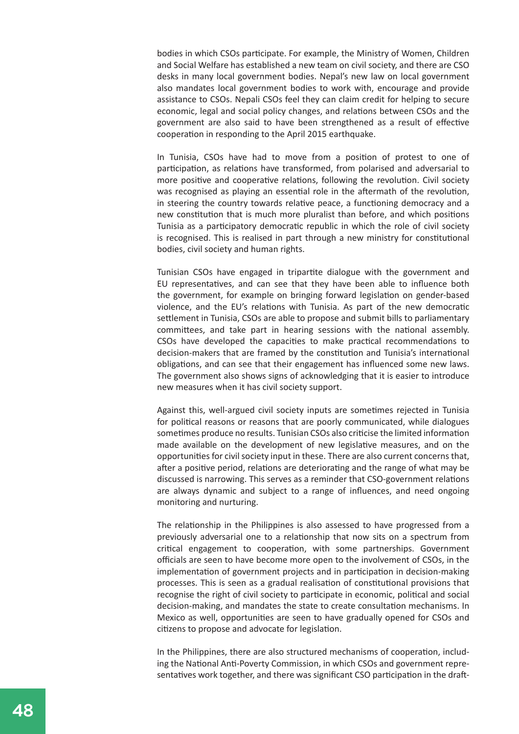bodies in which CSOs participate. For example, the Ministry of Women, Children and Social Welfare has established a new team on civil society, and there are CSO desks in many local government bodies. Nepal's new law on local government also mandates local government bodies to work with, encourage and provide assistance to CSOs. Nepali CSOs feel they can claim credit for helping to secure economic, legal and social policy changes, and relations between CSOs and the government are also said to have been strengthened as a result of effective cooperation in responding to the April 2015 earthquake.

In Tunisia, CSOs have had to move from a position of protest to one of participation, as relations have transformed, from polarised and adversarial to more positive and cooperative relations, following the revolution. Civil society was recognised as playing an essential role in the aftermath of the revolution, in steering the country towards relative peace, a functioning democracy and a new constitution that is much more pluralist than before, and which positions Tunisia as a participatory democratic republic in which the role of civil society is recognised. This is realised in part through a new ministry for constitutional bodies, civil society and human rights.

Tunisian CSOs have engaged in tripartite dialogue with the government and EU representatives, and can see that they have been able to influence both the government, for example on bringing forward legislation on gender-based violence, and the EU's relations with Tunisia. As part of the new democratic settlement in Tunisia, CSOs are able to propose and submit bills to parliamentary committees, and take part in hearing sessions with the national assembly. CSOs have developed the capacities to make practical recommendations to decision-makers that are framed by the constitution and Tunisia's international obligations, and can see that their engagement has influenced some new laws. The government also shows signs of acknowledging that it is easier to introduce new measures when it has civil society support.

Against this, well-argued civil society inputs are sometimes rejected in Tunisia for political reasons or reasons that are poorly communicated, while dialogues sometimes produce no results. Tunisian CSOs also criticise the limited information made available on the development of new legislative measures, and on the opportunities for civil society input in these. There are also current concerns that, after a positive period, relations are deteriorating and the range of what may be discussed is narrowing. This serves as a reminder that CSO-government relations are always dynamic and subject to a range of influences, and need ongoing monitoring and nurturing.

The relationship in the Philippines is also assessed to have progressed from a previously adversarial one to a relationship that now sits on a spectrum from critical engagement to cooperation, with some partnerships. Government officials are seen to have become more open to the involvement of CSOs, in the implementation of government projects and in participation in decision-making processes. This is seen as a gradual realisation of constitutional provisions that recognise the right of civil society to participate in economic, political and social decision-making, and mandates the state to create consultation mechanisms. In Mexico as well, opportunities are seen to have gradually opened for CSOs and citizens to propose and advocate for legislation.

In the Philippines, there are also structured mechanisms of cooperation, including the National Anti-Poverty Commission, in which CSOs and government representatives work together, and there was significant CSO participation in the draft-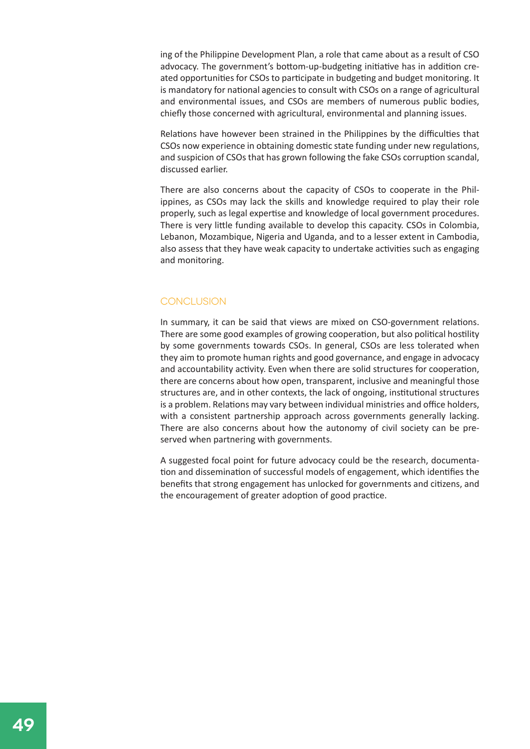ing of the Philippine Development Plan, a role that came about as a result of CSO advocacy. The government's bottom-up-budgeting initiative has in addition created opportunities for CSOs to participate in budgeting and budget monitoring. It is mandatory for national agencies to consult with CSOs on a range of agricultural and environmental issues, and CSOs are members of numerous public bodies, chiefly those concerned with agricultural, environmental and planning issues.

Relations have however been strained in the Philippines by the difficulties that CSOs now experience in obtaining domestic state funding under new regulations, and suspicion of CSOs that has grown following the fake CSOs corruption scandal, discussed earlier.

There are also concerns about the capacity of CSOs to cooperate in the Philippines, as CSOs may lack the skills and knowledge required to play their role properly, such as legal expertise and knowledge of local government procedures. There is very little funding available to develop this capacity. CSOs in Colombia, Lebanon, Mozambique, Nigeria and Uganda, and to a lesser extent in Cambodia, also assess that they have weak capacity to undertake activities such as engaging and monitoring.

## CONCLUSION

In summary, it can be said that views are mixed on CSO-government relations. There are some good examples of growing cooperation, but also political hostility by some governments towards CSOs. In general, CSOs are less tolerated when they aim to promote human rights and good governance, and engage in advocacy and accountability activity. Even when there are solid structures for cooperation, there are concerns about how open, transparent, inclusive and meaningful those structures are, and in other contexts, the lack of ongoing, institutional structures is a problem. Relations may vary between individual ministries and office holders, with a consistent partnership approach across governments generally lacking. There are also concerns about how the autonomy of civil society can be preserved when partnering with governments.

A suggested focal point for future advocacy could be the research, documentation and dissemination of successful models of engagement, which identifies the benefits that strong engagement has unlocked for governments and citizens, and the encouragement of greater adoption of good practice.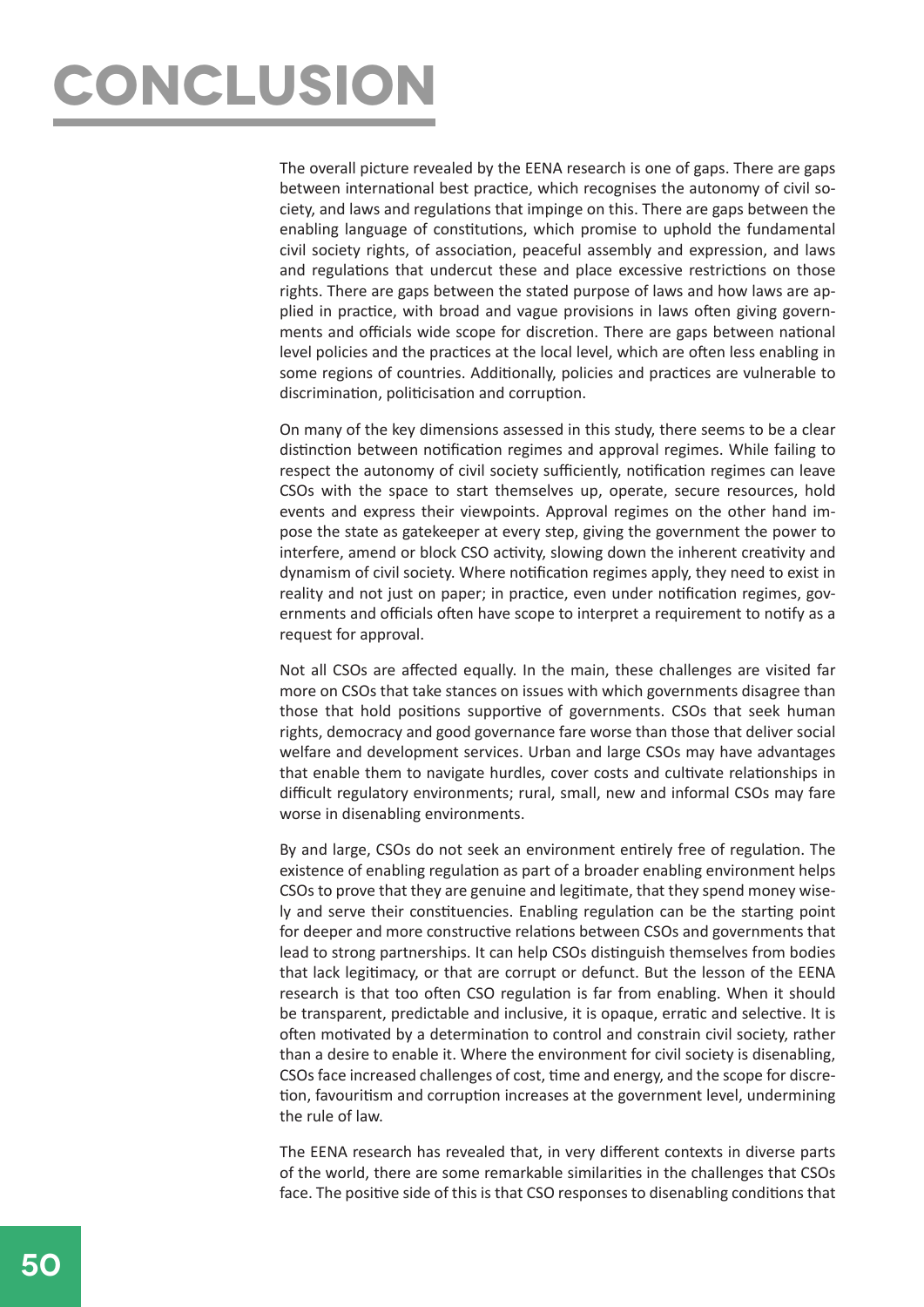# CONCLUSION

The overall picture revealed by the EENA research is one of gaps. There are gaps between international best practice, which recognises the autonomy of civil society, and laws and regulations that impinge on this. There are gaps between the enabling language of constitutions, which promise to uphold the fundamental civil society rights, of association, peaceful assembly and expression, and laws and regulations that undercut these and place excessive restrictions on those rights. There are gaps between the stated purpose of laws and how laws are applied in practice, with broad and vague provisions in laws often giving governments and officials wide scope for discretion. There are gaps between national level policies and the practices at the local level, which are often less enabling in some regions of countries. Additionally, policies and practices are vulnerable to discrimination, politicisation and corruption.

On many of the key dimensions assessed in this study, there seems to be a clear distinction between notification regimes and approval regimes. While failing to respect the autonomy of civil society sufficiently, notification regimes can leave CSOs with the space to start themselves up, operate, secure resources, hold events and express their viewpoints. Approval regimes on the other hand impose the state as gatekeeper at every step, giving the government the power to interfere, amend or block CSO activity, slowing down the inherent creativity and dynamism of civil society. Where notification regimes apply, they need to exist in reality and not just on paper; in practice, even under notification regimes, governments and officials often have scope to interpret a requirement to notify as a request for approval.

Not all CSOs are affected equally. In the main, these challenges are visited far more on CSOs that take stances on issues with which governments disagree than those that hold positions supportive of governments. CSOs that seek human rights, democracy and good governance fare worse than those that deliver social welfare and development services. Urban and large CSOs may have advantages that enable them to navigate hurdles, cover costs and cultivate relationships in difficult regulatory environments; rural, small, new and informal CSOs may fare worse in disenabling environments.

By and large, CSOs do not seek an environment entirely free of regulation. The existence of enabling regulation as part of a broader enabling environment helps CSOs to prove that they are genuine and legitimate, that they spend money wisely and serve their constituencies. Enabling regulation can be the starting point for deeper and more constructive relations between CSOs and governments that lead to strong partnerships. It can help CSOs distinguish themselves from bodies that lack legitimacy, or that are corrupt or defunct. But the lesson of the EENA research is that too often CSO regulation is far from enabling. When it should be transparent, predictable and inclusive, it is opaque, erratic and selective. It is often motivated by a determination to control and constrain civil society, rather than a desire to enable it. Where the environment for civil society is disenabling, CSOs face increased challenges of cost, time and energy, and the scope for discretion, favouritism and corruption increases at the government level, undermining the rule of law.

The EENA research has revealed that, in very different contexts in diverse parts of the world, there are some remarkable similarities in the challenges that CSOs face. The positive side of this is that CSO responses to disenabling conditions that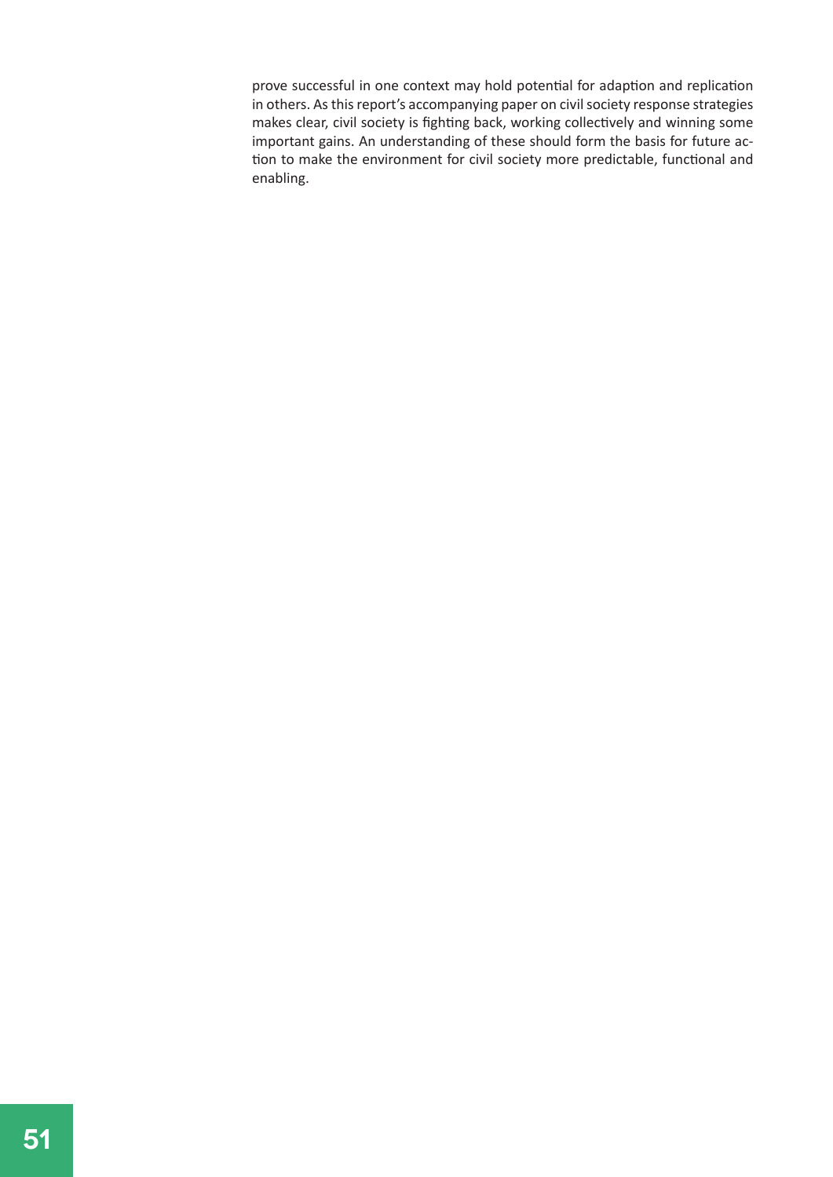prove successful in one context may hold potential for adaption and replication in others. As this report's accompanying paper on civil society response strategies makes clear, civil society is fighting back, working collectively and winning some important gains. An understanding of these should form the basis for future action to make the environment for civil society more predictable, functional and enabling.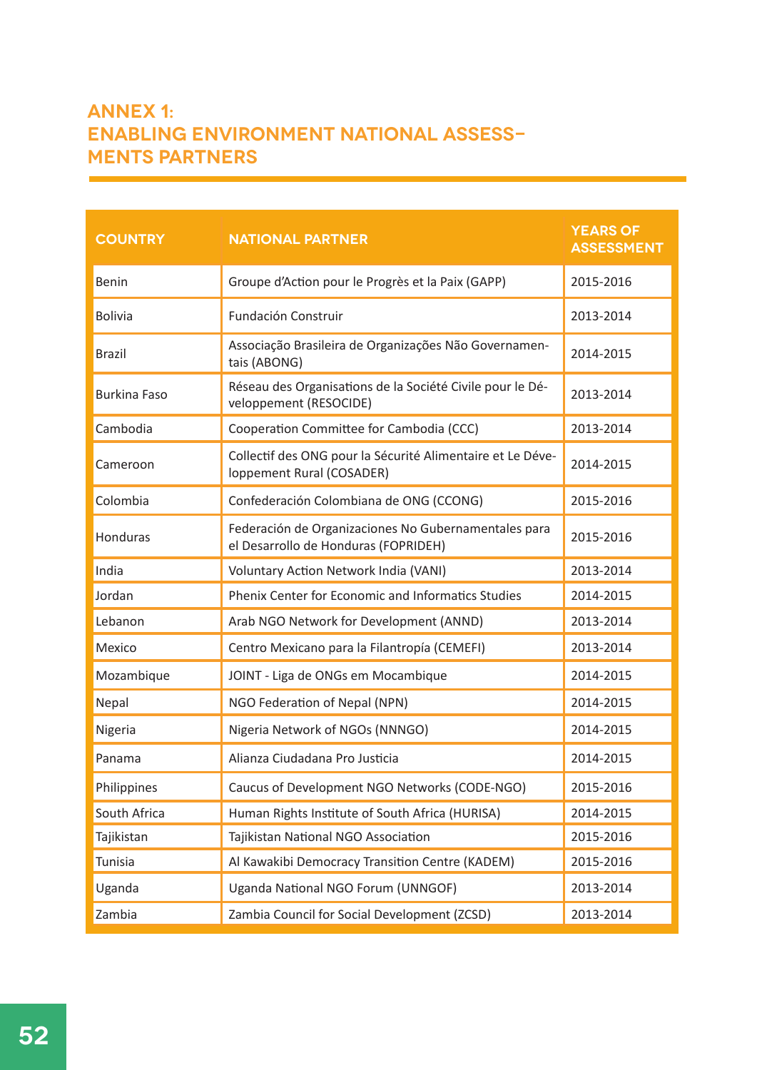# ANNEX 1: ENABLING ENVIRONMENT NATIONAL ASSESSMENTS PARTNERS

| COUNTRY | NATIONAL PARTNER | YEARS OF ASSESSMENT |
|---|---|---|
| Benin | Groupe d'Action pour le Progrès et la Paix (GAPP) | 2015-2016 |
| Bolivia | Fundación Construir | 2013-2014 |
| Brazil | Associação Brasileira de Organizações Não Governamentais (ABONG) | 2014-2015 |
| Burkina Faso | Réseau des Organisations de la Société Civile pour le Développement (RESOCIDE) | 2013-2014 |
| Cambodia | Cooperation Committee for Cambodia (CCC) | 2013-2014 |
| Cameroon | Collectif des ONG pour la Sécurité Alimentaire et Le Développement Rural (COSADER) | 2014-2015 |
| Colombia | Confederación Colombiana de ONG (CCONG) | 2015-2016 |
| Honduras | Federación de Organizaciones No Gubernamentales para el Desarrollo de Honduras (FOPRIDEH) | 2015-2016 |
| India | Voluntary Action Network India (VANI) | 2013-2014 |
| Jordan | Phenix Center for Economic and Informatics Studies | 2014-2015 |
| Lebanon | Arab NGO Network for Development (ANND) | 2013-2014 |
| Mexico | Centro Mexicano para la Filantropía (CEMEFI) | 2013-2014 |
| Mozambique | JOINT - Liga de ONGs em Mocambique | 2014-2015 |
| Nepal | NGO Federation of Nepal (NPN) | 2014-2015 |
| Nigeria | Nigeria Network of NGOs (NNNGO) | 2014-2015 |
| Panama | Alianza Ciudadana Pro Justicia | 2014-2015 |
| Philippines | Caucus of Development NGO Networks (CODE-NGO) | 2015-2016 |
| South Africa | Human Rights Institute of South Africa (HURISA) | 2014-2015 |
| Tajikistan | Tajikistan National NGO Association | 2015-2016 |
| Tunisia | Al Kawakibi Democracy Transition Centre (KADEM) | 2015-2016 |
| Uganda | Uganda National NGO Forum (UNNGOF) | 2013-2014 |
| Zambia | Zambia Council for Social Development (ZCSD) | 2013-2014 |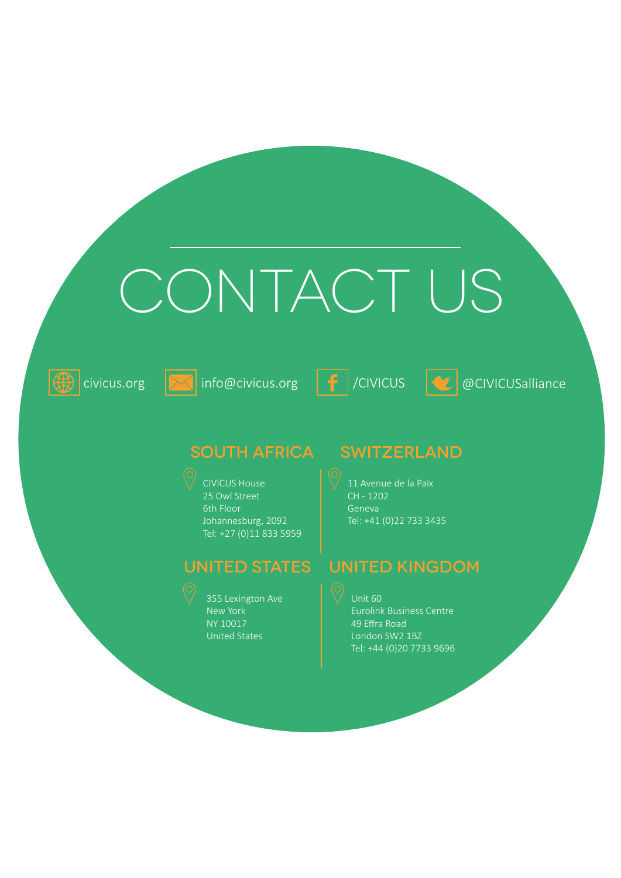# CONTACT US

civicus.org

info@civicus.org

/CIVICUS

@CIVICUSalliance

## SOUTH AFRICA

CIVICUS House
25 Owl Street
6th Floor
Johannesburg, 2092
Tel: +27 (0)11 833 5959

## SWITZERLAND

11 Avenue de la Paix
CH - 1202
Geneva
Tel: +41 (0)22 733 3435

## UNITED STATES

355 Lexington Ave
New York
NY 10017
United States

## UNITED KINGDOM

Unit 60
Eurolink Business Centre
49 Effra Road
London SW2 1BZ
Tel: +44 (0)20 7733 9696